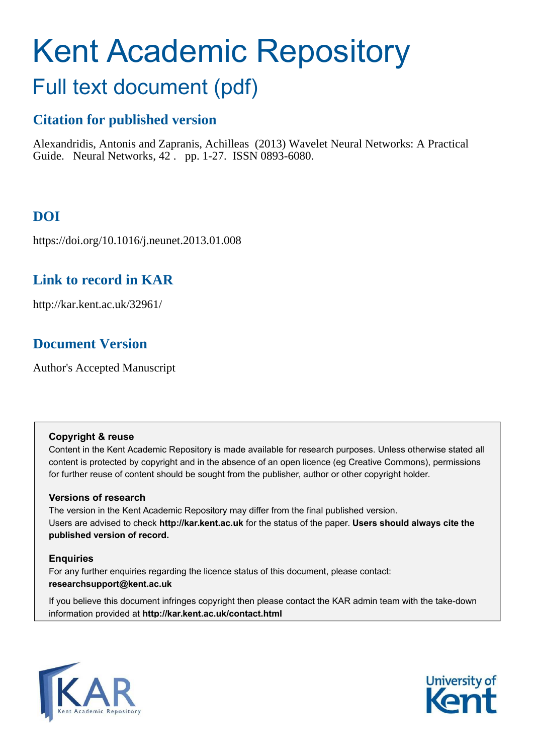# Kent Academic Repository

## Full text document (pdf)

## Citation for published version

Alexandridis, Antonis and Zapranis, Achilleas (2013) Wavelet Neural Networks: A Practical Guide. Neural Networks, 42 . pp. 1-27. ISSN 0893-6080.

## DOI

https://doi.org/10.1016/j.neunet.2013.01.008

## Link to record in KAR

http://kar.kent.ac.uk/32961/

## Document Version

Author's Accepted Manuscript

### Copyright & reuse

Content in the Kent Academic Repository is made available for research purposes. Unless otherwise stated all content is protected by copyright and in the absence of an open licence (eg Creative Commons), permissions for further reuse of content should be sought from the publisher, author or other copyright holder.

### Versions of research

The version in the Kent Academic Repository may differ from the final published version. Users are advised to check **http://kar.kent.ac.uk** for the status of the paper. **Users should always cite the published version of record.**

### Enquiries

For any further enquiries regarding the licence status of this document, please contact: **researchsupport@kent.ac.uk**

If you believe this document infringes copyright then please contact the KAR admin team with the take-down information provided at **http://kar.kent.ac.uk/contact.html**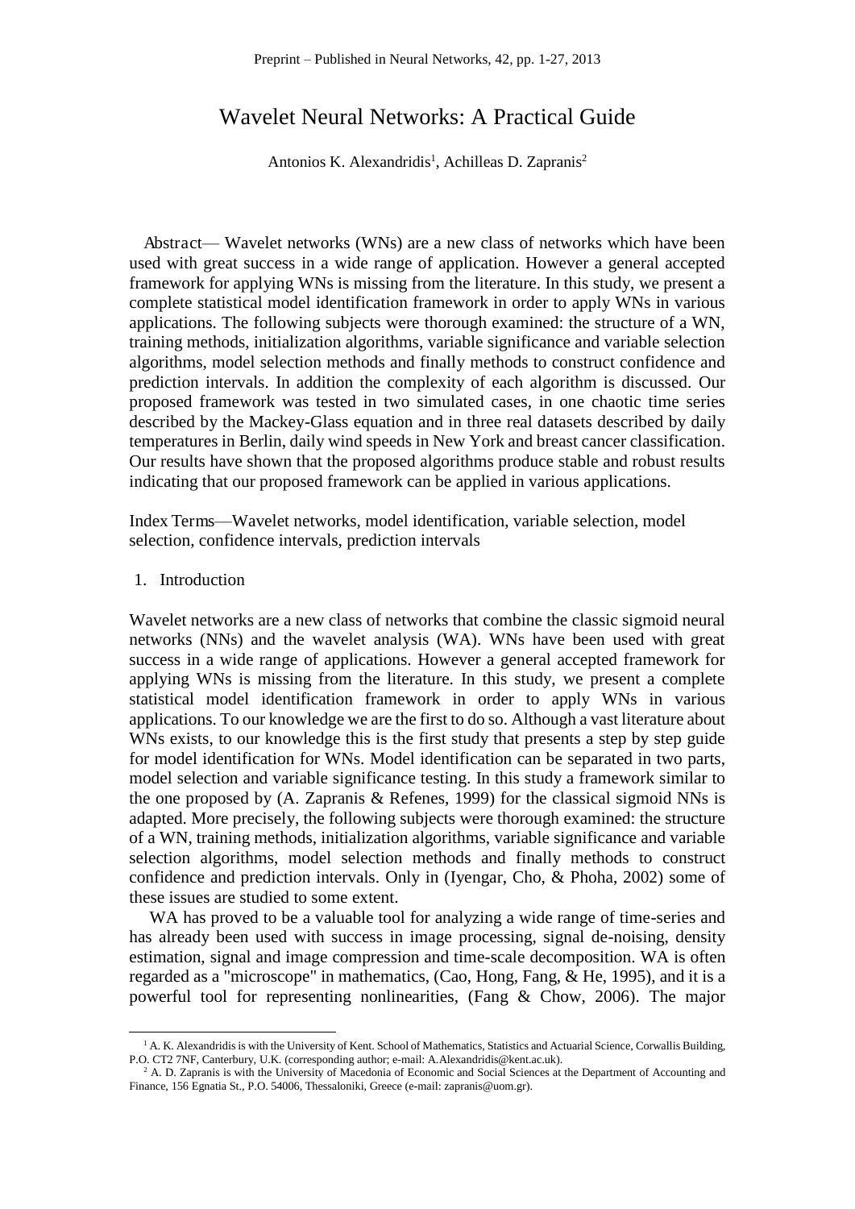# Wavelet Neural Networks: A Practical Guide

Antonios K. Alexandridis[1], Achilleas D. Zapranis[2]

Abstract— Wavelet networks (WNs) are a new class of networks which have been used with great success in a wide range of application. However a general accepted framework for applying WNs is missing from the literature. In this study, we present a complete statistical model identification framework in order to apply WNs in various applications. The following subjects were thorough examined: the structure of a WN, training methods, initialization algorithms, variable significance and variable selection algorithms, model selection methods and finally methods to construct confidence and prediction intervals. In addition the complexity of each algorithm is discussed. Our proposed framework was tested in two simulated cases, in one chaotic time series described by the Mackey-Glass equation and in three real datasets described by daily temperatures in Berlin, daily wind speeds in New York and breast cancer classification. Our results have shown that the proposed algorithms produce stable and robust results indicating that our proposed framework can be applied in various applications.

Index Terms—Wavelet networks, model identification, variable selection, model selection, confidence intervals, prediction intervals

## 1. Introduction

Wavelet networks are a new class of networks that combine the classic sigmoid neural networks (NNs) and the wavelet analysis (WA). WNs have been used with great success in a wide range of applications. However a general accepted framework for applying WNs is missing from the literature. In this study, we present a complete statistical model identification framework in order to apply WNs in various applications. To our knowledge we are the first to do so. Although a vast literature about WNs exists, to our knowledge this is the first study that presents a step by step guide for model identification for WNs. Model identification can be separated in two parts, model selection and variable significance testing. In this study a framework similar to the one proposed by (A. Zapranis & Refenes, 1999) for the classical sigmoid NNs is adapted. More precisely, the following subjects were thorough examined: the structure of a WN, training methods, initialization algorithms, variable significance and variable selection algorithms, model selection methods and finally methods to construct confidence and prediction intervals. Only in (Iyengar, Cho, & Phoha, 2002) some of these issues are studied to some extent.

WA has proved to be a valuable tool for analyzing a wide range of time-series and has already been used with success in image processing, signal de-noising, density estimation, signal and image compression and time-scale decomposition. WA is often regarded as a "microscope" in mathematics, (Cao, Hong, Fang, & He, 1995), and it is a powerful tool for representing nonlinearities, (Fang & Chow, 2006). The major

[1] A. K. Alexandridis is with the University of Kent. School of Mathematics, Statistics and Actuarial Science, Corwallis Building, P.O. CT2 7NF, Canterbury, U.K. (corresponding author; e-mail: A.Alexandridis@kent.ac.uk).

[2] A. D. Zapranis is with the University of Macedonia of Economic and Social Sciences at the Department of Accounting and Finance, 156 Egnatia St., P.O. 54006, Thessaloniki, Greece (e-mail: zapranis@uom.gr).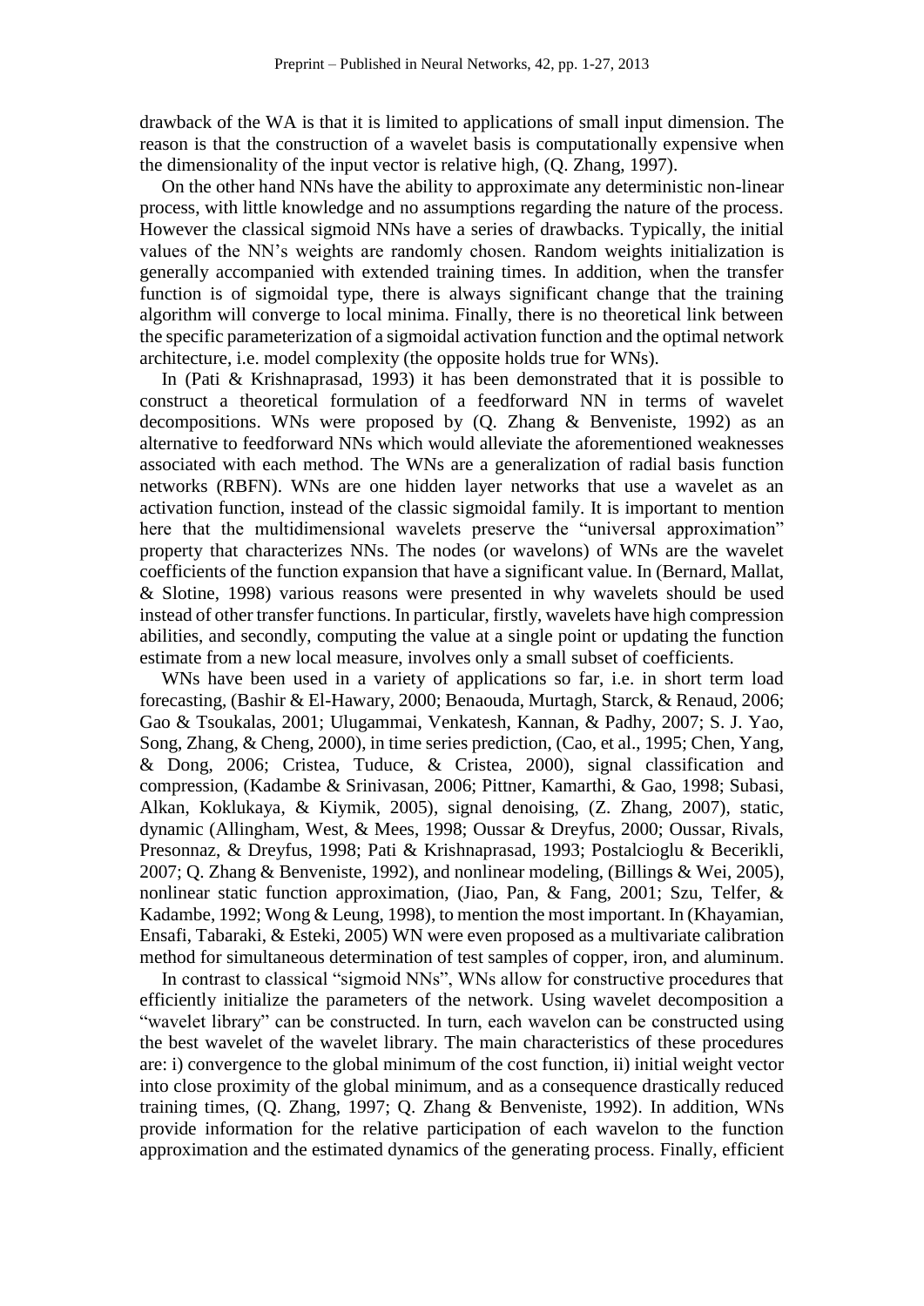drawback of the WA is that it is limited to applications of small input dimension. The reason is that the construction of a wavelet basis is computationally expensive when the dimensionality of the input vector is relative high, (Q. Zhang, 1997).

On the other hand NNs have the ability to approximate any deterministic non-linear process, with little knowledge and no assumptions regarding the nature of the process. However the classical sigmoid NNs have a series of drawbacks. Typically, the initial values of the NN's weights are randomly chosen. Random weights initialization is generally accompanied with extended training times. In addition, when the transfer function is of sigmoidal type, there is always significant change that the training algorithm will converge to local minima. Finally, there is no theoretical link between the specific parameterization of a sigmoidal activation function and the optimal network architecture, i.e. model complexity (the opposite holds true for WNs).

In (Pati & Krishnaprasad, 1993) it has been demonstrated that it is possible to construct a theoretical formulation of a feedforward NN in terms of wavelet decompositions. WNs were proposed by (Q. Zhang & Benveniste, 1992) as an alternative to feedforward NNs which would alleviate the aforementioned weaknesses associated with each method. The WNs are a generalization of radial basis function networks (RBFN). WNs are one hidden layer networks that use a wavelet as an activation function, instead of the classic sigmoidal family. It is important to mention here that the multidimensional wavelets preserve the "universal approximation" property that characterizes NNs. The nodes (or wavelons) of WNs are the wavelet coefficients of the function expansion that have a significant value. In (Bernard, Mallat, & Slotine, 1998) various reasons were presented in why wavelets should be used instead of other transfer functions. In particular, firstly, wavelets have high compression abilities, and secondly, computing the value at a single point or updating the function estimate from a new local measure, involves only a small subset of coefficients.

WNs have been used in a variety of applications so far, i.e. in short term load forecasting, (Bashir & El-Hawary, 2000; Benaouda, Murtagh, Starck, & Renaud, 2006; Gao & Tsoukalas, 2001; Ulugammai, Venkatesh, Kannan, & Padhy, 2007; S. J. Yao, Song, Zhang, & Cheng, 2000), in time series prediction, (Cao, et al., 1995; Chen, Yang, & Dong, 2006; Cristea, Tuduce, & Cristea, 2000), signal classification and compression, (Kadambe & Srinivasan, 2006; Pittner, Kamarthi, & Gao, 1998; Subasi, Alkan, Koklukaya, & Kiymik, 2005), signal denoising, (Z. Zhang, 2007), static, dynamic (Allingham, West, & Mees, 1998; Oussar & Dreyfus, 2000; Oussar, Rivals, Presonnaz, & Dreyfus, 1998; Pati & Krishnaprasad, 1993; Postalcioglu & Becerikli, 2007; Q. Zhang & Benveniste, 1992), and nonlinear modeling, (Billings & Wei, 2005), nonlinear static function approximation, (Jiao, Pan, & Fang, 2001; Szu, Telfer, & Kadambe, 1992; Wong & Leung, 1998), to mention the most important. In (Khayamian, Ensafi, Tabaraki, & Esteki, 2005) WN were even proposed as a multivariate calibration method for simultaneous determination of test samples of copper, iron, and aluminum.

In contrast to classical "sigmoid NNs", WNs allow for constructive procedures that efficiently initialize the parameters of the network. Using wavelet decomposition a "wavelet library" can be constructed. In turn, each wavelon can be constructed using the best wavelet of the wavelet library. The main characteristics of these procedures are: i) convergence to the global minimum of the cost function, ii) initial weight vector into close proximity of the global minimum, and as a consequence drastically reduced training times, (Q. Zhang, 1997; Q. Zhang & Benveniste, 1992). In addition, WNs provide information for the relative participation of each wavelon to the function approximation and the estimated dynamics of the generating process. Finally, efficient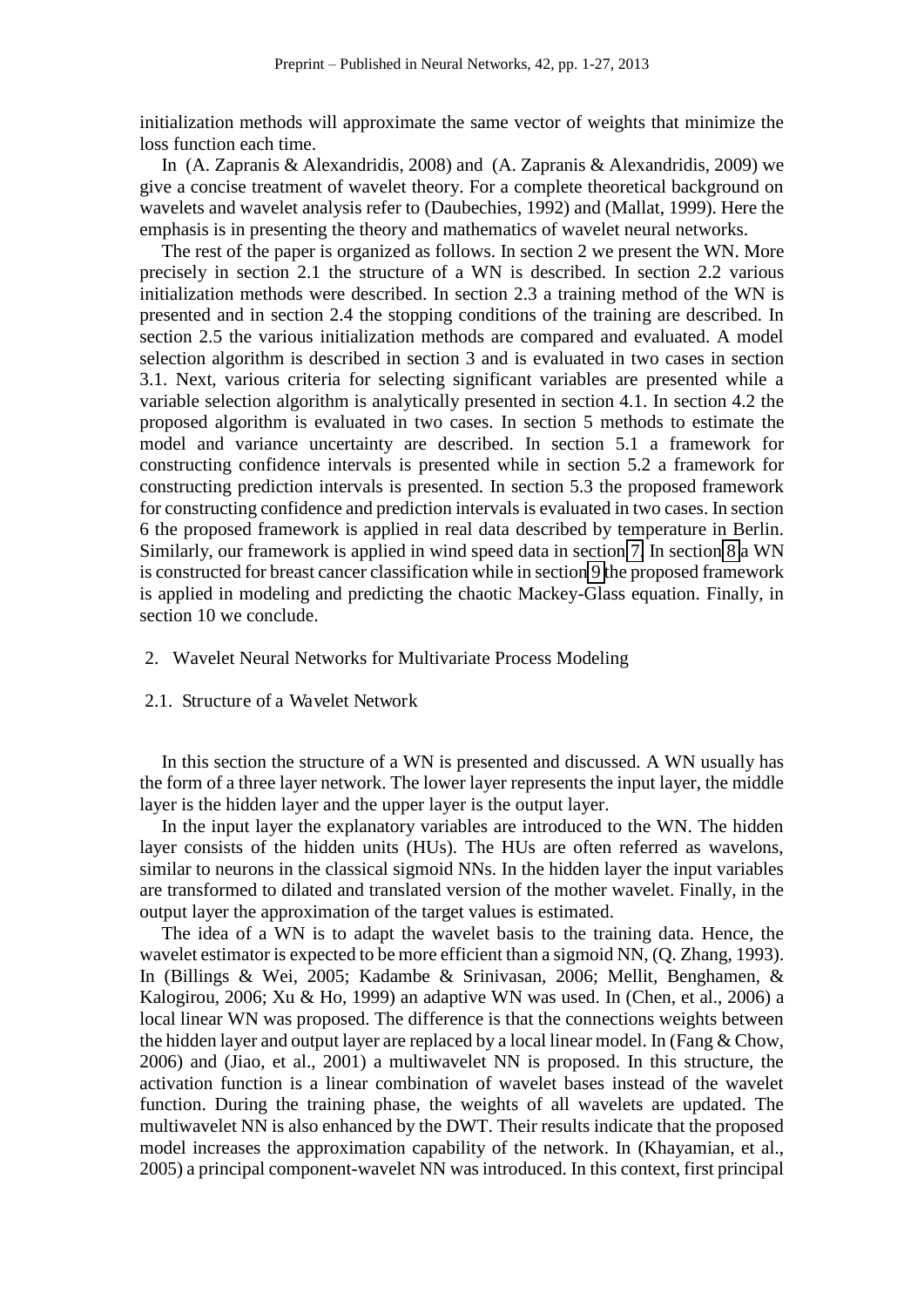initialization methods will approximate the same vector of weights that minimize the loss function each time.

In (A. Zapranis & Alexandridis, 2008) and (A. Zapranis & Alexandridis, 2009) we give a concise treatment of wavelet theory. For a complete theoretical background on wavelets and wavelet analysis refer to (Daubechies, 1992) and (Mallat, 1999). Here the emphasis is in presenting the theory and mathematics of wavelet neural networks.

The rest of the paper is organized as follows. In section 2 we present the WN. More precisely in section 2.1 the structure of a WN is described. In section 2.2 various initialization methods were described. In section 2.3 a training method of the WN is presented and in section 2.4 the stopping conditions of the training are described. In section 2.5 the various initialization methods are compared and evaluated. A model selection algorithm is described in section 3 and is evaluated in two cases in section 3.1. Next, various criteria for selecting significant variables are presented while a variable selection algorithm is analytically presented in section 4.1. In section 4.2 the proposed algorithm is evaluated in two cases. In section 5 methods to estimate the model and variance uncertainty are described. In section 5.1 a framework for constructing confidence intervals is presented while in section 5.2 a framework for constructing prediction intervals is presented. In section 5.3 the proposed framework for constructing confidence and prediction intervals is evaluated in two cases. In section 6 the proposed framework is applied in real data described by temperature in Berlin. Similarly, our framework is applied in wind speed data in section 7. In section 8 a WN is constructed for breast cancer classification while in section 9 the proposed framework is applied in modeling and predicting the chaotic Mackey-Glass equation. Finally, in section 10 we conclude.

## 2. Wavelet Neural Networks for Multivariate Process Modeling

### 2.1. Structure of a Wavelet Network

In this section the structure of a WN is presented and discussed. A WN usually has the form of a three layer network. The lower layer represents the input layer, the middle layer is the hidden layer and the upper layer is the output layer.

In the input layer the explanatory variables are introduced to the WN. The hidden layer consists of the hidden units (HUs). The HUs are often referred as wavelons, similar to neurons in the classical sigmoid NNs. In the hidden layer the input variables are transformed to dilated and translated version of the mother wavelet. Finally, in the output layer the approximation of the target values is estimated.

The idea of a WN is to adapt the wavelet basis to the training data. Hence, the wavelet estimator is expected to be more efficient than a sigmoid NN, (Q. Zhang, 1993). In (Billings & Wei, 2005; Kadambe & Srinivasan, 2006; Mellit, Benghamen, & Kalogirou, 2006; Xu & Ho, 1999) an adaptive WN was used. In (Chen, et al., 2006) a local linear WN was proposed. The difference is that the connections weights between the hidden layer and output layer are replaced by a local linear model. In (Fang & Chow, 2006) and (Jiao, et al., 2001) a multiwavelet NN is proposed. In this structure, the activation function is a linear combination of wavelet bases instead of the wavelet function. During the training phase, the weights of all wavelets are updated. The multiwavelet NN is also enhanced by the DWT. Their results indicate that the proposed model increases the approximation capability of the network. In (Khayamian, et al., 2005) a principal component-wavelet NN was introduced. In this context, first principal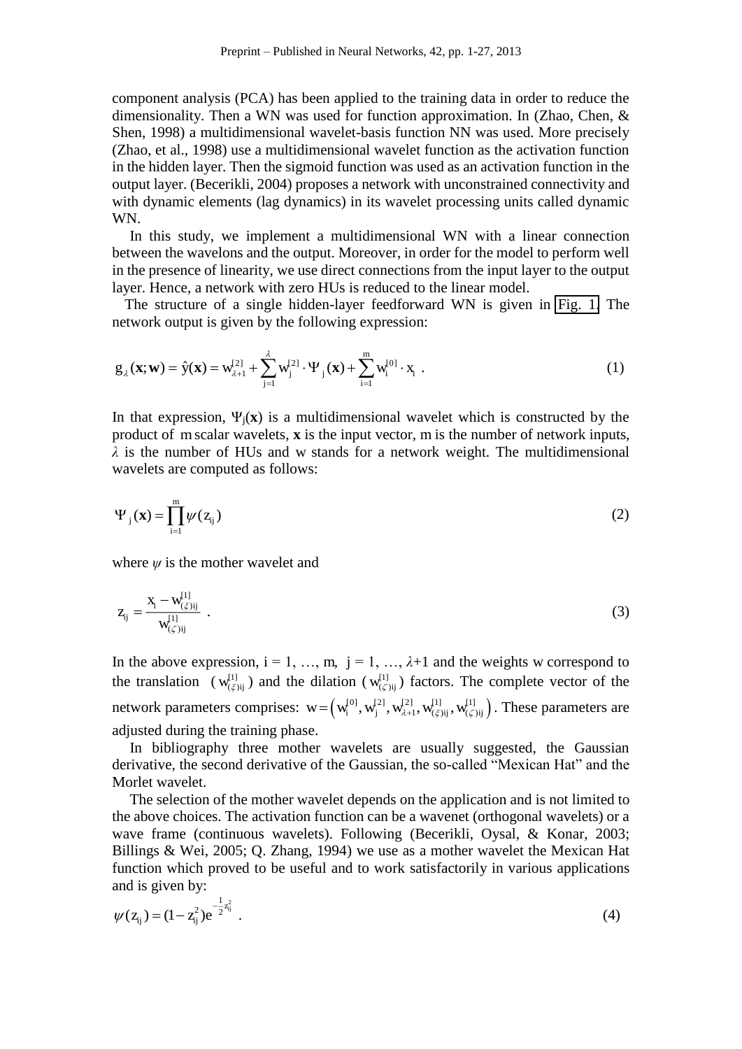component analysis (PCA) has been applied to the training data in order to reduce the dimensionality. Then a WN was used for function approximation. In (Zhao, Chen, & Shen, 1998) a multidimensional wavelet-basis function NN was used. More precisely (Zhao, et al., 1998) use a multidimensional wavelet function as the activation function in the hidden layer. Then the sigmoid function was used as an activation function in the output layer. (Becerikli, 2004) proposes a network with unconstrained connectivity and with dynamic elements (lag dynamics) in its wavelet processing units called dynamic WN.

In this study, we implement a multidimensional WN with a linear connection between the wavelons and the output. Moreover, in order for the model to perform well in the presence of linearity, we use direct connections from the input layer to the output layer. Hence, a network with zero HUs is reduced to the linear model.

The structure of a single hidden-layer feedforward WN is given in Fig. 1. The network output is given by the following expression:

$$g_{\lambda}(\mathbf{x};\mathbf{w}) = \hat{y}(\mathbf{x}) = w_{\lambda+1}^{[2]} + \sum_{j=1}^{\lambda} w_j^{[2]} \cdot \Psi_j(\mathbf{x}) + \sum_{i=1}^{m} w_i^{[0]} \cdot x_i \ . \tag{1}$$

In that expression, $\Psi_j(\mathbf{x})$ is a multidimensional wavelet which is constructed by the product of $m$ scalar wavelets, $\mathbf{x}$ is the input vector, $m$ is the number of network inputs, $\lambda$ is the number of HUs and w stands for a network weight. The multidimensional wavelets are computed as follows:

$$\Psi_j(\mathbf{x}) = \prod_{i=1}^{m} \psi(z_{ij}) \tag{2}$$

where $\psi$ is the mother wavelet and

$$z_{ij} = \frac{x_i - w_{(\xi)ij}^{[1]}}{w_{(\zeta)ij}^{[1]}} \ . \tag{3}$$

In the above expression, $i = 1, \ldots, m$, $j = 1, \ldots, \lambda+1$ and the weights w correspond to the translation ($w_{(\xi)ij}^{[1]}$) and the dilation ($w_{(\zeta)ij}^{[1]}$) factors. The complete vector of the network parameters comprises: $w = \left(w_i^{[0]}, w_j^{[2]}, w_{\lambda+1}^{[2]}, w_{(\xi)ij}^{[1]}, w_{(\zeta)ij}^{[1]}\right)$. These parameters are adjusted during the training phase.

In bibliography three mother wavelets are usually suggested, the Gaussian derivative, the second derivative of the Gaussian, the so-called "Mexican Hat" and the Morlet wavelet.

The selection of the mother wavelet depends on the application and is not limited to the above choices. The activation function can be a wavenet (orthogonal wavelets) or a wave frame (continuous wavelets). Following (Becerikli, Oysal, & Konar, 2003; Billings & Wei, 2005; Q. Zhang, 1994) we use as a mother wavelet the Mexican Hat function which proved to be useful and to work satisfactorily in various applications and is given by:

$$\psi(z_{ij}) = (1 - z_{ij}^2)e^{-\frac{1}{2}z_{ij}^2} \ . \tag{4}$$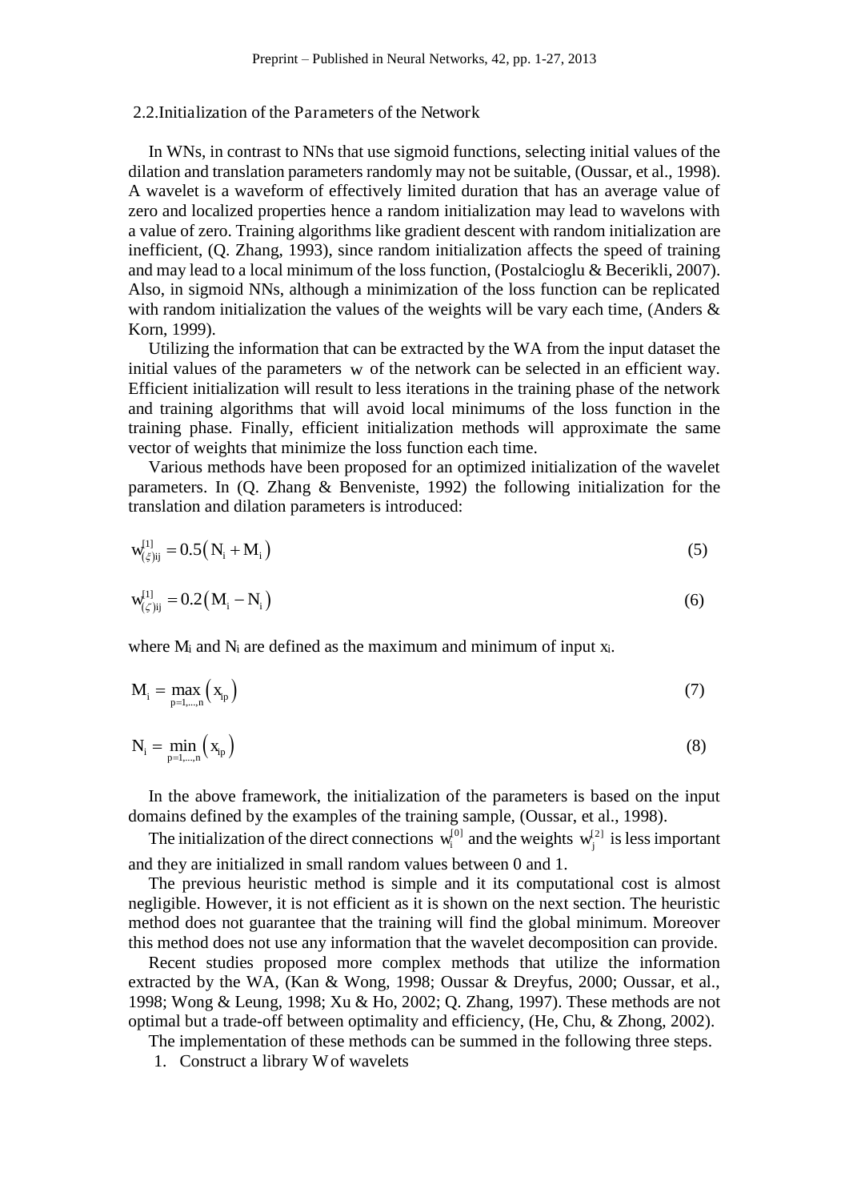## 2.2. Initialization of the Parameters of the Network

In WNs, in contrast to NNs that use sigmoid functions, selecting initial values of the dilation and translation parameters randomly may not be suitable, (Oussar, et al., 1998). A wavelet is a waveform of effectively limited duration that has an average value of zero and localized properties hence a random initialization may lead to wavelons with a value of zero. Training algorithms like gradient descent with random initialization are inefficient, (Q. Zhang, 1993), since random initialization affects the speed of training and may lead to a local minimum of the loss function, (Postalcioglu & Becerikli, 2007). Also, in sigmoid NNs, although a minimization of the loss function can be replicated with random initialization the values of the weights will be vary each time, (Anders & Korn, 1999).

Utilizing the information that can be extracted by the WA from the input dataset the initial values of the parameters $w$ of the network can be selected in an efficient way. Efficient initialization will result to less iterations in the training phase of the network and training algorithms that will avoid local minimums of the loss function in the training phase. Finally, efficient initialization methods will approximate the same vector of weights that minimize the loss function each time.

Various methods have been proposed for an optimized initialization of the wavelet parameters. In (Q. Zhang & Benveniste, 1992) the following initialization for the translation and dilation parameters is introduced:

$$w_{(\xi)ij}^{[1]} = 0.5\left(N_i + M_i\right) \tag{5}$$

$$w_{(\zeta)ij}^{[1]} = 0.2\left(M_i - N_i\right) \tag{6}$$

where $M_i$ and $N_i$ are defined as the maximum and minimum of input $x_i$.

$$M_i = \max_{p=1,\ldots,n}\left(x_{ip}\right) \tag{7}$$

$$N_i = \min_{p=1,\ldots,n}\left(x_{ip}\right) \tag{8}$$

In the above framework, the initialization of the parameters is based on the input domains defined by the examples of the training sample, (Oussar, et al., 1998).

The initialization of the direct connections $w_i^{[0]}$ and the weights $w_j^{[2]}$ is less important and they are initialized in small random values between 0 and 1.

The previous heuristic method is simple and it its computational cost is almost negligible. However, it is not efficient as it is shown on the next section. The heuristic method does not guarantee that the training will find the global minimum. Moreover this method does not use any information that the wavelet decomposition can provide.

Recent studies proposed more complex methods that utilize the information extracted by the WA, (Kan & Wong, 1998; Oussar & Dreyfus, 2000; Oussar, et al., 1998; Wong & Leung, 1998; Xu & Ho, 2002; Q. Zhang, 1997). These methods are not optimal but a trade-off between optimality and efficiency, (He, Chu, & Zhong, 2002).

The implementation of these methods can be summed in the following three steps.

1. Construct a library W of wavelets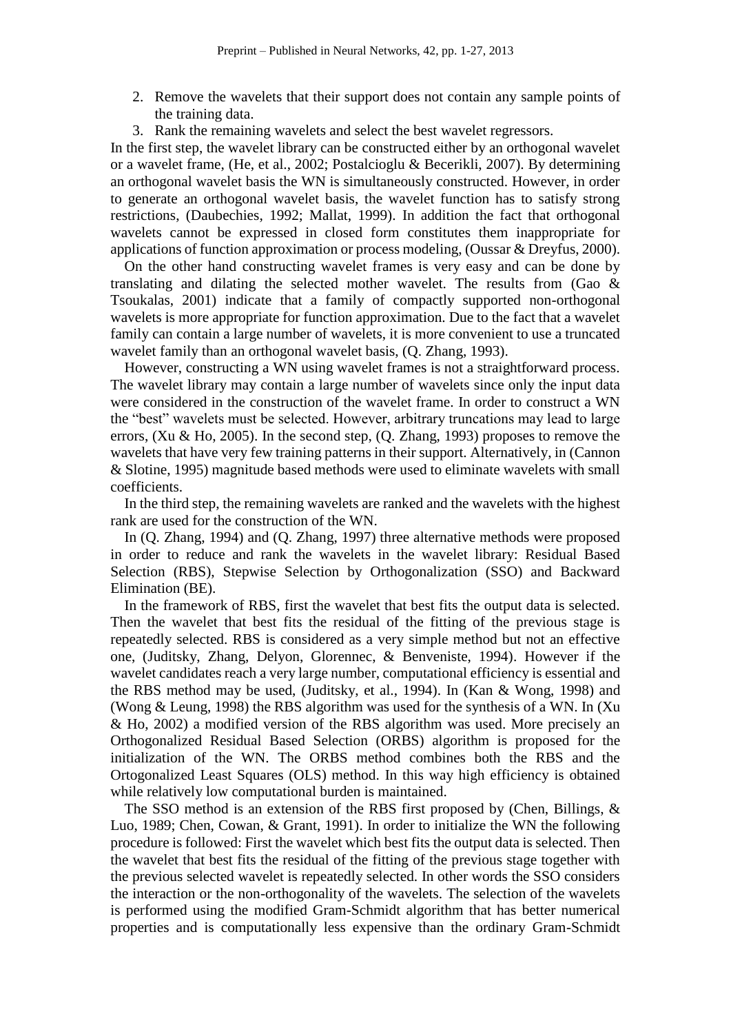2. Remove the wavelets that their support does not contain any sample points of the training data.
3. Rank the remaining wavelets and select the best wavelet regressors.

In the first step, the wavelet library can be constructed either by an orthogonal wavelet or a wavelet frame, (He, et al., 2002; Postalcioglu & Becerikli, 2007). By determining an orthogonal wavelet basis the WN is simultaneously constructed. However, in order to generate an orthogonal wavelet basis, the wavelet function has to satisfy strong restrictions, (Daubechies, 1992; Mallat, 1999). In addition the fact that orthogonal wavelets cannot be expressed in closed form constitutes them inappropriate for applications of function approximation or process modeling, (Oussar & Dreyfus, 2000).

On the other hand constructing wavelet frames is very easy and can be done by translating and dilating the selected mother wavelet. The results from (Gao & Tsoukalas, 2001) indicate that a family of compactly supported non-orthogonal wavelets is more appropriate for function approximation. Due to the fact that a wavelet family can contain a large number of wavelets, it is more convenient to use a truncated wavelet family than an orthogonal wavelet basis, (Q. Zhang, 1993).

However, constructing a WN using wavelet frames is not a straightforward process. The wavelet library may contain a large number of wavelets since only the input data were considered in the construction of the wavelet frame. In order to construct a WN the "best" wavelets must be selected. However, arbitrary truncations may lead to large errors, (Xu & Ho, 2005). In the second step, (Q. Zhang, 1993) proposes to remove the wavelets that have very few training patterns in their support. Alternatively, in (Cannon & Slotine, 1995) magnitude based methods were used to eliminate wavelets with small coefficients.

In the third step, the remaining wavelets are ranked and the wavelets with the highest rank are used for the construction of the WN.

In (Q. Zhang, 1994) and (Q. Zhang, 1997) three alternative methods were proposed in order to reduce and rank the wavelets in the wavelet library: Residual Based Selection (RBS), Stepwise Selection by Orthogonalization (SSO) and Backward Elimination (BE).

In the framework of RBS, first the wavelet that best fits the output data is selected. Then the wavelet that best fits the residual of the fitting of the previous stage is repeatedly selected. RBS is considered as a very simple method but not an effective one, (Juditsky, Zhang, Delyon, Glorennec, & Benveniste, 1994). However if the wavelet candidates reach a very large number, computational efficiency is essential and the RBS method may be used, (Juditsky, et al., 1994). In (Kan & Wong, 1998) and (Wong & Leung, 1998) the RBS algorithm was used for the synthesis of a WN. In (Xu & Ho, 2002) a modified version of the RBS algorithm was used. More precisely an Orthogonalized Residual Based Selection (ORBS) algorithm is proposed for the initialization of the WN. The ORBS method combines both the RBS and the Ortogonalized Least Squares (OLS) method. In this way high efficiency is obtained while relatively low computational burden is maintained.

The SSO method is an extension of the RBS first proposed by (Chen, Billings, & Luo, 1989; Chen, Cowan, & Grant, 1991). In order to initialize the WN the following procedure is followed: First the wavelet which best fits the output data is selected. Then the wavelet that best fits the residual of the fitting of the previous stage together with the previous selected wavelet is repeatedly selected. In other words the SSO considers the interaction or the non-orthogonality of the wavelets. The selection of the wavelets is performed using the modified Gram-Schmidt algorithm that has better numerical properties and is computationally less expensive than the ordinary Gram-Schmidt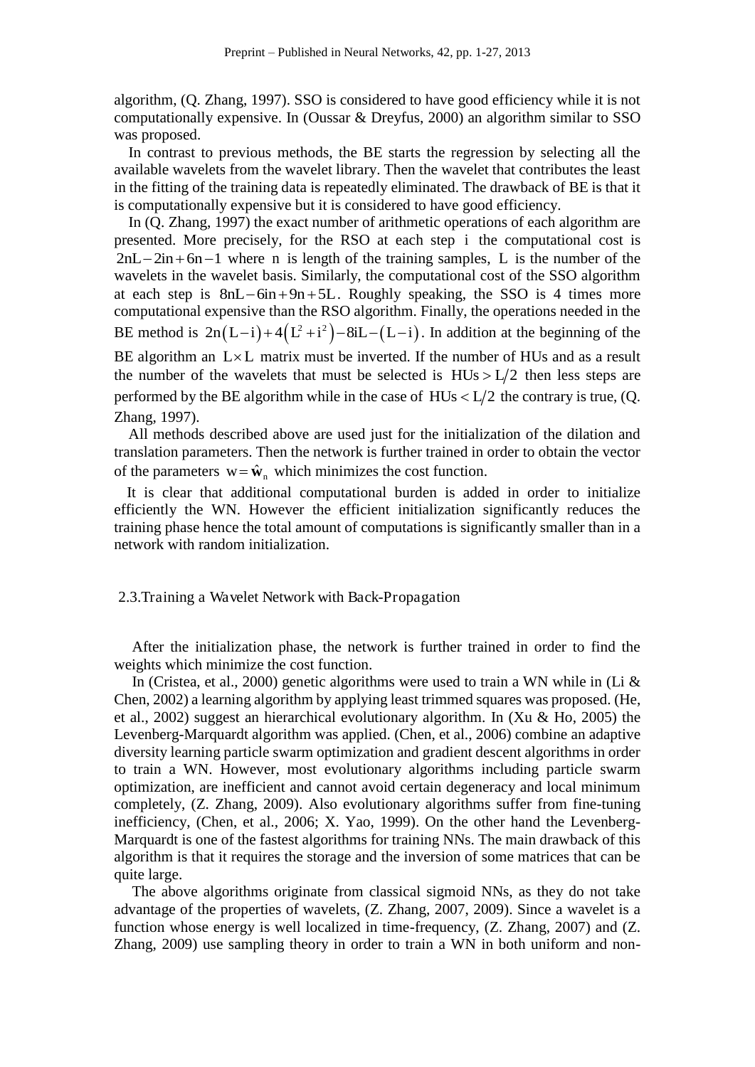algorithm, (Q. Zhang, 1997). SSO is considered to have good efficiency while it is not computationally expensive. In (Oussar & Dreyfus, 2000) an algorithm similar to SSO was proposed.

In contrast to previous methods, the BE starts the regression by selecting all the available wavelets from the wavelet library. Then the wavelet that contributes the least in the fitting of the training data is repeatedly eliminated. The drawback of BE is that it is computationally expensive but it is considered to have good efficiency.

In (Q. Zhang, 1997) the exact number of arithmetic operations of each algorithm are presented. More precisely, for the RSO at each step $i$ the computational cost is $2nL - 2in + 6n - 1$ where $n$ is length of the training samples, $L$ is the number of the wavelets in the wavelet basis. Similarly, the computational cost of the SSO algorithm at each step is $8nL - 6in + 9n + 5L$. Roughly speaking, the SSO is 4 times more computational expensive than the RSO algorithm. Finally, the operations needed in the BE method is $2n(L-i) + 4(L^2 + i^2) - 8iL - (L-i)$. In addition at the beginning of the BE algorithm an $L \times L$ matrix must be inverted. If the number of HUs and as a result the number of the wavelets that must be selected is $HUs > L/2$ then less steps are performed by the BE algorithm while in the case of $HUs < L/2$ the contrary is true, (Q. Zhang, 1997).

All methods described above are used just for the initialization of the dilation and translation parameters. Then the network is further trained in order to obtain the vector of the parameters $w = \hat{\mathbf{w}}_n$ which minimizes the cost function.

It is clear that additional computational burden is added in order to initialize efficiently the WN. However the efficient initialization significantly reduces the training phase hence the total amount of computations is significantly smaller than in a network with random initialization.

## 2.3. Training a Wavelet Network with Back-Propagation

After the initialization phase, the network is further trained in order to find the weights which minimize the cost function.

In (Cristea, et al., 2000) genetic algorithms were used to train a WN while in (Li & Chen, 2002) a learning algorithm by applying least trimmed squares was proposed. (He, et al., 2002) suggest an hierarchical evolutionary algorithm. In (Xu & Ho, 2005) the Levenberg-Marquardt algorithm was applied. (Chen, et al., 2006) combine an adaptive diversity learning particle swarm optimization and gradient descent algorithms in order to train a WN. However, most evolutionary algorithms including particle swarm optimization, are inefficient and cannot avoid certain degeneracy and local minimum completely, (Z. Zhang, 2009). Also evolutionary algorithms suffer from fine-tuning inefficiency, (Chen, et al., 2006; X. Yao, 1999). On the other hand the Levenberg-Marquardt is one of the fastest algorithms for training NNs. The main drawback of this algorithm is that it requires the storage and the inversion of some matrices that can be quite large.

The above algorithms originate from classical sigmoid NNs, as they do not take advantage of the properties of wavelets, (Z. Zhang, 2007, 2009). Since a wavelet is a function whose energy is well localized in time-frequency, (Z. Zhang, 2007) and (Z. Zhang, 2009) use sampling theory in order to train a WN in both uniform and non-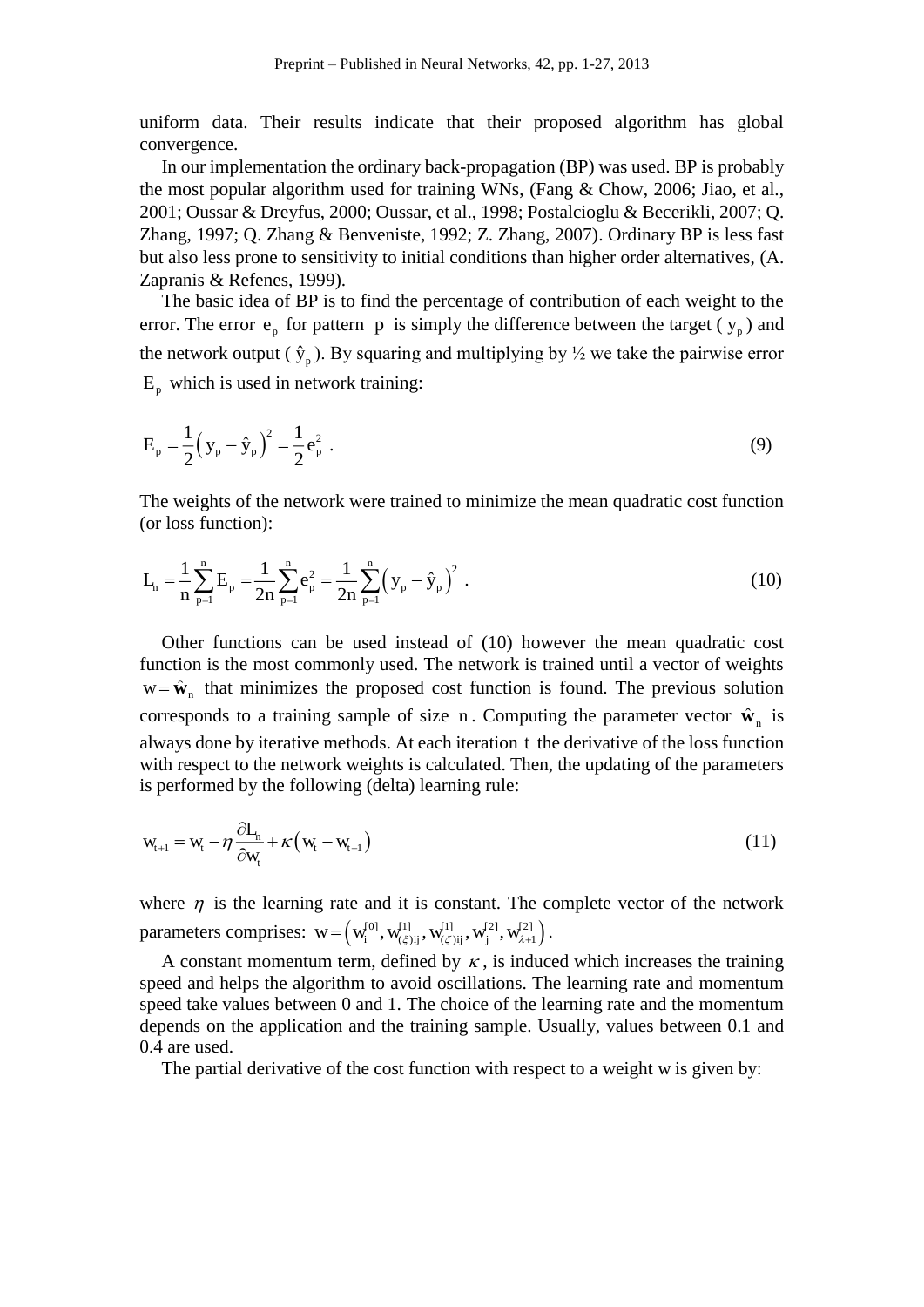uniform data. Their results indicate that their proposed algorithm has global convergence.

In our implementation the ordinary back-propagation (BP) was used. BP is probably the most popular algorithm used for training WNs, (Fang & Chow, 2006; Jiao, et al., 2001; Oussar & Dreyfus, 2000; Oussar, et al., 1998; Postalcioglu & Becerikli, 2007; Q. Zhang, 1997; Q. Zhang & Benveniste, 1992; Z. Zhang, 2007). Ordinary BP is less fast but also less prone to sensitivity to initial conditions than higher order alternatives, (A. Zapranis & Refenes, 1999).

The basic idea of BP is to find the percentage of contribution of each weight to the error. The error $e_p$ for pattern $p$ is simply the difference between the target ( $y_p$ ) and the network output ( $\hat{y}_p$ ). By squaring and multiplying by ½ we take the pairwise error $E_p$ which is used in network training:

$$E_p = \frac{1}{2}\left(y_p - \hat{y}_p\right)^2 = \frac{1}{2}e_p^2 \ . \tag{9}$$

The weights of the network were trained to minimize the mean quadratic cost function (or loss function):

$$L_n = \frac{1}{n}\sum_{p=1}^{n} E_p = \frac{1}{2n}\sum_{p=1}^{n} e_p^2 = \frac{1}{2n}\sum_{p=1}^{n}\left(y_p - \hat{y}_p\right)^2 \ . \tag{10}$$

Other functions can be used instead of (10) however the mean quadratic cost function is the most commonly used. The network is trained until a vector of weights $w = \hat{\mathbf{w}}_n$ that minimizes the proposed cost function is found. The previous solution corresponds to a training sample of size $n$. Computing the parameter vector $\hat{\mathbf{w}}_n$ is always done by iterative methods. At each iteration $t$ the derivative of the loss function with respect to the network weights is calculated. Then, the updating of the parameters is performed by the following (delta) learning rule:

$$w_{t+1} = w_t - \eta\frac{\partial L_n}{\partial w_t} + \kappa\left(w_t - w_{t-1}\right) \tag{11}$$

where $\eta$ is the learning rate and it is constant. The complete vector of the network parameters comprises: $w = \left(w_i^{[0]}, w_{(\xi)ij}^{[1]}, w_{(\zeta)ij}^{[1]}, w_j^{[2]}, w_{\lambda+1}^{[2]}\right)$.

A constant momentum term, defined by $\kappa$, is induced which increases the training speed and helps the algorithm to avoid oscillations. The learning rate and momentum speed take values between 0 and 1. The choice of the learning rate and the momentum depends on the application and the training sample. Usually, values between 0.1 and 0.4 are used.

The partial derivative of the cost function with respect to a weight w is given by: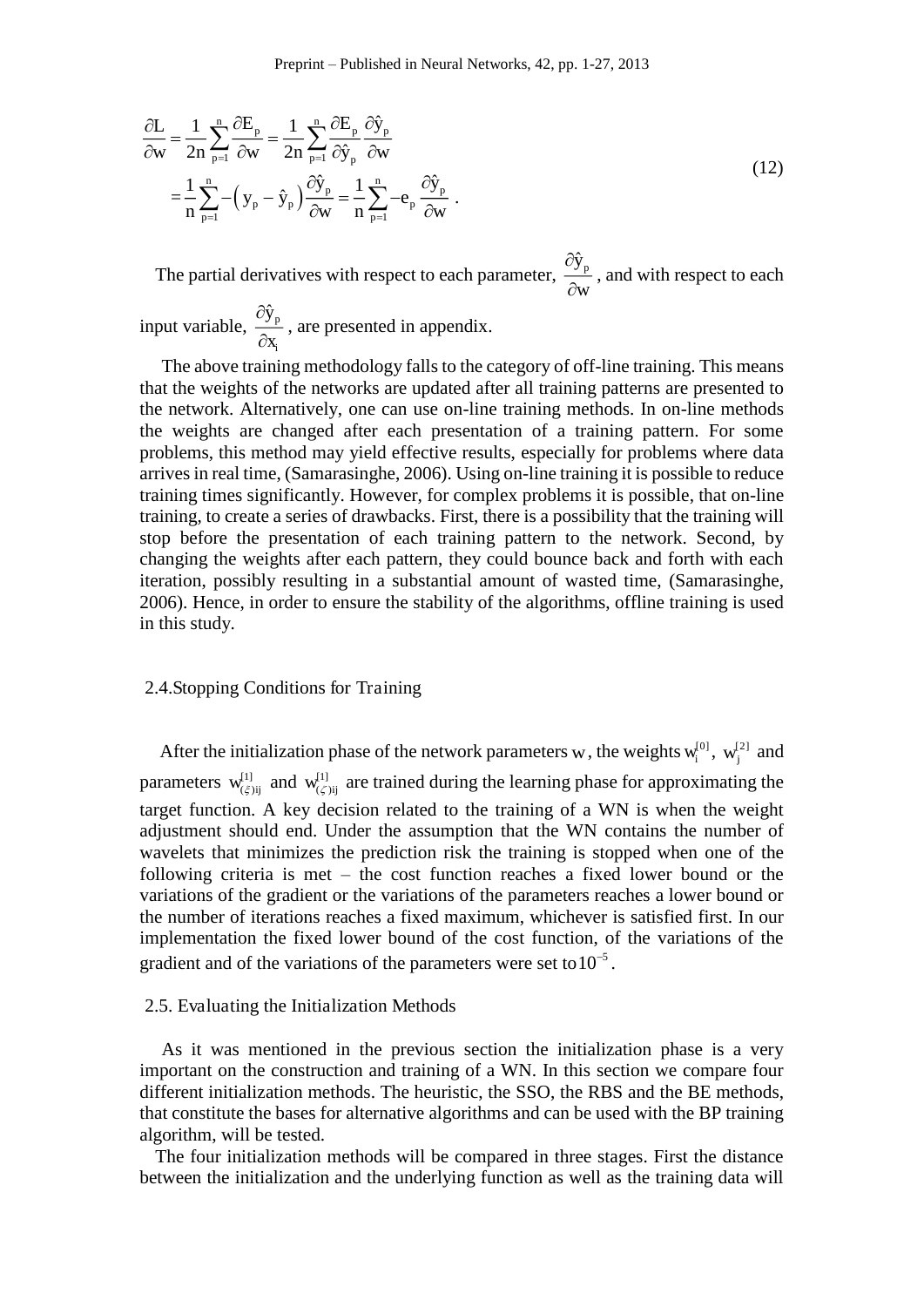$$\begin{aligned}\frac{\partial L}{\partial w} &= \frac{1}{2n}\sum_{p=1}^{n}\frac{\partial E_p}{\partial w} = \frac{1}{2n}\sum_{p=1}^{n}\frac{\partial E_p}{\partial \hat{y}_p}\frac{\partial \hat{y}_p}{\partial w} \\ &= \frac{1}{n}\sum_{p=1}^{n}-\left(y_p - \hat{y}_p\right)\frac{\partial \hat{y}_p}{\partial w} = \frac{1}{n}\sum_{p=1}^{n}-e_p\frac{\partial \hat{y}_p}{\partial w}\ .\end{aligned} \tag{12}$$

The partial derivatives with respect to each parameter, $\frac{\partial \hat{y}_p}{\partial w}$, and with respect to each input variable, $\frac{\partial \hat{y}_p}{\partial x_i}$, are presented in appendix.

The above training methodology falls to the category of off-line training. This means that the weights of the networks are updated after all training patterns are presented to the network. Alternatively, one can use on-line training methods. In on-line methods the weights are changed after each presentation of a training pattern. For some problems, this method may yield effective results, especially for problems where data arrives in real time, (Samarasinghe, 2006). Using on-line training it is possible to reduce training times significantly. However, for complex problems it is possible, that on-line training, to create a series of drawbacks. First, there is a possibility that the training will stop before the presentation of each training pattern to the network. Second, by changing the weights after each pattern, they could bounce back and forth with each iteration, possibly resulting in a substantial amount of wasted time, (Samarasinghe, 2006). Hence, in order to ensure the stability of the algorithms, offline training is used in this study.

## 2.4.Stopping Conditions for Training

After the initialization phase of the network parameters $w$, the weights $w_i^{[0]}$, $w_j^{[2]}$ and parameters $w_{(\xi)ij}^{[1]}$ and $w_{(\zeta)ij}^{[1]}$ are trained during the learning phase for approximating the target function. A key decision related to the training of a WN is when the weight adjustment should end. Under the assumption that the WN contains the number of wavelets that minimizes the prediction risk the training is stopped when one of the following criteria is met – the cost function reaches a fixed lower bound or the variations of the gradient or the variations of the parameters reaches a lower bound or the number of iterations reaches a fixed maximum, whichever is satisfied first. In our implementation the fixed lower bound of the cost function, of the variations of the gradient and of the variations of the parameters were set to $10^{-5}$.

## 2.5. Evaluating the Initialization Methods

As it was mentioned in the previous section the initialization phase is a very important on the construction and training of a WN. In this section we compare four different initialization methods. The heuristic, the SSO, the RBS and the BE methods, that constitute the bases for alternative algorithms and can be used with the BP training algorithm, will be tested.

The four initialization methods will be compared in three stages. First the distance between the initialization and the underlying function as well as the training data will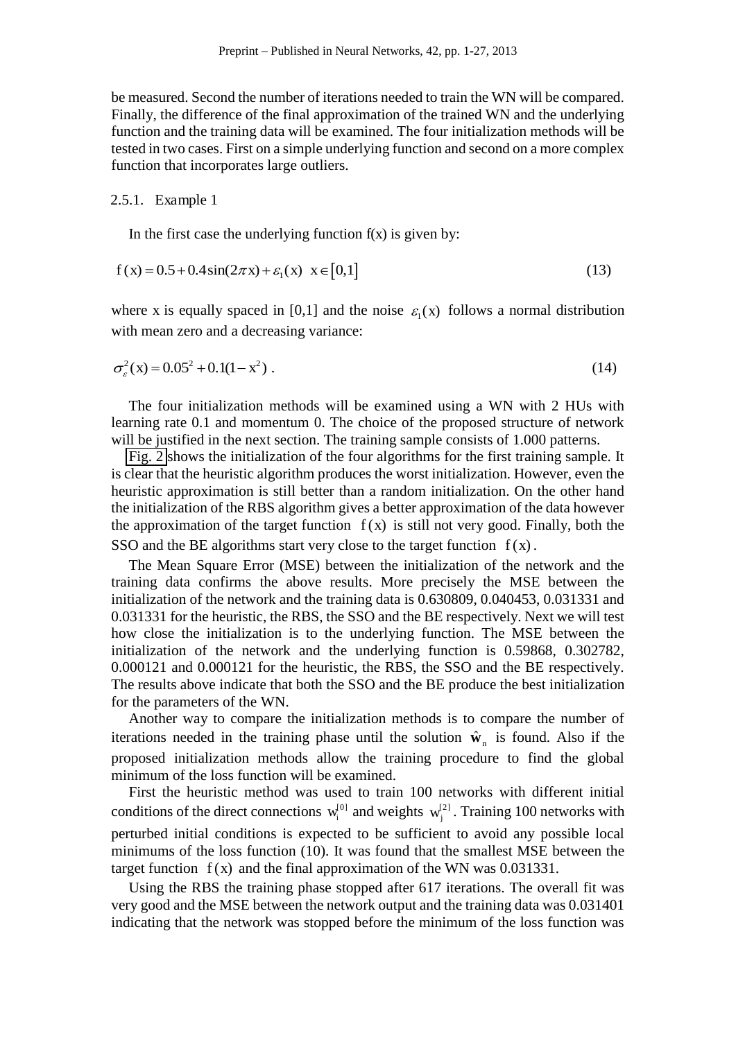be measured. Second the number of iterations needed to train the WN will be compared. Finally, the difference of the final approximation of the trained WN and the underlying function and the training data will be examined. The four initialization methods will be tested in two cases. First on a simple underlying function and second on a more complex function that incorporates large outliers.

#### 2.5.1. Example 1

In the first case the underlying function f(x) is given by:

$$f(x) = 0.5 + 0.4\sin(2\pi x) + \varepsilon_1(x) \quad x \in [0,1] \tag{13}$$

where x is equally spaced in [0,1] and the noise $\varepsilon_1(x)$ follows a normal distribution with mean zero and a decreasing variance:

$$\sigma_\varepsilon^2(x) = 0.05^2 + 0.1(1 - x^2) \ . \tag{14}$$

The four initialization methods will be examined using a WN with 2 HUs with learning rate 0.1 and momentum 0. The choice of the proposed structure of network will be justified in the next section. The training sample consists of 1.000 patterns.

Fig. 2 shows the initialization of the four algorithms for the first training sample. It is clear that the heuristic algorithm produces the worst initialization. However, even the heuristic approximation is still better than a random initialization. On the other hand the initialization of the RBS algorithm gives a better approximation of the data however the approximation of the target function $f(x)$ is still not very good. Finally, both the SSO and the BE algorithms start very close to the target function $f(x)$.

The Mean Square Error (MSE) between the initialization of the network and the training data confirms the above results. More precisely the MSE between the initialization of the network and the training data is 0.630809, 0.040453, 0.031331 and 0.031331 for the heuristic, the RBS, the SSO and the BE respectively. Next we will test how close the initialization is to the underlying function. The MSE between the initialization of the network and the underlying function is 0.59868, 0.302782, 0.000121 and 0.000121 for the heuristic, the RBS, the SSO and the BE respectively. The results above indicate that both the SSO and the BE produce the best initialization for the parameters of the WN.

Another way to compare the initialization methods is to compare the number of iterations needed in the training phase until the solution $\hat{\mathbf{w}}_n$ is found. Also if the proposed initialization methods allow the training procedure to find the global minimum of the loss function will be examined.

First the heuristic method was used to train 100 networks with different initial conditions of the direct connections $w_i^{[0]}$ and weights $w_j^{[2]}$. Training 100 networks with perturbed initial conditions is expected to be sufficient to avoid any possible local minimums of the loss function (10). It was found that the smallest MSE between the target function $f(x)$ and the final approximation of the WN was 0.031331.

Using the RBS the training phase stopped after 617 iterations. The overall fit was very good and the MSE between the network output and the training data was 0.031401 indicating that the network was stopped before the minimum of the loss function was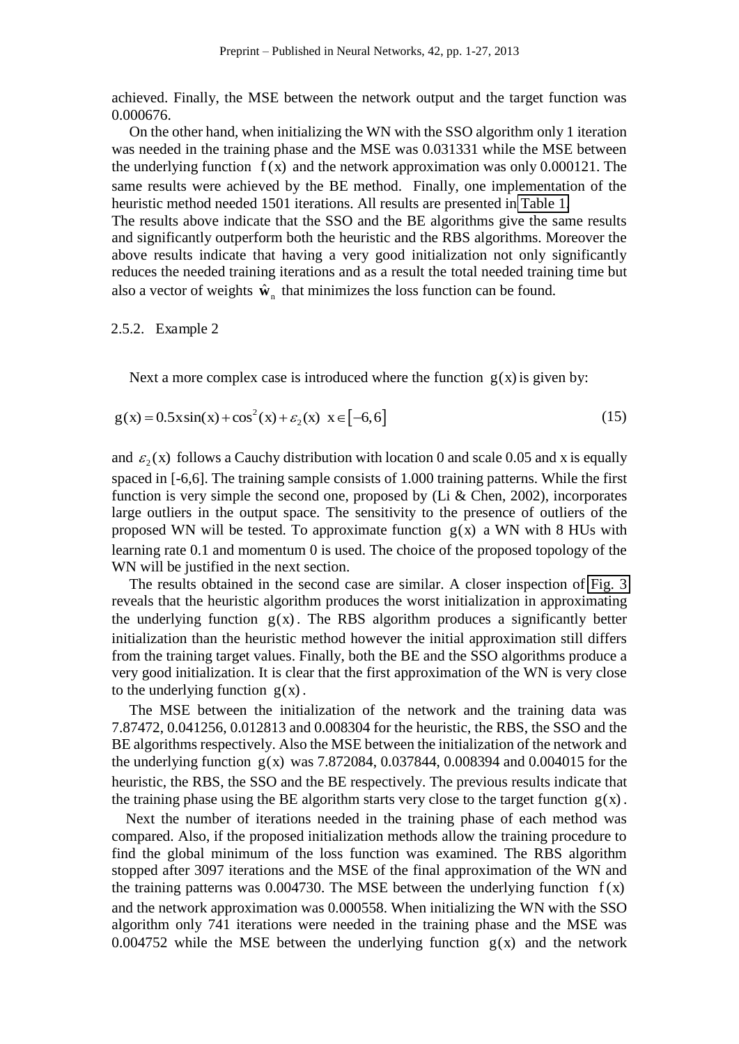achieved. Finally, the MSE between the network output and the target function was 0.000676.

On the other hand, when initializing the WN with the SSO algorithm only 1 iteration was needed in the training phase and the MSE was 0.031331 while the MSE between the underlying function $f(x)$ and the network approximation was only 0.000121. The same results were achieved by the BE method. Finally, one implementation of the heuristic method needed 1501 iterations. All results are presented in Table 1.

The results above indicate that the SSO and the BE algorithms give the same results and significantly outperform both the heuristic and the RBS algorithms. Moreover the above results indicate that having a very good initialization not only significantly reduces the needed training iterations and as a result the total needed training time but also a vector of weights $\hat{\mathbf{w}}_n$ that minimizes the loss function can be found.

### 2.5.2. Example 2

Next a more complex case is introduced where the function $g(x)$ is given by:

$$g(x) = 0.5x\sin(x) + \cos^2(x) + \varepsilon_2(x) \quad x \in [-6,6] \tag{15}$$

and $\varepsilon_2(x)$ follows a Cauchy distribution with location 0 and scale 0.05 and x is equally spaced in [-6,6]. The training sample consists of 1.000 training patterns. While the first function is very simple the second one, proposed by (Li & Chen, 2002), incorporates large outliers in the output space. The sensitivity to the presence of outliers of the proposed WN will be tested. To approximate function $g(x)$ a WN with 8 HUs with learning rate 0.1 and momentum 0 is used. The choice of the proposed topology of the WN will be justified in the next section.

The results obtained in the second case are similar. A closer inspection of Fig. 3 reveals that the heuristic algorithm produces the worst initialization in approximating the underlying function $g(x)$. The RBS algorithm produces a significantly better initialization than the heuristic method however the initial approximation still differs from the training target values. Finally, both the BE and the SSO algorithms produce a very good initialization. It is clear that the first approximation of the WN is very close to the underlying function $g(x)$.

The MSE between the initialization of the network and the training data was 7.87472, 0.041256, 0.012813 and 0.008304 for the heuristic, the RBS, the SSO and the BE algorithms respectively. Also the MSE between the initialization of the network and the underlying function $g(x)$ was 7.872084, 0.037844, 0.008394 and 0.004015 for the heuristic, the RBS, the SSO and the BE respectively. The previous results indicate that the training phase using the BE algorithm starts very close to the target function $g(x)$.

Next the number of iterations needed in the training phase of each method was compared. Also, if the proposed initialization methods allow the training procedure to find the global minimum of the loss function was examined. The RBS algorithm stopped after 3097 iterations and the MSE of the final approximation of the WN and the training patterns was 0.004730. The MSE between the underlying function $f(x)$ and the network approximation was 0.000558. When initializing the WN with the SSO algorithm only 741 iterations were needed in the training phase and the MSE was 0.004752 while the MSE between the underlying function $g(x)$ and the network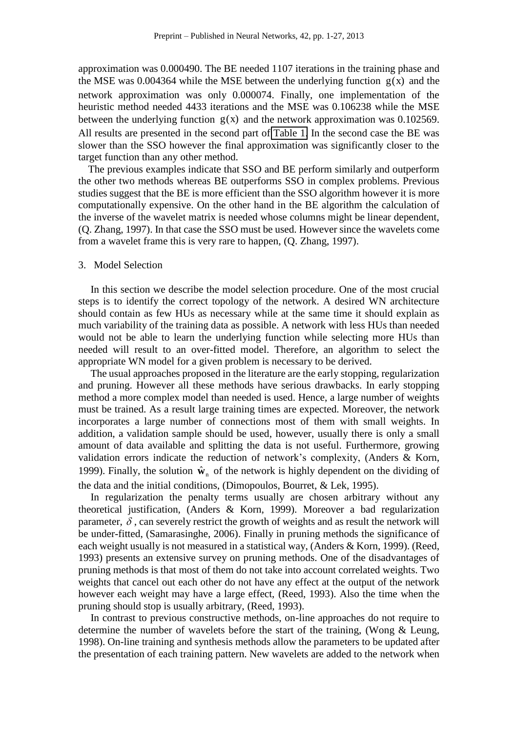approximation was 0.000490. The BE needed 1107 iterations in the training phase and the MSE was 0.004364 while the MSE between the underlying function $g(x)$ and the network approximation was only 0.000074. Finally, one implementation of the heuristic method needed 4433 iterations and the MSE was 0.106238 while the MSE between the underlying function $g(x)$ and the network approximation was 0.102569. All results are presented in the second part of Table 1. In the second case the BE was slower than the SSO however the final approximation was significantly closer to the target function than any other method.

The previous examples indicate that SSO and BE perform similarly and outperform the other two methods whereas BE outperforms SSO in complex problems. Previous studies suggest that the BE is more efficient than the SSO algorithm however it is more computationally expensive. On the other hand in the BE algorithm the calculation of the inverse of the wavelet matrix is needed whose columns might be linear dependent, (Q. Zhang, 1997). In that case the SSO must be used. However since the wavelets come from a wavelet frame this is very rare to happen, (Q. Zhang, 1997).

## 3. Model Selection

In this section we describe the model selection procedure. One of the most crucial steps is to identify the correct topology of the network. A desired WN architecture should contain as few HUs as necessary while at the same time it should explain as much variability of the training data as possible. A network with less HUs than needed would not be able to learn the underlying function while selecting more HUs than needed will result to an over-fitted model. Therefore, an algorithm to select the appropriate WN model for a given problem is necessary to be derived.

The usual approaches proposed in the literature are the early stopping, regularization and pruning. However all these methods have serious drawbacks. In early stopping method a more complex model than needed is used. Hence, a large number of weights must be trained. As a result large training times are expected. Moreover, the network incorporates a large number of connections most of them with small weights. In addition, a validation sample should be used, however, usually there is only a small amount of data available and splitting the data is not useful. Furthermore, growing validation errors indicate the reduction of network's complexity, (Anders & Korn, 1999). Finally, the solution $\hat{\mathbf{w}}_n$ of the network is highly dependent on the dividing of the data and the initial conditions, (Dimopoulos, Bourret, & Lek, 1995).

In regularization the penalty terms usually are chosen arbitrary without any theoretical justification, (Anders & Korn, 1999). Moreover a bad regularization parameter, $\delta$, can severely restrict the growth of weights and as result the network will be under-fitted, (Samarasinghe, 2006). Finally in pruning methods the significance of each weight usually is not measured in a statistical way, (Anders & Korn, 1999). (Reed, 1993) presents an extensive survey on pruning methods. One of the disadvantages of pruning methods is that most of them do not take into account correlated weights. Two weights that cancel out each other do not have any effect at the output of the network however each weight may have a large effect, (Reed, 1993). Also the time when the pruning should stop is usually arbitrary, (Reed, 1993).

In contrast to previous constructive methods, on-line approaches do not require to determine the number of wavelets before the start of the training, (Wong & Leung, 1998). On-line training and synthesis methods allow the parameters to be updated after the presentation of each training pattern. New wavelets are added to the network when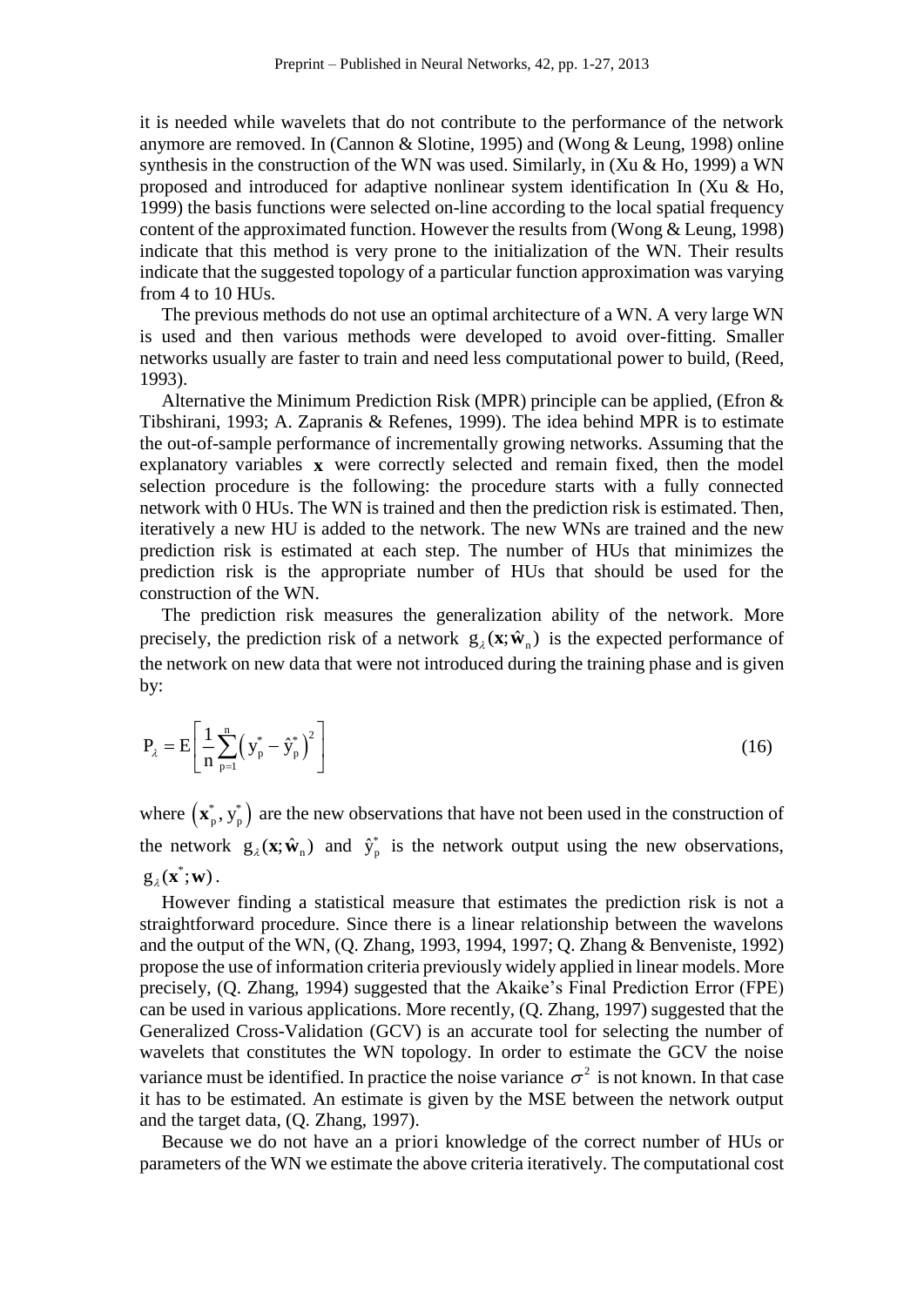it is needed while wavelets that do not contribute to the performance of the network anymore are removed. In (Cannon & Slotine, 1995) and (Wong & Leung, 1998) online synthesis in the construction of the WN was used. Similarly, in (Xu & Ho, 1999) a WN proposed and introduced for adaptive nonlinear system identification In (Xu & Ho, 1999) the basis functions were selected on-line according to the local spatial frequency content of the approximated function. However the results from (Wong & Leung, 1998) indicate that this method is very prone to the initialization of the WN. Their results indicate that the suggested topology of a particular function approximation was varying from 4 to 10 HUs.

The previous methods do not use an optimal architecture of a WN. A very large WN is used and then various methods were developed to avoid over-fitting. Smaller networks usually are faster to train and need less computational power to build, (Reed, 1993).

Alternative the Minimum Prediction Risk (MPR) principle can be applied, (Efron & Tibshirani, 1993; A. Zapranis & Refenes, 1999). The idea behind MPR is to estimate the out-of-sample performance of incrementally growing networks. Assuming that the explanatory variables $\mathbf{x}$ were correctly selected and remain fixed, then the model selection procedure is the following: the procedure starts with a fully connected network with 0 HUs. The WN is trained and then the prediction risk is estimated. Then, iteratively a new HU is added to the network. The new WNs are trained and the new prediction risk is estimated at each step. The number of HUs that minimizes the prediction risk is the appropriate number of HUs that should be used for the construction of the WN.

The prediction risk measures the generalization ability of the network. More precisely, the prediction risk of a network $g_\lambda(\mathbf{x};\hat{\mathbf{w}}_n)$ is the expected performance of the network on new data that were not introduced during the training phase and is given by:

$$P_\lambda = E\left[\frac{1}{n}\sum_{p=1}^{n}\left(y_p^* - \hat{y}_p^*\right)^2\right] \tag{16}$$

where $\left(\mathbf{x}_p^*, y_p^*\right)$ are the new observations that have not been used in the construction of the network $g_\lambda(\mathbf{x};\hat{\mathbf{w}}_n)$ and $\hat{y}_p^*$ is the network output using the new observations, $g_\lambda(\mathbf{x}^*;\mathbf{w})$.

However finding a statistical measure that estimates the prediction risk is not a straightforward procedure. Since there is a linear relationship between the wavelons and the output of the WN, (Q. Zhang, 1993, 1994, 1997; Q. Zhang & Benveniste, 1992) propose the use of information criteria previously widely applied in linear models. More precisely, (Q. Zhang, 1994) suggested that the Akaike's Final Prediction Error (FPE) can be used in various applications. More recently, (Q. Zhang, 1997) suggested that the Generalized Cross-Validation (GCV) is an accurate tool for selecting the number of wavelets that constitutes the WN topology. In order to estimate the GCV the noise variance must be identified. In practice the noise variance $\sigma^2$ is not known. In that case it has to be estimated. An estimate is given by the MSE between the network output and the target data, (Q. Zhang, 1997).

Because we do not have an a priori knowledge of the correct number of HUs or parameters of the WN we estimate the above criteria iteratively. The computational cost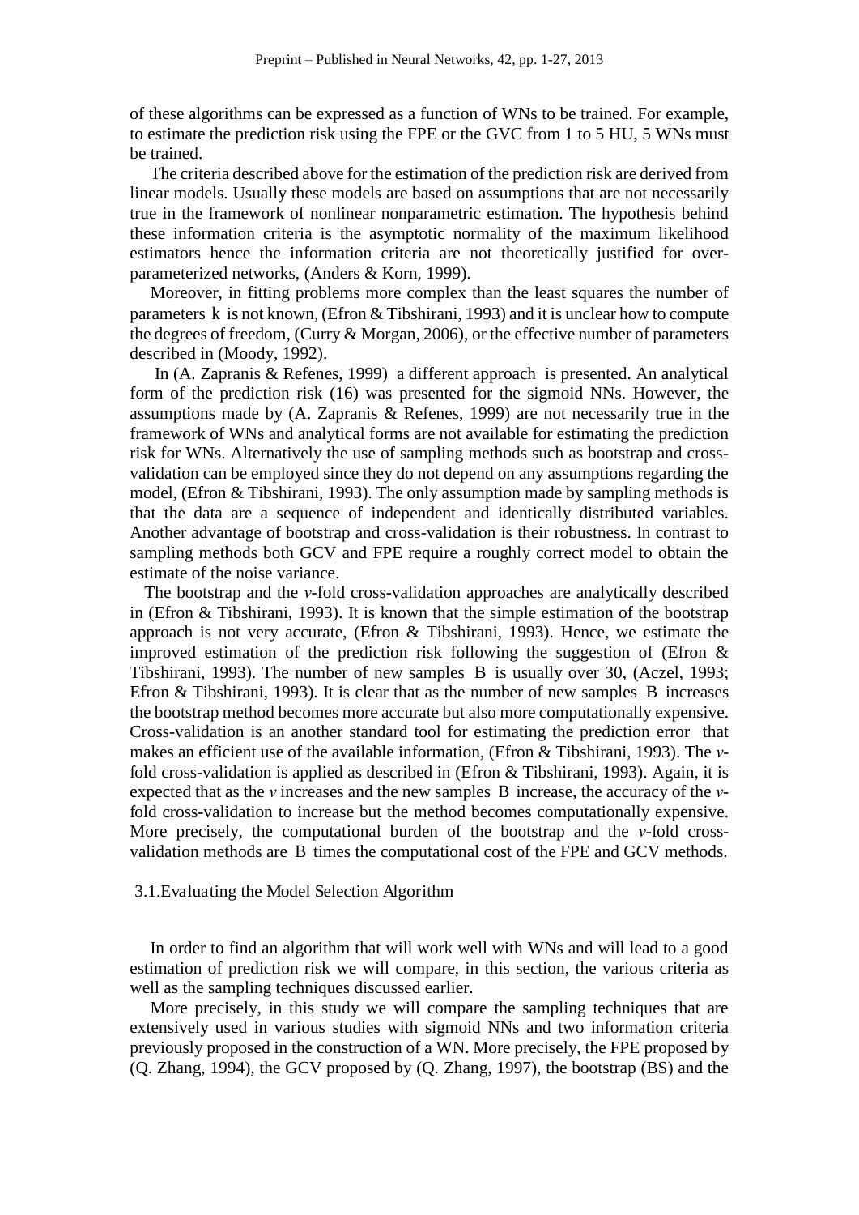of these algorithms can be expressed as a function of WNs to be trained. For example, to estimate the prediction risk using the FPE or the GVC from 1 to 5 HU, 5 WNs must be trained.

The criteria described above for the estimation of the prediction risk are derived from linear models. Usually these models are based on assumptions that are not necessarily true in the framework of nonlinear nonparametric estimation. The hypothesis behind these information criteria is the asymptotic normality of the maximum likelihood estimators hence the information criteria are not theoretically justified for over-parameterized networks, (Anders & Korn, 1999).

Moreover, in fitting problems more complex than the least squares the number of parameters $k$ is not known, (Efron & Tibshirani, 1993) and it is unclear how to compute the degrees of freedom, (Curry & Morgan, 2006), or the effective number of parameters described in (Moody, 1992).

In (A. Zapranis & Refenes, 1999) a different approach is presented. An analytical form of the prediction risk (16) was presented for the sigmoid NNs. However, the assumptions made by (A. Zapranis & Refenes, 1999) are not necessarily true in the framework of WNs and analytical forms are not available for estimating the prediction risk for WNs. Alternatively the use of sampling methods such as bootstrap and cross-validation can be employed since they do not depend on any assumptions regarding the model, (Efron & Tibshirani, 1993). The only assumption made by sampling methods is that the data are a sequence of independent and identically distributed variables. Another advantage of bootstrap and cross-validation is their robustness. In contrast to sampling methods both GCV and FPE require a roughly correct model to obtain the estimate of the noise variance.

The bootstrap and the *v*-fold cross-validation approaches are analytically described in (Efron & Tibshirani, 1993). It is known that the simple estimation of the bootstrap approach is not very accurate, (Efron & Tibshirani, 1993). Hence, we estimate the improved estimation of the prediction risk following the suggestion of (Efron & Tibshirani, 1993). The number of new samples $B$ is usually over 30, (Aczel, 1993; Efron & Tibshirani, 1993). It is clear that as the number of new samples $B$ increases the bootstrap method becomes more accurate but also more computationally expensive. Cross-validation is an another standard tool for estimating the prediction error that makes an efficient use of the available information, (Efron & Tibshirani, 1993). The *v*-fold cross-validation is applied as described in (Efron & Tibshirani, 1993). Again, it is expected that as the *v* increases and the new samples $B$ increase, the accuracy of the *v*-fold cross-validation to increase but the method becomes computationally expensive. More precisely, the computational burden of the bootstrap and the *v*-fold cross-validation methods are $B$ times the computational cost of the FPE and GCV methods.

### 3.1. Evaluating the Model Selection Algorithm

In order to find an algorithm that will work well with WNs and will lead to a good estimation of prediction risk we will compare, in this section, the various criteria as well as the sampling techniques discussed earlier.

More precisely, in this study we will compare the sampling techniques that are extensively used in various studies with sigmoid NNs and two information criteria previously proposed in the construction of a WN. More precisely, the FPE proposed by (Q. Zhang, 1994), the GCV proposed by (Q. Zhang, 1997), the bootstrap (BS) and the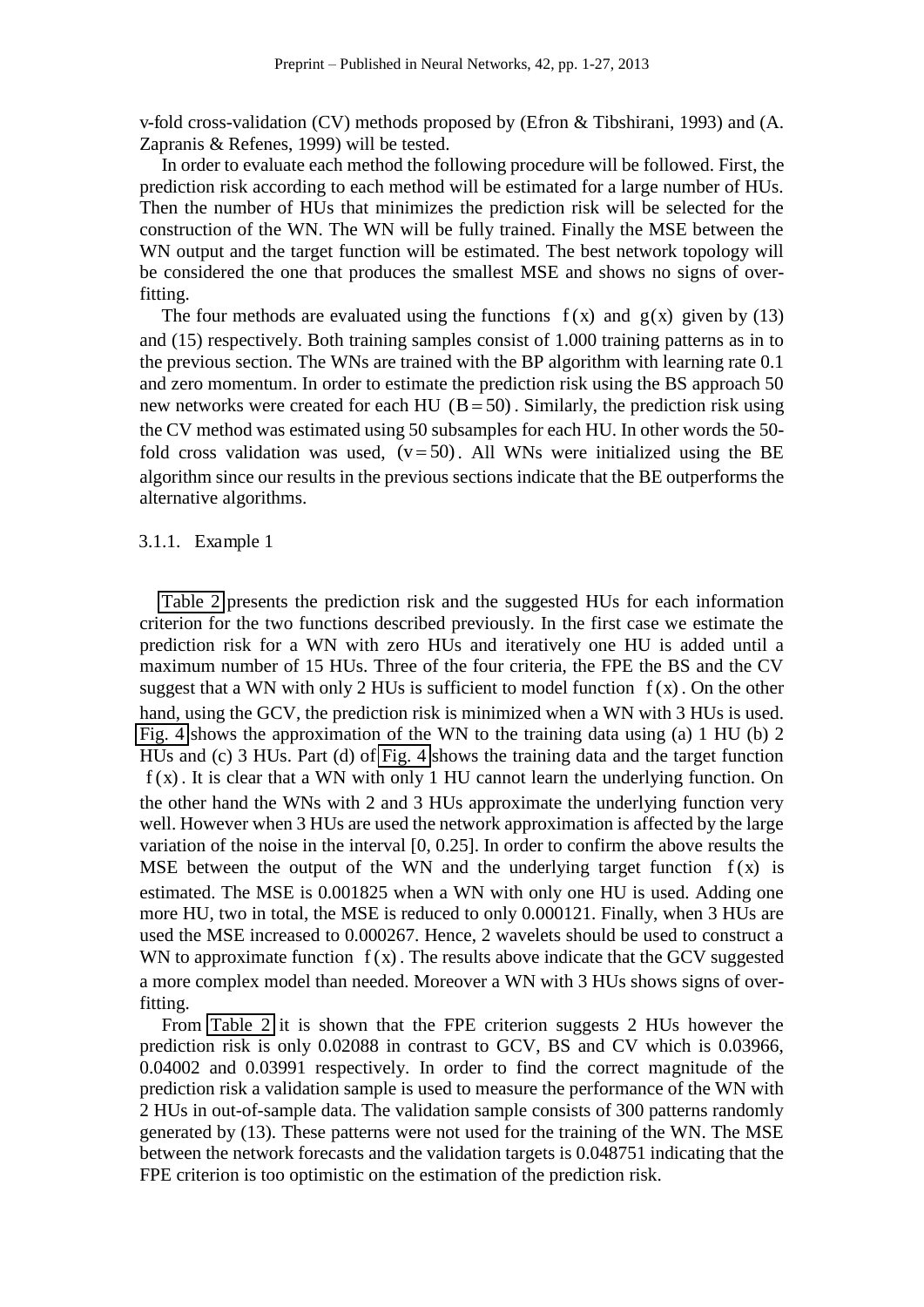v-fold cross-validation (CV) methods proposed by (Efron & Tibshirani, 1993) and (A. Zapranis & Refenes, 1999) will be tested.

In order to evaluate each method the following procedure will be followed. First, the prediction risk according to each method will be estimated for a large number of HUs. Then the number of HUs that minimizes the prediction risk will be selected for the construction of the WN. The WN will be fully trained. Finally the MSE between the WN output and the target function will be estimated. The best network topology will be considered the one that produces the smallest MSE and shows no signs of over-fitting.

The four methods are evaluated using the functions $f(x)$ and $g(x)$ given by (13) and (15) respectively. Both training samples consist of 1.000 training patterns as in to the previous section. The WNs are trained with the BP algorithm with learning rate 0.1 and zero momentum. In order to estimate the prediction risk using the BS approach 50 new networks were created for each HU $(B = 50)$. Similarly, the prediction risk using the CV method was estimated using 50 subsamples for each HU. In other words the 50-fold cross validation was used, $(v = 50)$. All WNs were initialized using the BE algorithm since our results in the previous sections indicate that the BE outperforms the alternative algorithms.

### 3.1.1. Example 1

Table 2 presents the prediction risk and the suggested HUs for each information criterion for the two functions described previously. In the first case we estimate the prediction risk for a WN with zero HUs and iteratively one HU is added until a maximum number of 15 HUs. Three of the four criteria, the FPE the BS and the CV suggest that a WN with only 2 HUs is sufficient to model function $f(x)$. On the other hand, using the GCV, the prediction risk is minimized when a WN with 3 HUs is used. Fig. 4 shows the approximation of the WN to the training data using (a) 1 HU (b) 2 HUs and (c) 3 HUs. Part (d) of Fig. 4 shows the training data and the target function $f(x)$. It is clear that a WN with only 1 HU cannot learn the underlying function. On the other hand the WNs with 2 and 3 HUs approximate the underlying function very well. However when 3 HUs are used the network approximation is affected by the large variation of the noise in the interval [0, 0.25]. In order to confirm the above results the MSE between the output of the WN and the underlying target function $f(x)$ is estimated. The MSE is 0.001825 when a WN with only one HU is used. Adding one more HU, two in total, the MSE is reduced to only 0.000121. Finally, when 3 HUs are used the MSE increased to 0.000267. Hence, 2 wavelets should be used to construct a WN to approximate function $f(x)$. The results above indicate that the GCV suggested a more complex model than needed. Moreover a WN with 3 HUs shows signs of over-fitting.

From Table 2 it is shown that the FPE criterion suggests 2 HUs however the prediction risk is only 0.02088 in contrast to GCV, BS and CV which is 0.03966, 0.04002 and 0.03991 respectively. In order to find the correct magnitude of the prediction risk a validation sample is used to measure the performance of the WN with 2 HUs in out-of-sample data. The validation sample consists of 300 patterns randomly generated by (13). These patterns were not used for the training of the WN. The MSE between the network forecasts and the validation targets is 0.048751 indicating that the FPE criterion is too optimistic on the estimation of the prediction risk.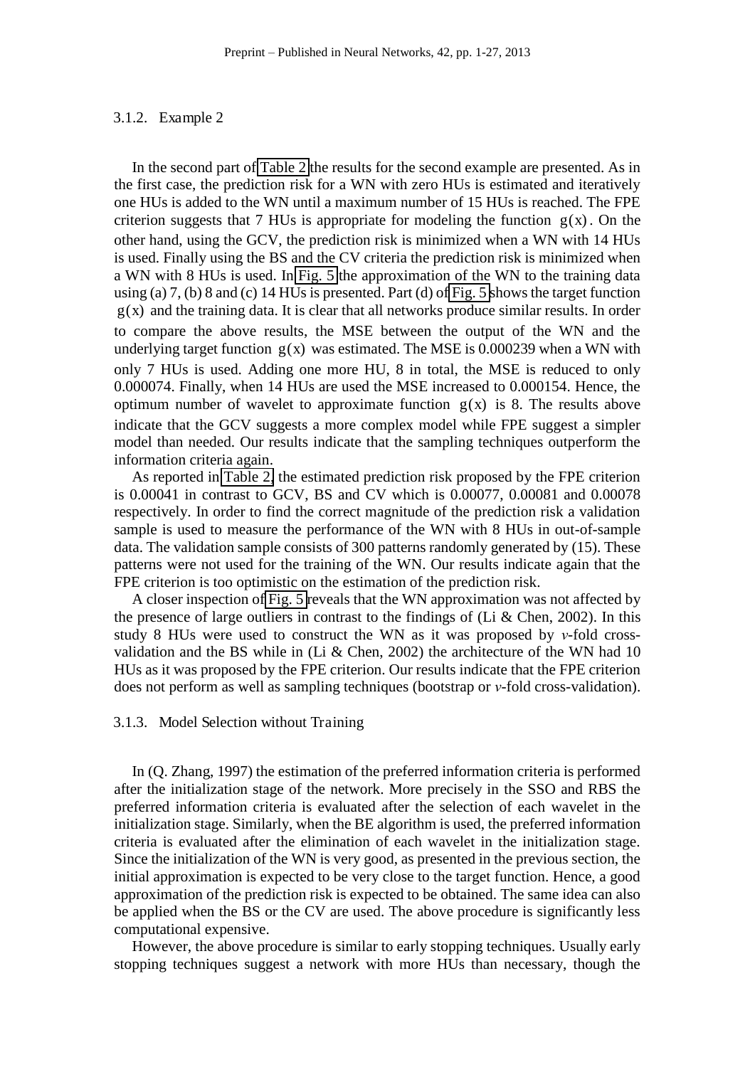#### 3.1.2. Example 2

In the second part of Table 2 the results for the second example are presented. As in the first case, the prediction risk for a WN with zero HUs is estimated and iteratively one HUs is added to the WN until a maximum number of 15 HUs is reached. The FPE criterion suggests that 7 HUs is appropriate for modeling the function $g(x)$. On the other hand, using the GCV, the prediction risk is minimized when a WN with 14 HUs is used. Finally using the BS and the CV criteria the prediction risk is minimized when a WN with 8 HUs is used. In Fig. 5 the approximation of the WN to the training data using (a) 7, (b) 8 and (c) 14 HUs is presented. Part (d) of Fig. 5 shows the target function $g(x)$ and the training data. It is clear that all networks produce similar results. In order to compare the above results, the MSE between the output of the WN and the underlying target function $g(x)$ was estimated. The MSE is 0.000239 when a WN with only 7 HUs is used. Adding one more HU, 8 in total, the MSE is reduced to only 0.000074. Finally, when 14 HUs are used the MSE increased to 0.000154. Hence, the optimum number of wavelet to approximate function $g(x)$ is 8. The results above indicate that the GCV suggests a more complex model while FPE suggest a simpler model than needed. Our results indicate that the sampling techniques outperform the information criteria again.

As reported in Table 2, the estimated prediction risk proposed by the FPE criterion is 0.00041 in contrast to GCV, BS and CV which is 0.00077, 0.00081 and 0.00078 respectively. In order to find the correct magnitude of the prediction risk a validation sample is used to measure the performance of the WN with 8 HUs in out-of-sample data. The validation sample consists of 300 patterns randomly generated by (15). These patterns were not used for the training of the WN. Our results indicate again that the FPE criterion is too optimistic on the estimation of the prediction risk.

A closer inspection of Fig. 5 reveals that the WN approximation was not affected by the presence of large outliers in contrast to the findings of (Li & Chen, 2002). In this study 8 HUs were used to construct the WN as it was proposed by *v*-fold cross-validation and the BS while in (Li & Chen, 2002) the architecture of the WN had 10 HUs as it was proposed by the FPE criterion. Our results indicate that the FPE criterion does not perform as well as sampling techniques (bootstrap or *v*-fold cross-validation).

#### 3.1.3. Model Selection without Training

In (Q. Zhang, 1997) the estimation of the preferred information criteria is performed after the initialization stage of the network. More precisely in the SSO and RBS the preferred information criteria is evaluated after the selection of each wavelet in the initialization stage. Similarly, when the BE algorithm is used, the preferred information criteria is evaluated after the elimination of each wavelet in the initialization stage. Since the initialization of the WN is very good, as presented in the previous section, the initial approximation is expected to be very close to the target function. Hence, a good approximation of the prediction risk is expected to be obtained. The same idea can also be applied when the BS or the CV are used. The above procedure is significantly less computational expensive.

However, the above procedure is similar to early stopping techniques. Usually early stopping techniques suggest a network with more HUs than necessary, though the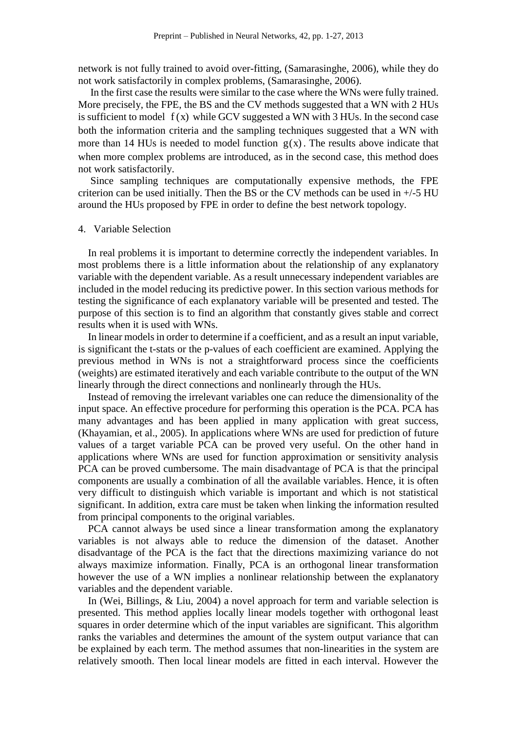network is not fully trained to avoid over-fitting, (Samarasinghe, 2006), while they do not work satisfactorily in complex problems, (Samarasinghe, 2006).

In the first case the results were similar to the case where the WNs were fully trained. More precisely, the FPE, the BS and the CV methods suggested that a WN with 2 HUs is sufficient to model $f(x)$ while GCV suggested a WN with 3 HUs. In the second case both the information criteria and the sampling techniques suggested that a WN with more than 14 HUs is needed to model function $g(x)$. The results above indicate that when more complex problems are introduced, as in the second case, this method does not work satisfactorily.

Since sampling techniques are computationally expensive methods, the FPE criterion can be used initially. Then the BS or the CV methods can be used in +/-5 HU around the HUs proposed by FPE in order to define the best network topology.

## 4. Variable Selection

In real problems it is important to determine correctly the independent variables. In most problems there is a little information about the relationship of any explanatory variable with the dependent variable. As a result unnecessary independent variables are included in the model reducing its predictive power. In this section various methods for testing the significance of each explanatory variable will be presented and tested. The purpose of this section is to find an algorithm that constantly gives stable and correct results when it is used with WNs.

In linear models in order to determine if a coefficient, and as a result an input variable, is significant the t-stats or the p-values of each coefficient are examined. Applying the previous method in WNs is not a straightforward process since the coefficients (weights) are estimated iteratively and each variable contribute to the output of the WN linearly through the direct connections and nonlinearly through the HUs.

Instead of removing the irrelevant variables one can reduce the dimensionality of the input space. An effective procedure for performing this operation is the PCA. PCA has many advantages and has been applied in many application with great success, (Khayamian, et al., 2005). In applications where WNs are used for prediction of future values of a target variable PCA can be proved very useful. On the other hand in applications where WNs are used for function approximation or sensitivity analysis PCA can be proved cumbersome. The main disadvantage of PCA is that the principal components are usually a combination of all the available variables. Hence, it is often very difficult to distinguish which variable is important and which is not statistical significant. In addition, extra care must be taken when linking the information resulted from principal components to the original variables.

PCA cannot always be used since a linear transformation among the explanatory variables is not always able to reduce the dimension of the dataset. Another disadvantage of the PCA is the fact that the directions maximizing variance do not always maximize information. Finally, PCA is an orthogonal linear transformation however the use of a WN implies a nonlinear relationship between the explanatory variables and the dependent variable.

In (Wei, Billings, & Liu, 2004) a novel approach for term and variable selection is presented. This method applies locally linear models together with orthogonal least squares in order determine which of the input variables are significant. This algorithm ranks the variables and determines the amount of the system output variance that can be explained by each term. The method assumes that non-linearities in the system are relatively smooth. Then local linear models are fitted in each interval. However the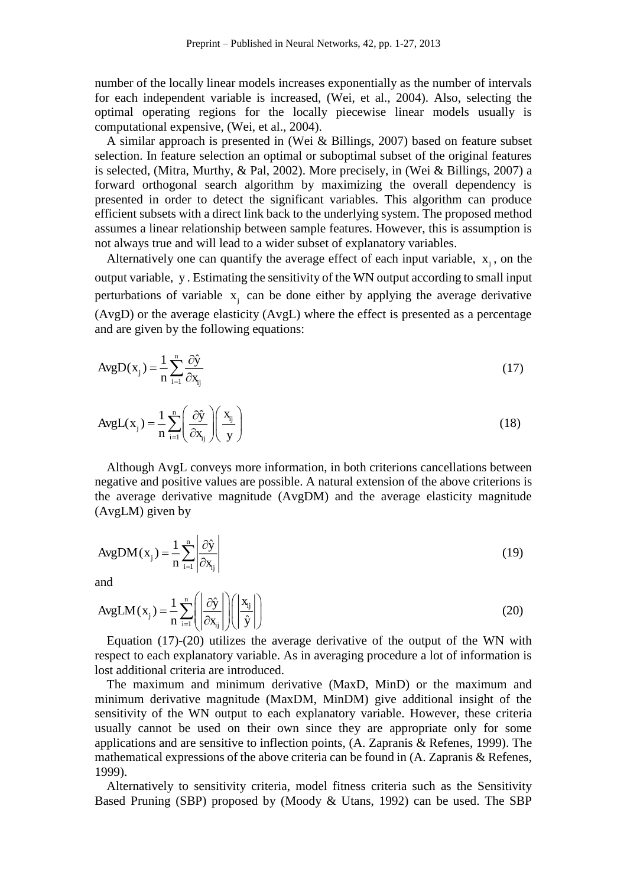number of the locally linear models increases exponentially as the number of intervals for each independent variable is increased, (Wei, et al., 2004). Also, selecting the optimal operating regions for the locally piecewise linear models usually is computational expensive, (Wei, et al., 2004).

A similar approach is presented in (Wei & Billings, 2007) based on feature subset selection. In feature selection an optimal or suboptimal subset of the original features is selected, (Mitra, Murthy, & Pal, 2002). More precisely, in (Wei & Billings, 2007) a forward orthogonal search algorithm by maximizing the overall dependency is presented in order to detect the significant variables. This algorithm can produce efficient subsets with a direct link back to the underlying system. The proposed method assumes a linear relationship between sample features. However, this is assumption is not always true and will lead to a wider subset of explanatory variables.

Alternatively one can quantify the average effect of each input variable, $x_j$, on the output variable, $y$. Estimating the sensitivity of the WN output according to small input perturbations of variable $x_j$ can be done either by applying the average derivative (AvgD) or the average elasticity (AvgL) where the effect is presented as a percentage and are given by the following equations:

$$\text{AvgD}(x_j) = \frac{1}{n}\sum_{i=1}^{n}\frac{\partial \hat{y}}{\partial x_{ij}} \tag{17}$$

$$\text{AvgL}(x_j) = \frac{1}{n}\sum_{i=1}^{n}\left(\frac{\partial \hat{y}}{\partial x_{ij}}\right)\left(\frac{x_{ij}}{y}\right) \tag{18}$$

Although AvgL conveys more information, in both criterions cancellations between negative and positive values are possible. A natural extension of the above criterions is the average derivative magnitude (AvgDM) and the average elasticity magnitude (AvgLM) given by

$$\text{AvgDM}(x_j) = \frac{1}{n}\sum_{i=1}^{n}\left|\frac{\partial \hat{y}}{\partial x_{ij}}\right| \tag{19}$$

and

$$\text{AvgLM}(x_j) = \frac{1}{n}\sum_{i=1}^{n}\left(\left|\frac{\partial \hat{y}}{\partial x_{ij}}\right|\right)\left(\left|\frac{x_{ij}}{\hat{y}}\right|\right) \tag{20}$$

Equation (17)-(20) utilizes the average derivative of the output of the WN with respect to each explanatory variable. As in averaging procedure a lot of information is lost additional criteria are introduced.

The maximum and minimum derivative (MaxD, MinD) or the maximum and minimum derivative magnitude (MaxDM, MinDM) give additional insight of the sensitivity of the WN output to each explanatory variable. However, these criteria usually cannot be used on their own since they are appropriate only for some applications and are sensitive to inflection points, (A. Zapranis & Refenes, 1999). The mathematical expressions of the above criteria can be found in (A. Zapranis & Refenes, 1999).

Alternatively to sensitivity criteria, model fitness criteria such as the Sensitivity Based Pruning (SBP) proposed by (Moody & Utans, 1992) can be used. The SBP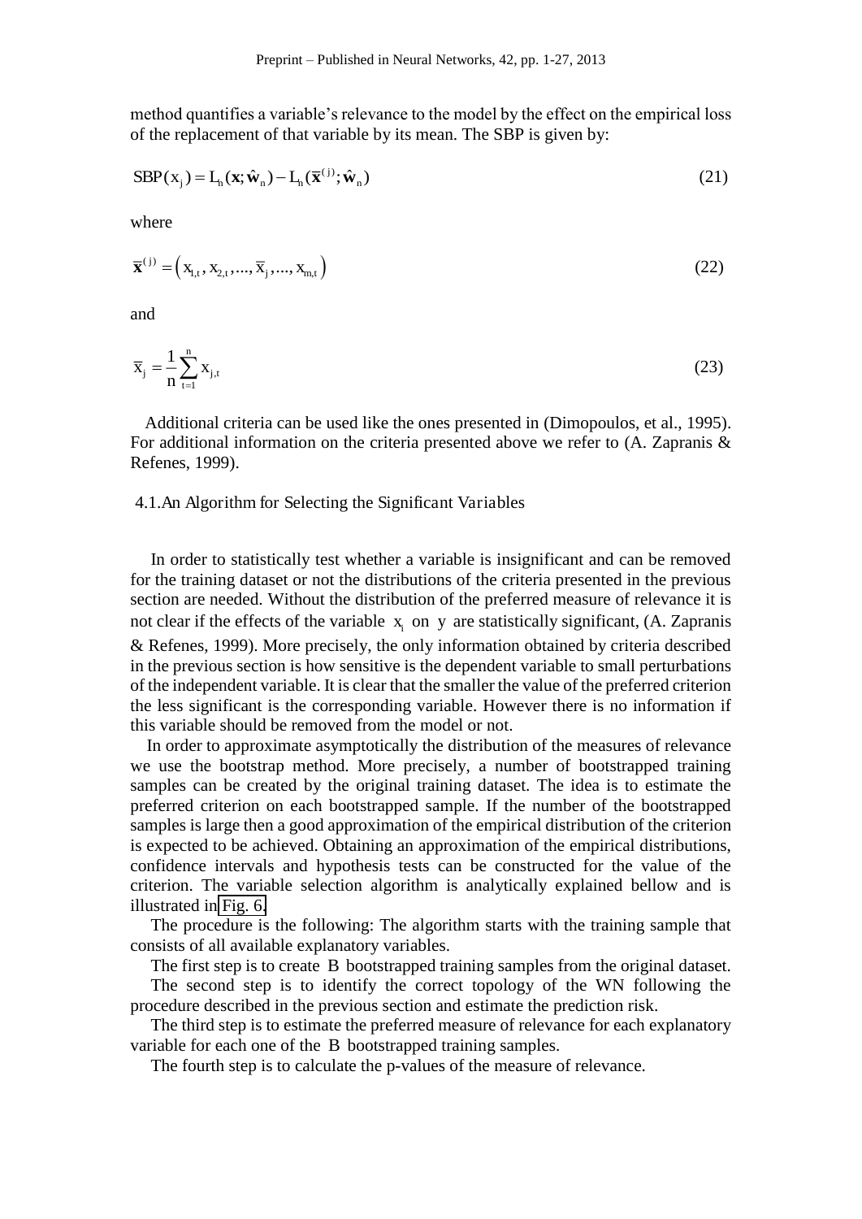method quantifies a variable's relevance to the model by the effect on the empirical loss of the replacement of that variable by its mean. The SBP is given by:

$$\mathrm{SBP}(x_j) = L_n(\mathbf{x};\hat{\mathbf{w}}_n) - L_n(\overline{\mathbf{x}}^{(j)};\hat{\mathbf{w}}_n) \tag{21}$$

where

$$\overline{\mathbf{x}}^{(j)} = \left(x_{1,t}, x_{2,t}, ..., \overline{x}_j, ..., x_{m,t}\right) \tag{22}$$

and

$$\overline{x}_j = \frac{1}{n}\sum_{t=1}^{n} x_{j,t} \tag{23}$$

Additional criteria can be used like the ones presented in (Dimopoulos, et al., 1995). For additional information on the criteria presented above we refer to (A. Zapranis & Refenes, 1999).

## 4.1. An Algorithm for Selecting the Significant Variables

In order to statistically test whether a variable is insignificant and can be removed for the training dataset or not the distributions of the criteria presented in the previous section are needed. Without the distribution of the preferred measure of relevance it is not clear if the effects of the variable $x_i$ on $y$ are statistically significant, (A. Zapranis & Refenes, 1999). More precisely, the only information obtained by criteria described in the previous section is how sensitive is the dependent variable to small perturbations of the independent variable. It is clear that the smaller the value of the preferred criterion the less significant is the corresponding variable. However there is no information if this variable should be removed from the model or not.

In order to approximate asymptotically the distribution of the measures of relevance we use the bootstrap method. More precisely, a number of bootstrapped training samples can be created by the original training dataset. The idea is to estimate the preferred criterion on each bootstrapped sample. If the number of the bootstrapped samples is large then a good approximation of the empirical distribution of the criterion is expected to be achieved. Obtaining an approximation of the empirical distributions, confidence intervals and hypothesis tests can be constructed for the value of the criterion. The variable selection algorithm is analytically explained bellow and is illustrated in Fig. 6.

The procedure is the following: The algorithm starts with the training sample that consists of all available explanatory variables.

The first step is to create $B$ bootstrapped training samples from the original dataset.

The second step is to identify the correct topology of the WN following the procedure described in the previous section and estimate the prediction risk.

The third step is to estimate the preferred measure of relevance for each explanatory variable for each one of the $B$ bootstrapped training samples.

The fourth step is to calculate the p-values of the measure of relevance.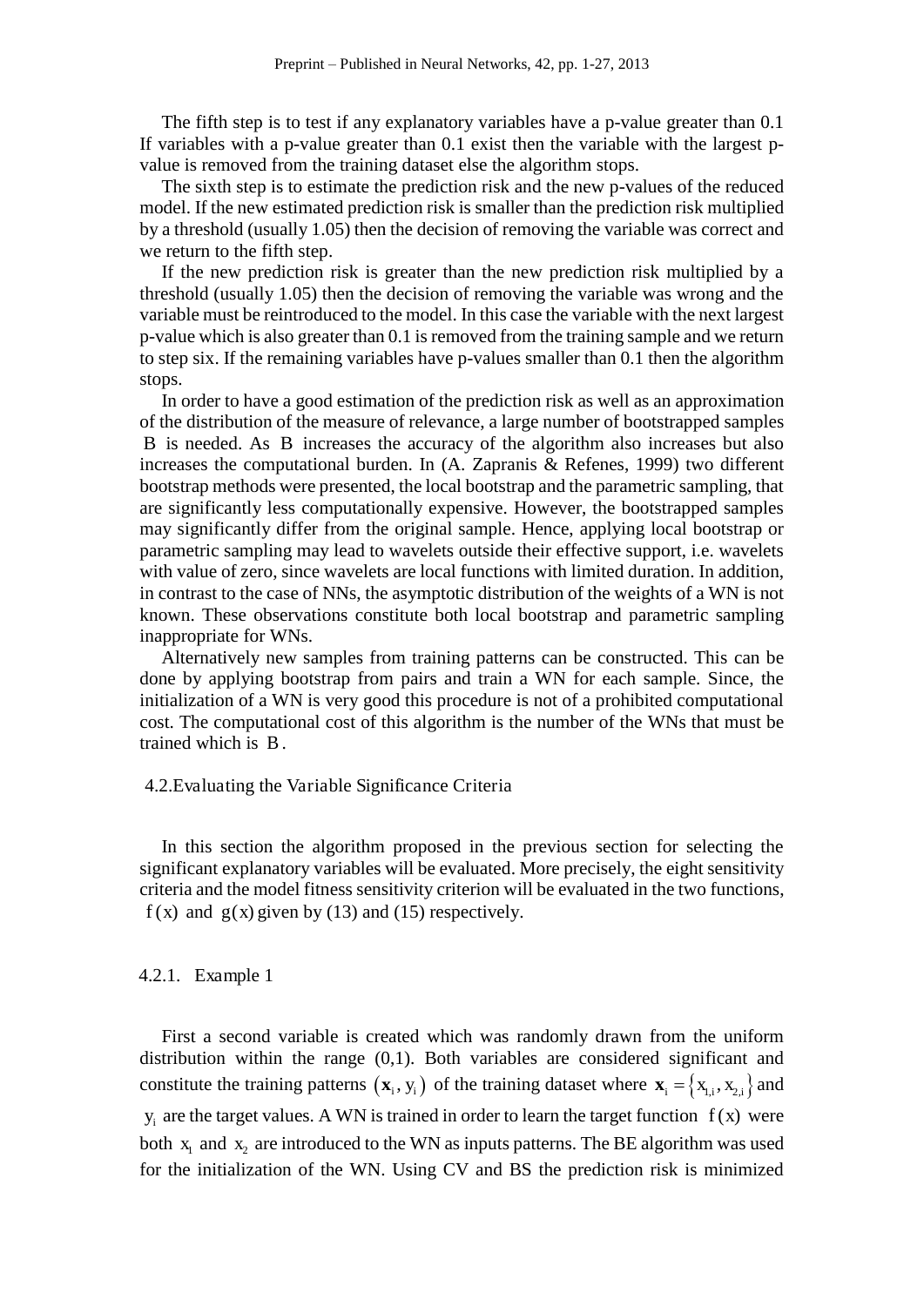The fifth step is to test if any explanatory variables have a p-value greater than 0.1 If variables with a p-value greater than 0.1 exist then the variable with the largest p-value is removed from the training dataset else the algorithm stops.

The sixth step is to estimate the prediction risk and the new p-values of the reduced model. If the new estimated prediction risk is smaller than the prediction risk multiplied by a threshold (usually 1.05) then the decision of removing the variable was correct and we return to the fifth step.

If the new prediction risk is greater than the new prediction risk multiplied by a threshold (usually 1.05) then the decision of removing the variable was wrong and the variable must be reintroduced to the model. In this case the variable with the next largest p-value which is also greater than 0.1 is removed from the training sample and we return to step six. If the remaining variables have p-values smaller than 0.1 then the algorithm stops.

In order to have a good estimation of the prediction risk as well as an approximation of the distribution of the measure of relevance, a large number of bootstrapped samples $B$ is needed. As $B$ increases the accuracy of the algorithm also increases but also increases the computational burden. In (A. Zapranis & Refenes, 1999) two different bootstrap methods were presented, the local bootstrap and the parametric sampling, that are significantly less computationally expensive. However, the bootstrapped samples may significantly differ from the original sample. Hence, applying local bootstrap or parametric sampling may lead to wavelets outside their effective support, i.e. wavelets with value of zero, since wavelets are local functions with limited duration. In addition, in contrast to the case of NNs, the asymptotic distribution of the weights of a WN is not known. These observations constitute both local bootstrap and parametric sampling inappropriate for WNs.

Alternatively new samples from training patterns can be constructed. This can be done by applying bootstrap from pairs and train a WN for each sample. Since, the initialization of a WN is very good this procedure is not of a prohibited computational cost. The computational cost of this algorithm is the number of the WNs that must be trained which is $B$.

## 4.2. Evaluating the Variable Significance Criteria

In this section the algorithm proposed in the previous section for selecting the significant explanatory variables will be evaluated. More precisely, the eight sensitivity criteria and the model fitness sensitivity criterion will be evaluated in the two functions, $f(x)$ and $g(x)$ given by (13) and (15) respectively.

### 4.2.1. Example 1

First a second variable is created which was randomly drawn from the uniform distribution within the range (0,1). Both variables are considered significant and constitute the training patterns $(\mathbf{x}_i, y_i)$ of the training dataset where $\mathbf{x}_i = \{x_{1,i}, x_{2,i}\}$ and $y_i$ are the target values. A WN is trained in order to learn the target function $f(x)$ were both $x_1$ and $x_2$ are introduced to the WN as inputs patterns. The BE algorithm was used for the initialization of the WN. Using CV and BS the prediction risk is minimized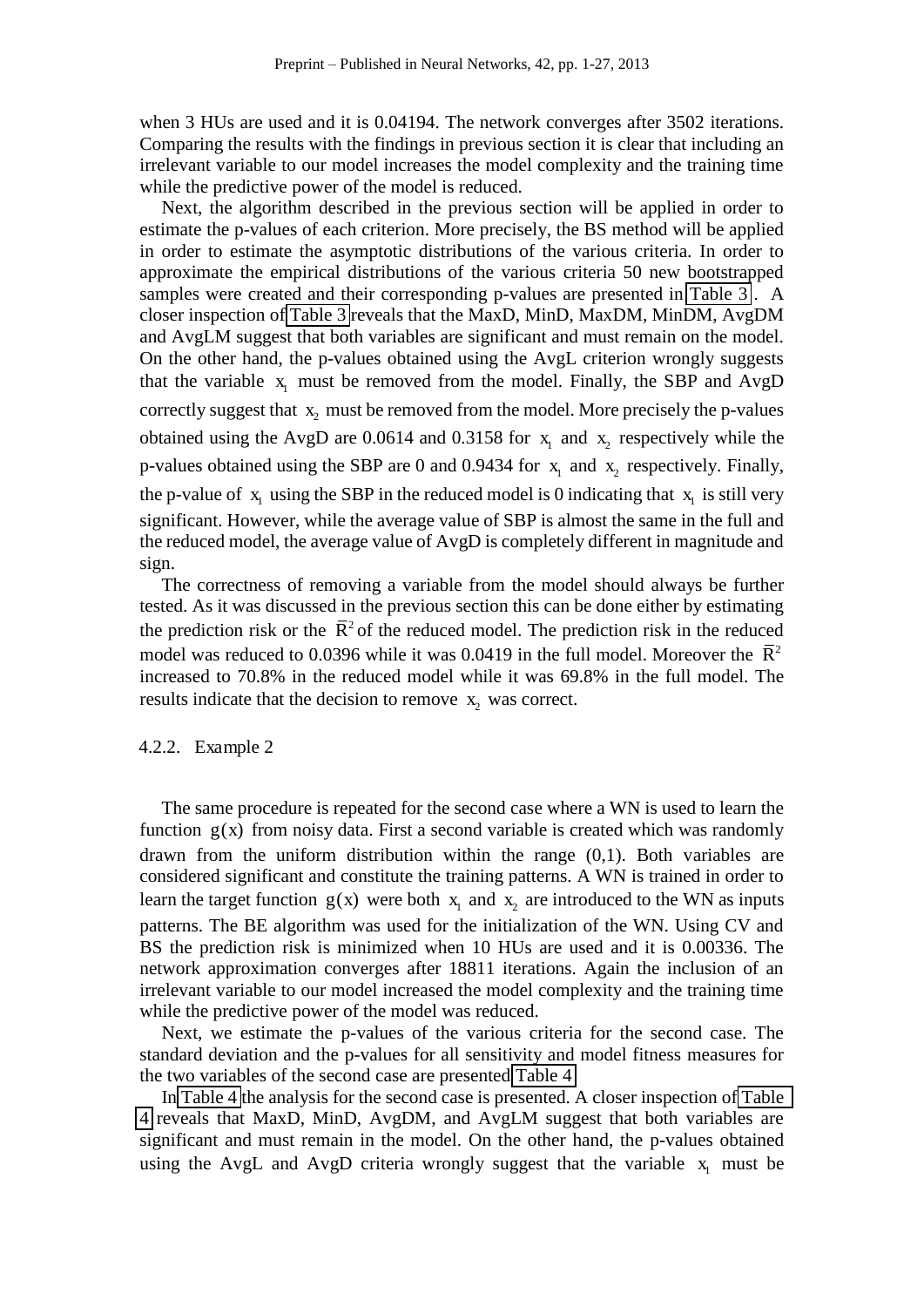when 3 HUs are used and it is 0.04194. The network converges after 3502 iterations. Comparing the results with the findings in previous section it is clear that including an irrelevant variable to our model increases the model complexity and the training time while the predictive power of the model is reduced.

Next, the algorithm described in the previous section will be applied in order to estimate the p-values of each criterion. More precisely, the BS method will be applied in order to estimate the asymptotic distributions of the various criteria. In order to approximate the empirical distributions of the various criteria 50 new bootstrapped samples were created and their corresponding p-values are presented in Table 3. A closer inspection of Table 3 reveals that the MaxD, MinD, MaxDM, MinDM, AvgDM and AvgLM suggest that both variables are significant and must remain on the model. On the other hand, the p-values obtained using the AvgL criterion wrongly suggests that the variable $x_1$ must be removed from the model. Finally, the SBP and AvgD correctly suggest that $x_2$ must be removed from the model. More precisely the p-values obtained using the AvgD are 0.0614 and 0.3158 for $x_1$ and $x_2$ respectively while the p-values obtained using the SBP are 0 and 0.9434 for $x_1$ and $x_2$ respectively. Finally, the p-value of $x_1$ using the SBP in the reduced model is 0 indicating that $x_1$ is still very significant. However, while the average value of SBP is almost the same in the full and the reduced model, the average value of AvgD is completely different in magnitude and sign.

The correctness of removing a variable from the model should always be further tested. As it was discussed in the previous section this can be done either by estimating the prediction risk or the $\bar{R}^2$ of the reduced model. The prediction risk in the reduced model was reduced to 0.0396 while it was 0.0419 in the full model. Moreover the $\bar{R}^2$ increased to 70.8% in the reduced model while it was 69.8% in the full model. The results indicate that the decision to remove $x_2$ was correct.

#### 4.2.2. Example 2

The same procedure is repeated for the second case where a WN is used to learn the function $g(x)$ from noisy data. First a second variable is created which was randomly drawn from the uniform distribution within the range (0,1). Both variables are considered significant and constitute the training patterns. A WN is trained in order to learn the target function $g(x)$ were both $x_1$ and $x_2$ are introduced to the WN as inputs patterns. The BE algorithm was used for the initialization of the WN. Using CV and BS the prediction risk is minimized when 10 HUs are used and it is 0.00336. The network approximation converges after 18811 iterations. Again the inclusion of an irrelevant variable to our model increased the model complexity and the training time while the predictive power of the model was reduced.

Next, we estimate the p-values of the various criteria for the second case. The standard deviation and the p-values for all sensitivity and model fitness measures for the two variables of the second case are presented Table 4.

In Table 4 the analysis for the second case is presented. A closer inspection of Table 4 reveals that MaxD, MinD, AvgDM, and AvgLM suggest that both variables are significant and must remain in the model. On the other hand, the p-values obtained using the AvgL and AvgD criteria wrongly suggest that the variable $x_1$ must be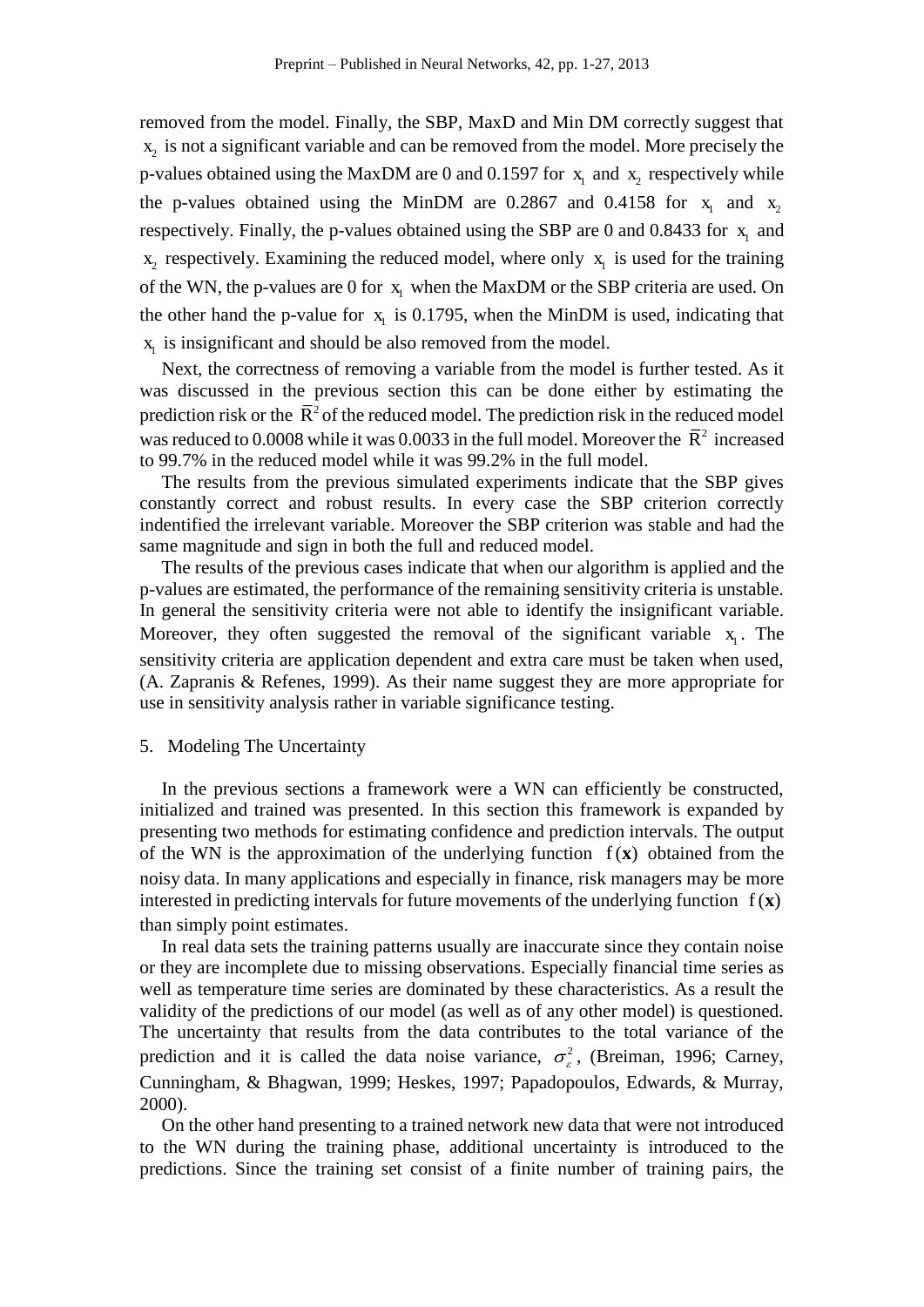removed from the model. Finally, the SBP, MaxD and Min DM correctly suggest that $x_2$ is not a significant variable and can be removed from the model. More precisely the p-values obtained using the MaxDM are 0 and 0.1597 for $x_1$ and $x_2$ respectively while the p-values obtained using the MinDM are 0.2867 and 0.4158 for $x_1$ and $x_2$ respectively. Finally, the p-values obtained using the SBP are 0 and 0.8433 for $x_1$ and $x_2$ respectively. Examining the reduced model, where only $x_1$ is used for the training of the WN, the p-values are 0 for $x_1$ when the MaxDM or the SBP criteria are used. On the other hand the p-value for $x_1$ is 0.1795, when the MinDM is used, indicating that $x_1$ is insignificant and should be also removed from the model.

Next, the correctness of removing a variable from the model is further tested. As it was discussed in the previous section this can be done either by estimating the prediction risk or the $\bar{R}^2$ of the reduced model. The prediction risk in the reduced model was reduced to 0.0008 while it was 0.0033 in the full model. Moreover the $\bar{R}^2$ increased to 99.7% in the reduced model while it was 99.2% in the full model.

The results from the previous simulated experiments indicate that the SBP gives constantly correct and robust results. In every case the SBP criterion correctly indentified the irrelevant variable. Moreover the SBP criterion was stable and had the same magnitude and sign in both the full and reduced model.

The results of the previous cases indicate that when our algorithm is applied and the p-values are estimated, the performance of the remaining sensitivity criteria is unstable. In general the sensitivity criteria were not able to identify the insignificant variable. Moreover, they often suggested the removal of the significant variable $x_1$. The sensitivity criteria are application dependent and extra care must be taken when used, (A. Zapranis & Refenes, 1999). As their name suggest they are more appropriate for use in sensitivity analysis rather in variable significance testing.

## 5. Modeling The Uncertainty

In the previous sections a framework were a WN can efficiently be constructed, initialized and trained was presented. In this section this framework is expanded by presenting two methods for estimating confidence and prediction intervals. The output of the WN is the approximation of the underlying function $f(\mathbf{x})$ obtained from the noisy data. In many applications and especially in finance, risk managers may be more interested in predicting intervals for future movements of the underlying function $f(\mathbf{x})$ than simply point estimates.

In real data sets the training patterns usually are inaccurate since they contain noise or they are incomplete due to missing observations. Especially financial time series as well as temperature time series are dominated by these characteristics. As a result the validity of the predictions of our model (as well as of any other model) is questioned. The uncertainty that results from the data contributes to the total variance of the prediction and it is called the data noise variance, $\sigma_\varepsilon^2$, (Breiman, 1996; Carney, Cunningham, & Bhagwan, 1999; Heskes, 1997; Papadopoulos, Edwards, & Murray, 2000).

On the other hand presenting to a trained network new data that were not introduced to the WN during the training phase, additional uncertainty is introduced to the predictions. Since the training set consist of a finite number of training pairs, the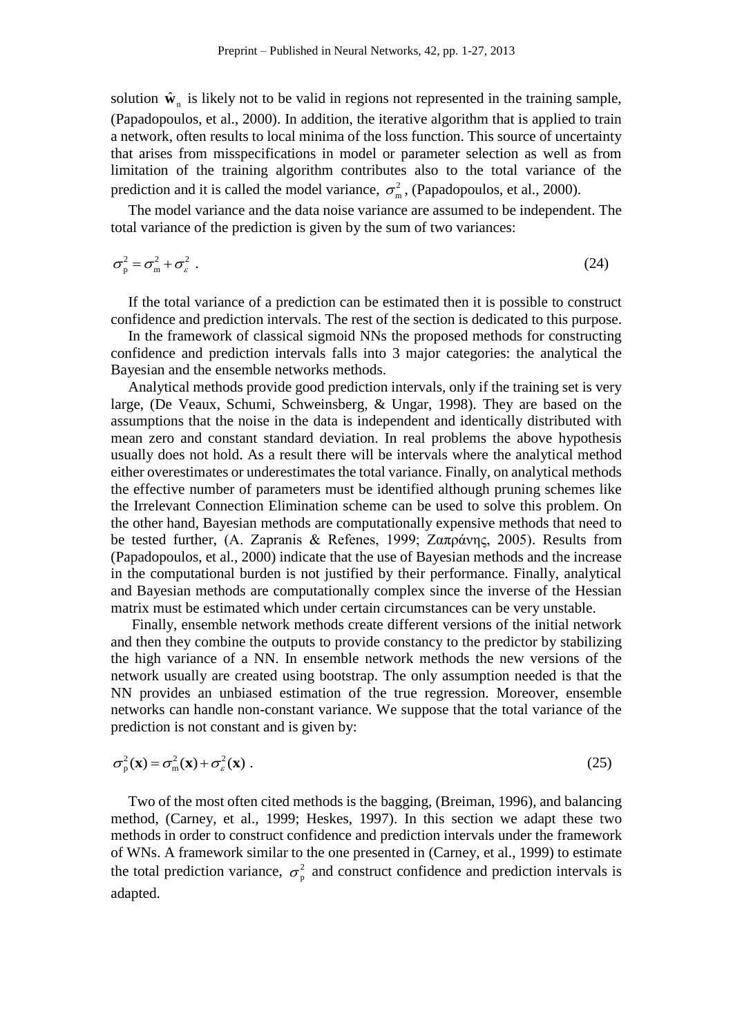solution $\hat{\mathbf{w}}_n$ is likely not to be valid in regions not represented in the training sample, (Papadopoulos, et al., 2000). In addition, the iterative algorithm that is applied to train a network, often results to local minima of the loss function. This source of uncertainty that arises from misspecifications in model or parameter selection as well as from limitation of the training algorithm contributes also to the total variance of the prediction and it is called the model variance, $\sigma_m^2$, (Papadopoulos, et al., 2000).

The model variance and the data noise variance are assumed to be independent. The total variance of the prediction is given by the sum of two variances:

$$\sigma_p^2 = \sigma_m^2 + \sigma_\varepsilon^2 \ . \tag{24}$$

If the total variance of a prediction can be estimated then it is possible to construct confidence and prediction intervals. The rest of the section is dedicated to this purpose.

In the framework of classical sigmoid NNs the proposed methods for constructing confidence and prediction intervals falls into 3 major categories: the analytical the Bayesian and the ensemble networks methods.

Analytical methods provide good prediction intervals, only if the training set is very large, (De Veaux, Schumi, Schweinsberg, & Ungar, 1998). They are based on the assumptions that the noise in the data is independent and identically distributed with mean zero and constant standard deviation. In real problems the above hypothesis usually does not hold. As a result there will be intervals where the analytical method either overestimates or underestimates the total variance. Finally, on analytical methods the effective number of parameters must be identified although pruning schemes like the Irrelevant Connection Elimination scheme can be used to solve this problem. On the other hand, Bayesian methods are computationally expensive methods that need to be tested further, (A. Zapranis & Refenes, 1999; Ζαπράνης, 2005). Results from (Papadopoulos, et al., 2000) indicate that the use of Bayesian methods and the increase in the computational burden is not justified by their performance. Finally, analytical and Bayesian methods are computationally complex since the inverse of the Hessian matrix must be estimated which under certain circumstances can be very unstable.

Finally, ensemble network methods create different versions of the initial network and then they combine the outputs to provide constancy to the predictor by stabilizing the high variance of a NN. In ensemble network methods the new versions of the network usually are created using bootstrap. The only assumption needed is that the NN provides an unbiased estimation of the true regression. Moreover, ensemble networks can handle non-constant variance. We suppose that the total variance of the prediction is not constant and is given by:

$$\sigma_p^2(\mathbf{x}) = \sigma_m^2(\mathbf{x}) + \sigma_\varepsilon^2(\mathbf{x}) \ . \tag{25}$$

Two of the most often cited methods is the bagging, (Breiman, 1996), and balancing method, (Carney, et al., 1999; Heskes, 1997). In this section we adapt these two methods in order to construct confidence and prediction intervals under the framework of WNs. A framework similar to the one presented in (Carney, et al., 1999) to estimate the total prediction variance, $\sigma_p^2$ and construct confidence and prediction intervals is adapted.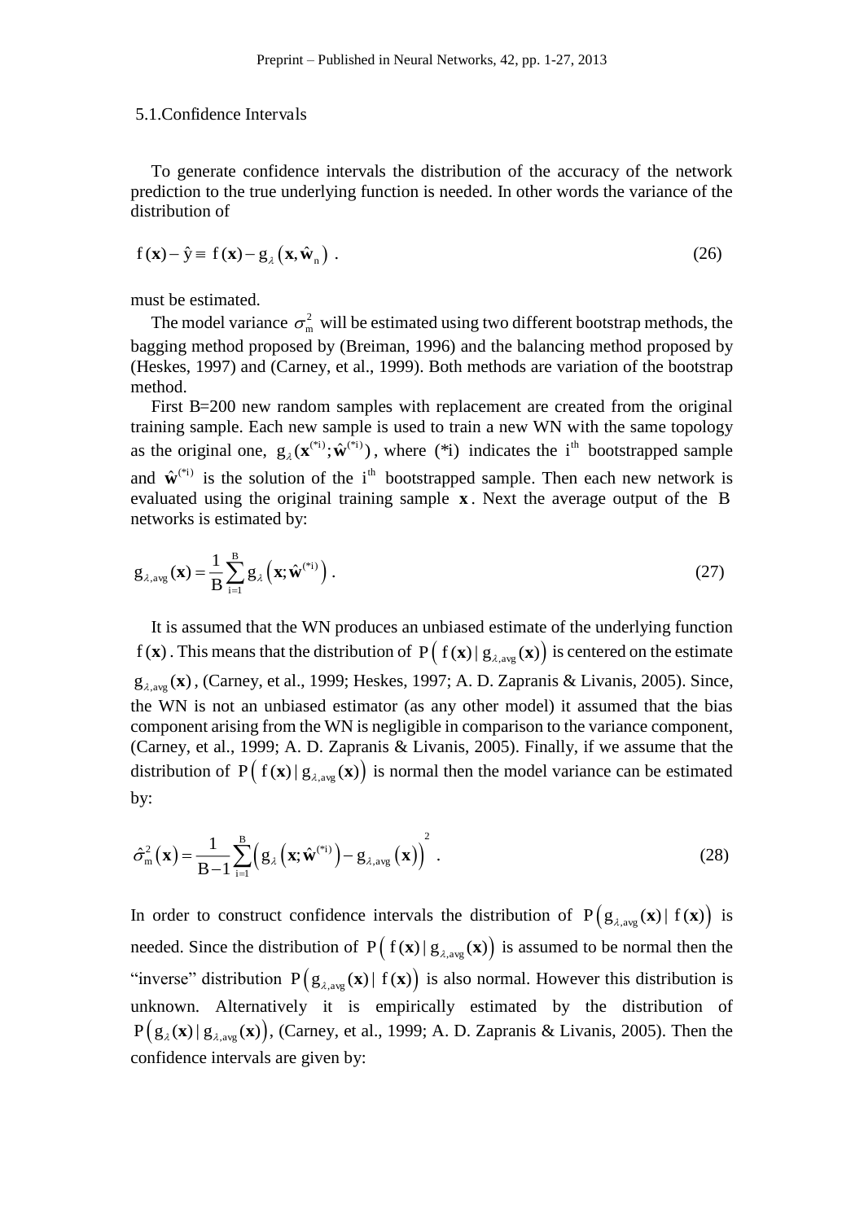### 5.1. Confidence Intervals

To generate confidence intervals the distribution of the accuracy of the network prediction to the true underlying function is needed. In other words the variance of the distribution of

$$f(\mathbf{x}) - \hat{y} \equiv f(\mathbf{x}) - g_{\lambda}\left(\mathbf{x}, \hat{\mathbf{w}}_{n}\right) . \tag{26}$$

must be estimated.

The model variance $\sigma_m^2$ will be estimated using two different bootstrap methods, the bagging method proposed by (Breiman, 1996) and the balancing method proposed by (Heskes, 1997) and (Carney, et al., 1999). Both methods are variation of the bootstrap method.

First B=200 new random samples with replacement are created from the original training sample. Each new sample is used to train a new WN with the same topology as the original one, $g_{\lambda}(\mathbf{x}^{(*i)}; \hat{\mathbf{w}}^{(*i)})$, where $(*i)$ indicates the i[th] bootstrapped sample and $\hat{\mathbf{w}}^{(*i)}$ is the solution of the i[th] bootstrapped sample. Then each new network is evaluated using the original training sample $\mathbf{x}$. Next the average output of the B networks is estimated by:

$$g_{\lambda,\text{avg}}(\mathbf{x}) = \frac{1}{B}\sum_{i=1}^{B} g_{\lambda}\left(\mathbf{x}; \hat{\mathbf{w}}^{(*i)}\right) . \tag{27}$$

It is assumed that the WN produces an unbiased estimate of the underlying function $f(\mathbf{x})$. This means that the distribution of $P\left(f(\mathbf{x}) \mid g_{\lambda,\text{avg}}(\mathbf{x})\right)$ is centered on the estimate $g_{\lambda,\text{avg}}(\mathbf{x})$, (Carney, et al., 1999; Heskes, 1997; A. D. Zapranis & Livanis, 2005). Since, the WN is not an unbiased estimator (as any other model) it assumed that the bias component arising from the WN is negligible in comparison to the variance component, (Carney, et al., 1999; A. D. Zapranis & Livanis, 2005). Finally, if we assume that the distribution of $P\left(f(\mathbf{x}) \mid g_{\lambda,\text{avg}}(\mathbf{x})\right)$ is normal then the model variance can be estimated by:

$$\hat{\sigma}_m^2\left(\mathbf{x}\right) = \frac{1}{B-1}\sum_{i=1}^{B}\left(g_{\lambda}\left(\mathbf{x}; \hat{\mathbf{w}}^{(*i)}\right) - g_{\lambda,\text{avg}}\left(\mathbf{x}\right)\right)^2 . \tag{28}$$

In order to construct confidence intervals the distribution of $P\left(g_{\lambda,\text{avg}}(\mathbf{x}) \mid f(\mathbf{x})\right)$ is needed. Since the distribution of $P\left(f(\mathbf{x}) \mid g_{\lambda,\text{avg}}(\mathbf{x})\right)$ is assumed to be normal then the "inverse" distribution $P\left(g_{\lambda,\text{avg}}(\mathbf{x}) \mid f(\mathbf{x})\right)$ is also normal. However this distribution is unknown. Alternatively it is empirically estimated by the distribution of $P\left(g_{\lambda}(\mathbf{x}) \mid g_{\lambda,\text{avg}}(\mathbf{x})\right)$, (Carney, et al., 1999; A. D. Zapranis & Livanis, 2005). Then the confidence intervals are given by: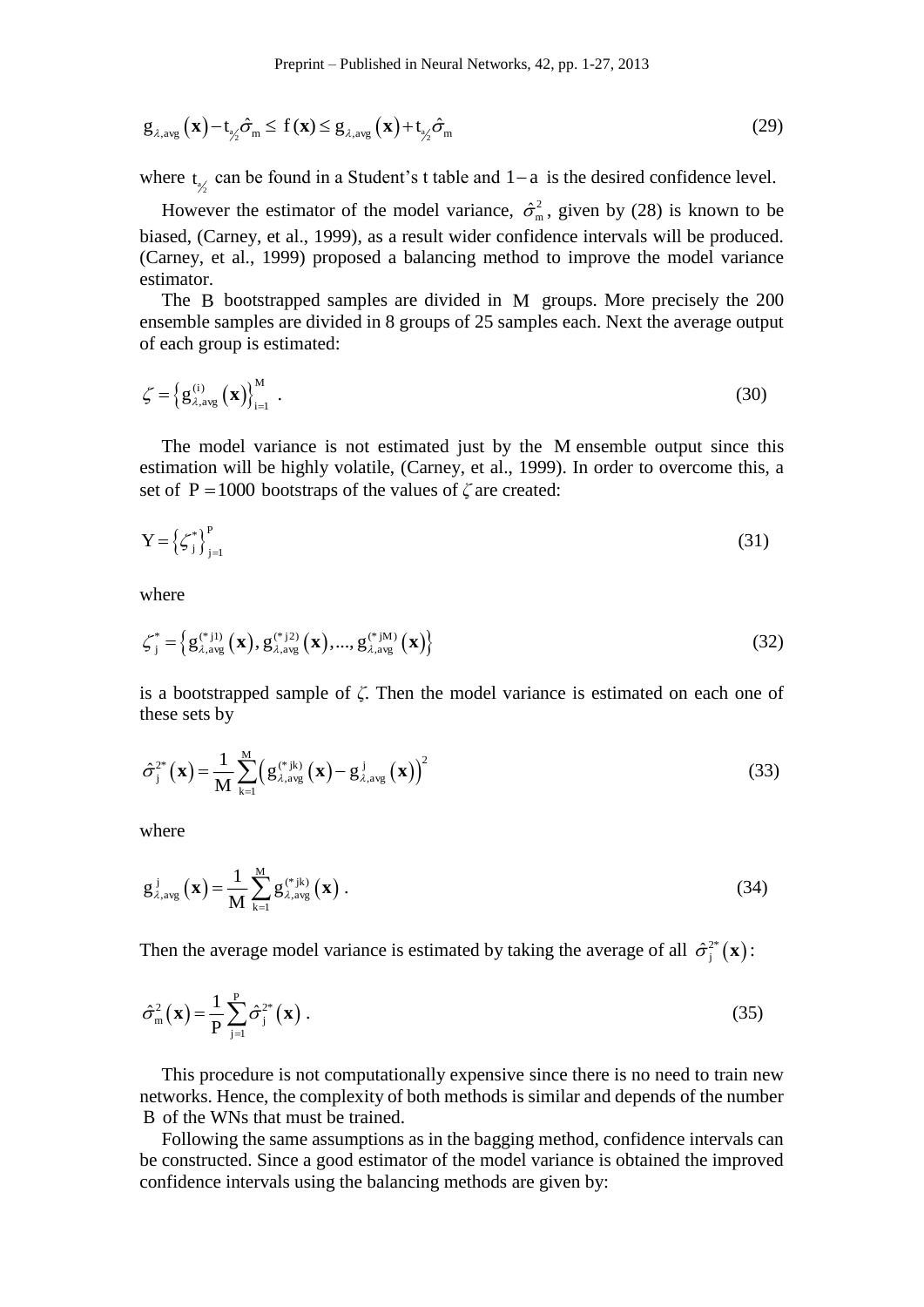$$g_{\lambda,avg}(\mathbf{x}) - t_{a/2}\hat{\sigma}_m \leq f(\mathbf{x}) \leq g_{\lambda,avg}(\mathbf{x}) + t_{a/2}\hat{\sigma}_m \tag{29}$$

where $t_{a/2}$ can be found in a Student's t table and $1-a$ is the desired confidence level.

However the estimator of the model variance, $\hat{\sigma}_m^2$, given by (28) is known to be biased, (Carney, et al., 1999), as a result wider confidence intervals will be produced. (Carney, et al., 1999) proposed a balancing method to improve the model variance estimator.

The $B$ bootstrapped samples are divided in $M$ groups. More precisely the 200 ensemble samples are divided in 8 groups of 25 samples each. Next the average output of each group is estimated:

$$\zeta = \left\{ g_{\lambda,avg}^{(i)}(\mathbf{x}) \right\}_{i=1}^{M} . \tag{30}$$

The model variance is not estimated just by the $M$ ensemble output since this estimation will be highly volatile, (Carney, et al., 1999). In order to overcome this, a set of $P = 1000$ bootstraps of the values of $\zeta$ are created:

$$Y = \left\{ \zeta_j^* \right\}_{j=1}^{P} \tag{31}$$

where

$$\zeta_j^* = \left\{ g_{\lambda,avg}^{(*j1)}(\mathbf{x}), g_{\lambda,avg}^{(*j2)}(\mathbf{x}), ..., g_{\lambda,avg}^{(*jM)}(\mathbf{x}) \right\} \tag{32}$$

is a bootstrapped sample of $\zeta$. Then the model variance is estimated on each one of these sets by

$$\hat{\sigma}_j^{2*}(\mathbf{x}) = \frac{1}{M} \sum_{k=1}^{M} \left( g_{\lambda,avg}^{(*jk)}(\mathbf{x}) - g_{\lambda,avg}^{j}(\mathbf{x}) \right)^2 \tag{33}$$

where

$$g_{\lambda,avg}^{j}(\mathbf{x}) = \frac{1}{M} \sum_{k=1}^{M} g_{\lambda,avg}^{(*jk)}(\mathbf{x}) . \tag{34}$$

Then the average model variance is estimated by taking the average of all $\hat{\sigma}_j^{2*}(\mathbf{x})$:

$$\hat{\sigma}_m^2(\mathbf{x}) = \frac{1}{P} \sum_{j=1}^{P} \hat{\sigma}_j^{2*}(\mathbf{x}) . \tag{35}$$

This procedure is not computationally expensive since there is no need to train new networks. Hence, the complexity of both methods is similar and depends of the number $B$ of the WNs that must be trained.

Following the same assumptions as in the bagging method, confidence intervals can be constructed. Since a good estimator of the model variance is obtained the improved confidence intervals using the balancing methods are given by: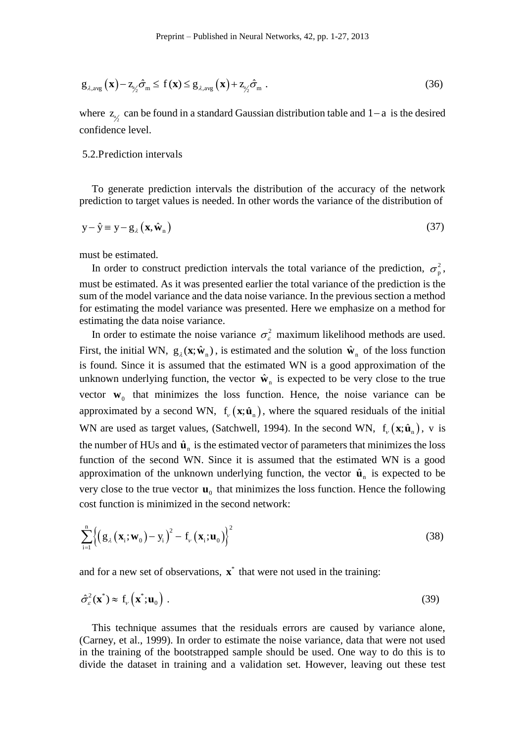$$g_{\lambda,\text{avg}}(\mathbf{x}) - z_{a/2}\hat{\sigma}_m \leq f(\mathbf{x}) \leq g_{\lambda,\text{avg}}(\mathbf{x}) + z_{a/2}\hat{\sigma}_m \ . \tag{36}$$

where $z_{a/2}$ can be found in a standard Gaussian distribution table and $1-a$ is the desired confidence level.

## 5.2. Prediction intervals

To generate prediction intervals the distribution of the accuracy of the network prediction to target values is needed. In other words the variance of the distribution of

$$y - \hat{y} \equiv y - g_{\lambda}(\mathbf{x}, \hat{\mathbf{w}}_n) \tag{37}$$

must be estimated.

In order to construct prediction intervals the total variance of the prediction, $\sigma_p^2$, must be estimated. As it was presented earlier the total variance of the prediction is the sum of the model variance and the data noise variance. In the previous section a method for estimating the model variance was presented. Here we emphasize on a method for estimating the data noise variance.

In order to estimate the noise variance $\sigma_{\varepsilon}^2$ maximum likelihood methods are used. First, the initial WN, $g_{\lambda}(\mathbf{x}; \hat{\mathbf{w}}_n)$, is estimated and the solution $\hat{\mathbf{w}}_n$ of the loss function is found. Since it is assumed that the estimated WN is a good approximation of the unknown underlying function, the vector $\hat{\mathbf{w}}_n$ is expected to be very close to the true vector $\mathbf{w}_0$ that minimizes the loss function. Hence, the noise variance can be approximated by a second WN, $f_{\nu}(\mathbf{x}; \hat{\mathbf{u}}_n)$, where the squared residuals of the initial WN are used as target values, (Satchwell, 1994). In the second WN, $f_{\nu}(\mathbf{x}; \hat{\mathbf{u}}_n)$, $\nu$ is the number of HUs and $\hat{\mathbf{u}}_n$ is the estimated vector of parameters that minimizes the loss function of the second WN. Since it is assumed that the estimated WN is a good approximation of the unknown underlying function, the vector $\hat{\mathbf{u}}_n$ is expected to be very close to the true vector $\mathbf{u}_0$ that minimizes the loss function. Hence the following cost function is minimized in the second network:

$$\sum_{i=1}^{n} \left\{ \left( g_{\lambda}(\mathbf{x}_i; \mathbf{w}_0) - y_i \right)^2 - f_{\nu}(\mathbf{x}_i; \mathbf{u}_0) \right\}^2 \tag{38}$$

and for a new set of observations, $\mathbf{x}^*$ that were not used in the training:

$$\hat{\sigma}_{\varepsilon}^2(\mathbf{x}^*) \approx f_{\nu}(\mathbf{x}^*; \mathbf{u}_0) \ . \tag{39}$$

This technique assumes that the residuals errors are caused by variance alone, (Carney, et al., 1999). In order to estimate the noise variance, data that were not used in the training of the bootstrapped sample should be used. One way to do this is to divide the dataset in training and a validation set. However, leaving out these test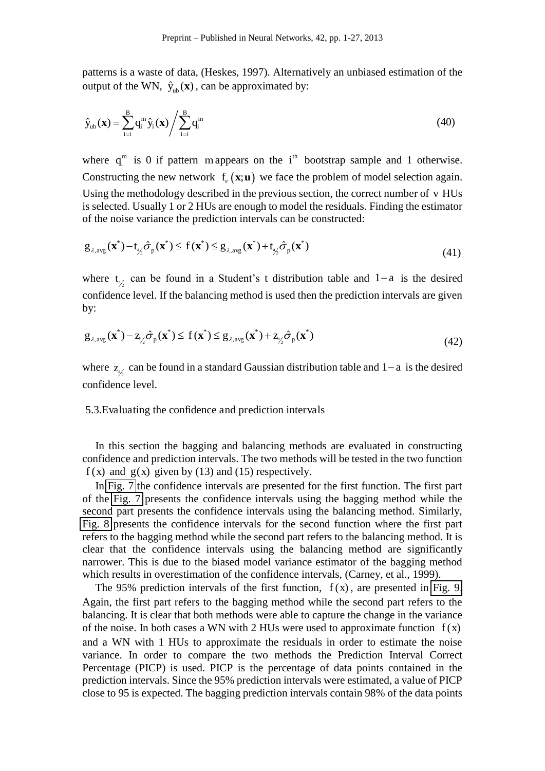patterns is a waste of data, (Heskes, 1997). Alternatively an unbiased estimation of the output of the WN, $\hat{y}_{ub}(\mathbf{x})$, can be approximated by:

$$\hat{y}_{ub}(\mathbf{x}) = \sum_{i=i}^{B} q_i^m \hat{y}_i(\mathbf{x}) \Big/ \sum_{i=i}^{B} q_i^m \tag{40}$$

where $q_i^m$ is 0 if pattern $m$ appears on the $i^{th}$ bootstrap sample and 1 otherwise. Constructing the new network $f_\nu(\mathbf{x};\mathbf{u})$ we face the problem of model selection again. Using the methodology described in the previous section, the correct number of $v$ HUs is selected. Usually 1 or 2 HUs are enough to model the residuals. Finding the estimator of the noise variance the prediction intervals can be constructed:

$$g_{\lambda,avg}(\mathbf{x}^*) - t_{a/2}\hat{\sigma}_p(\mathbf{x}^*) \leq f(\mathbf{x}^*) \leq g_{\lambda,avg}(\mathbf{x}^*) + t_{a/2}\hat{\sigma}_p(\mathbf{x}^*) \tag{41}$$

where $t_{a/2}$ can be found in a Student's t distribution table and $1-a$ is the desired confidence level. If the balancing method is used then the prediction intervals are given by:

$$g_{\lambda,avg}(\mathbf{x}^*) - z_{a/2}\hat{\sigma}_p(\mathbf{x}^*) \leq f(\mathbf{x}^*) \leq g_{\lambda,avg}(\mathbf{x}^*) + z_{a/2}\hat{\sigma}_p(\mathbf{x}^*) \tag{42}$$

where $z_{a/2}$ can be found in a standard Gaussian distribution table and $1-a$ is the desired confidence level.

## 5.3. Evaluating the confidence and prediction intervals

In this section the bagging and balancing methods are evaluated in constructing confidence and prediction intervals. The two methods will be tested in the two function $f(x)$ and $g(x)$ given by (13) and (15) respectively.

In Fig. 7 the confidence intervals are presented for the first function. The first part of the Fig. 7 presents the confidence intervals using the bagging method while the second part presents the confidence intervals using the balancing method. Similarly, Fig. 8 presents the confidence intervals for the second function where the first part refers to the bagging method while the second part refers to the balancing method. It is clear that the confidence intervals using the balancing method are significantly narrower. This is due to the biased model variance estimator of the bagging method which results in overestimation of the confidence intervals, (Carney, et al., 1999).

The 95% prediction intervals of the first function, $f(x)$, are presented in Fig. 9. Again, the first part refers to the bagging method while the second part refers to the balancing. It is clear that both methods were able to capture the change in the variance of the noise. In both cases a WN with 2 HUs were used to approximate function $f(x)$ and a WN with 1 HUs to approximate the residuals in order to estimate the noise variance. In order to compare the two methods the Prediction Interval Correct Percentage (PICP) is used. PICP is the percentage of data points contained in the prediction intervals. Since the 95% prediction intervals were estimated, a value of PICP close to 95 is expected. The bagging prediction intervals contain 98% of the data points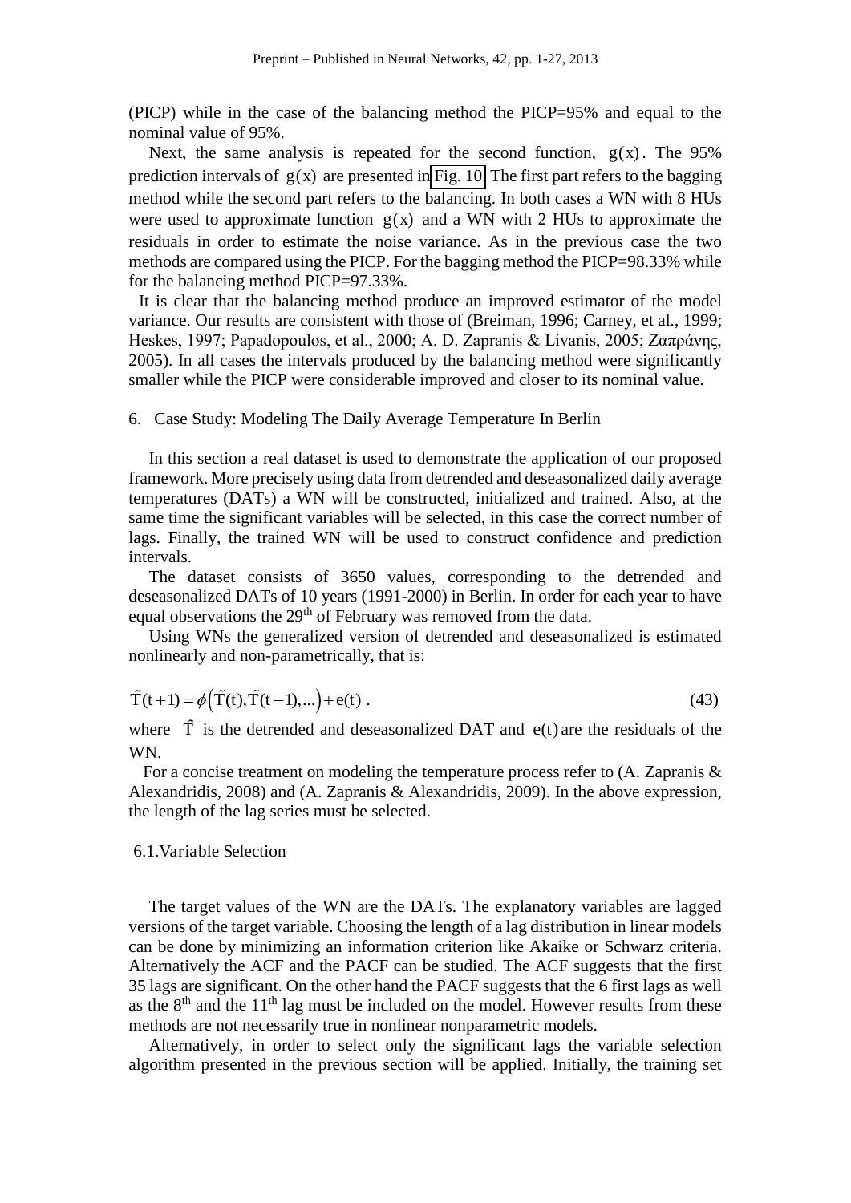(PICP) while in the case of the balancing method the PICP=95% and equal to the nominal value of 95%.

Next, the same analysis is repeated for the second function, $g(x)$. The 95% prediction intervals of $g(x)$ are presented in Fig. 10. The first part refers to the bagging method while the second part refers to the balancing. In both cases a WN with 8 HUs were used to approximate function $g(x)$ and a WN with 2 HUs to approximate the residuals in order to estimate the noise variance. As in the previous case the two methods are compared using the PICP. For the bagging method the PICP=98.33% while for the balancing method PICP=97.33%.

It is clear that the balancing method produce an improved estimator of the model variance. Our results are consistent with those of (Breiman, 1996; Carney, et al., 1999; Heskes, 1997; Papadopoulos, et al., 2000; A. D. Zapranis & Livanis, 2005; Ζαπράνης, 2005). In all cases the intervals produced by the balancing method were significantly smaller while the PICP were considerable improved and closer to its nominal value.

## 6. Case Study: Modeling The Daily Average Temperature In Berlin

In this section a real dataset is used to demonstrate the application of our proposed framework. More precisely using data from detrended and deseasonalized daily average temperatures (DATs) a WN will be constructed, initialized and trained. Also, at the same time the significant variables will be selected, in this case the correct number of lags. Finally, the trained WN will be used to construct confidence and prediction intervals.

The dataset consists of 3650 values, corresponding to the detrended and deseasonalized DATs of 10 years (1991-2000) in Berlin. In order for each year to have equal observations the 29th of February was removed from the data.

Using WNs the generalized version of detrended and deseasonalized is estimated nonlinearly and non-parametrically, that is:

$$\tilde{T}(t+1) = \phi\left(\tilde{T}(t), \tilde{T}(t-1), \ldots\right) + e(t) \ . \tag{43}$$

where $\hat{T}$ is the detrended and deseasonalized DAT and $e(t)$ are the residuals of the WN.

For a concise treatment on modeling the temperature process refer to (A. Zapranis & Alexandridis, 2008) and (A. Zapranis & Alexandridis, 2009). In the above expression, the length of the lag series must be selected.

### 6.1. Variable Selection

The target values of the WN are the DATs. The explanatory variables are lagged versions of the target variable. Choosing the length of a lag distribution in linear models can be done by minimizing an information criterion like Akaike or Schwarz criteria. Alternatively the ACF and the PACF can be studied. The ACF suggests that the first 35 lags are significant. On the other hand the PACF suggests that the 6 first lags as well as the 8th and the 11th lag must be included on the model. However results from these methods are not necessarily true in nonlinear nonparametric models.

Alternatively, in order to select only the significant lags the variable selection algorithm presented in the previous section will be applied. Initially, the training set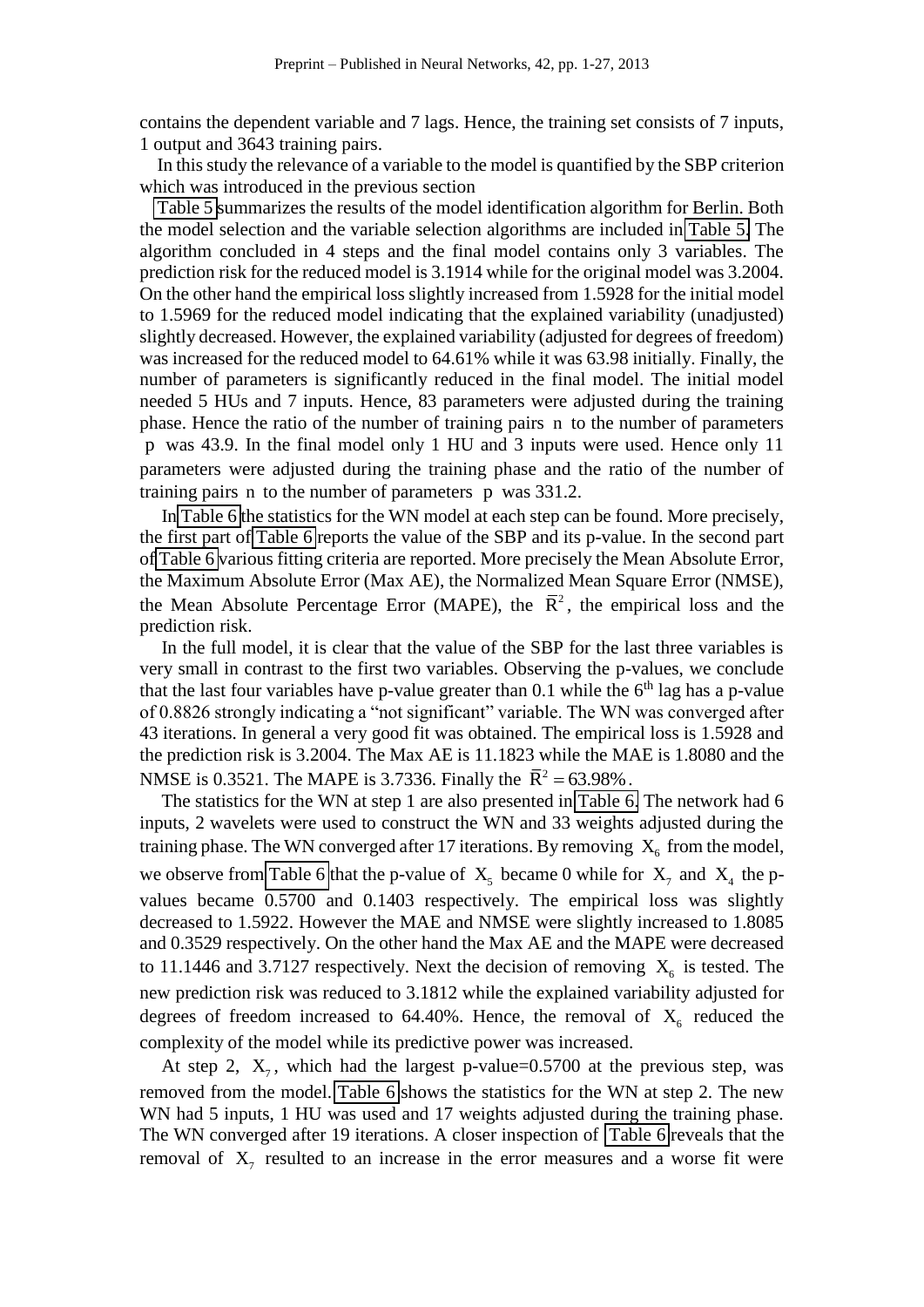contains the dependent variable and 7 lags. Hence, the training set consists of 7 inputs, 1 output and 3643 training pairs.

In this study the relevance of a variable to the model is quantified by the SBP criterion which was introduced in the previous section

Table 5 summarizes the results of the model identification algorithm for Berlin. Both the model selection and the variable selection algorithms are included in Table 5. The algorithm concluded in 4 steps and the final model contains only 3 variables. The prediction risk for the reduced model is 3.1914 while for the original model was 3.2004. On the other hand the empirical loss slightly increased from 1.5928 for the initial model to 1.5969 for the reduced model indicating that the explained variability (unadjusted) slightly decreased. However, the explained variability (adjusted for degrees of freedom) was increased for the reduced model to 64.61% while it was 63.98 initially. Finally, the number of parameters is significantly reduced in the final model. The initial model needed 5 HUs and 7 inputs. Hence, 83 parameters were adjusted during the training phase. Hence the ratio of the number of training pairs $n$ to the number of parameters $p$ was 43.9. In the final model only 1 HU and 3 inputs were used. Hence only 11 parameters were adjusted during the training phase and the ratio of the number of training pairs $n$ to the number of parameters $p$ was 331.2.

In Table 6 the statistics for the WN model at each step can be found. More precisely, the first part of Table 6 reports the value of the SBP and its p-value. In the second part of Table 6 various fitting criteria are reported. More precisely the Mean Absolute Error, the Maximum Absolute Error (Max AE), the Normalized Mean Square Error (NMSE), the Mean Absolute Percentage Error (MAPE), the $\bar{R}^2$, the empirical loss and the prediction risk.

In the full model, it is clear that the value of the SBP for the last three variables is very small in contrast to the first two variables. Observing the p-values, we conclude that the last four variables have p-value greater than 0.1 while the 6[th] lag has a p-value of 0.8826 strongly indicating a "not significant" variable. The WN was converged after 43 iterations. In general a very good fit was obtained. The empirical loss is 1.5928 and the prediction risk is 3.2004. The Max AE is 11.1823 while the MAE is 1.8080 and the NMSE is 0.3521. The MAPE is 3.7336. Finally the $\bar{R}^2 = 63.98\%$.

The statistics for the WN at step 1 are also presented in Table 6. The network had 6 inputs, 2 wavelets were used to construct the WN and 33 weights adjusted during the training phase. The WN converged after 17 iterations. By removing $X_6$ from the model, we observe from Table 6 that the p-value of $X_5$ became 0 while for $X_7$ and $X_4$ the p-values became 0.5700 and 0.1403 respectively. The empirical loss was slightly decreased to 1.5922. However the MAE and NMSE were slightly increased to 1.8085 and 0.3529 respectively. On the other hand the Max AE and the MAPE were decreased to 11.1446 and 3.7127 respectively. Next the decision of removing $X_6$ is tested. The new prediction risk was reduced to 3.1812 while the explained variability adjusted for degrees of freedom increased to 64.40%. Hence, the removal of $X_6$ reduced the complexity of the model while its predictive power was increased.

At step 2, $X_7$, which had the largest p-value=0.5700 at the previous step, was removed from the model. Table 6 shows the statistics for the WN at step 2. The new WN had 5 inputs, 1 HU was used and 17 weights adjusted during the training phase. The WN converged after 19 iterations. A closer inspection of Table 6 reveals that the removal of $X_7$ resulted to an increase in the error measures and a worse fit were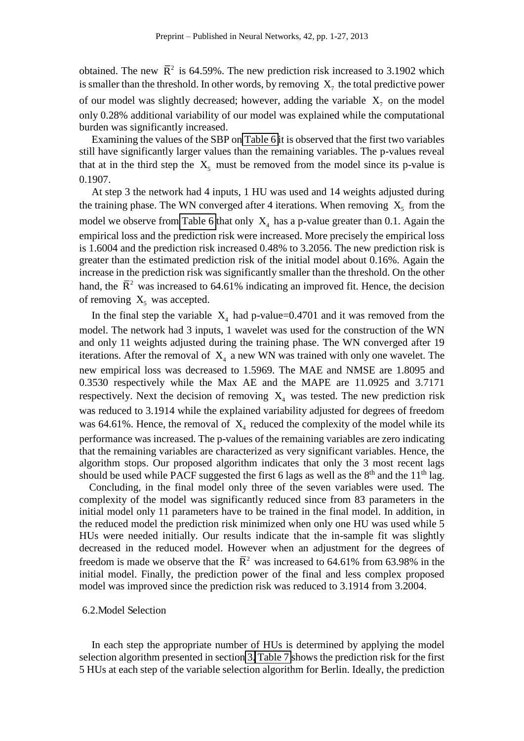obtained. The new $\bar{R}^2$ is 64.59%. The new prediction risk increased to 3.1902 which is smaller than the threshold. In other words, by removing $X_7$ the total predictive power of our model was slightly decreased; however, adding the variable $X_7$ on the model only 0.28% additional variability of our model was explained while the computational burden was significantly increased.

Examining the values of the SBP on Table 6 it is observed that the first two variables still have significantly larger values than the remaining variables. The p-values reveal that at in the third step the $X_5$ must be removed from the model since its p-value is 0.1907.

At step 3 the network had 4 inputs, 1 HU was used and 14 weights adjusted during the training phase. The WN converged after 4 iterations. When removing $X_5$ from the model we observe from Table 6 that only $X_4$ has a p-value greater than 0.1. Again the empirical loss and the prediction risk were increased. More precisely the empirical loss is 1.6004 and the prediction risk increased 0.48% to 3.2056. The new prediction risk is greater than the estimated prediction risk of the initial model about 0.16%. Again the increase in the prediction risk was significantly smaller than the threshold. On the other hand, the $\bar{R}^2$ was increased to 64.61% indicating an improved fit. Hence, the decision of removing $X_5$ was accepted.

In the final step the variable $X_4$ had p-value=0.4701 and it was removed from the model. The network had 3 inputs, 1 wavelet was used for the construction of the WN and only 11 weights adjusted during the training phase. The WN converged after 19 iterations. After the removal of $X_4$ a new WN was trained with only one wavelet. The new empirical loss was decreased to 1.5969. The MAE and NMSE are 1.8095 and 0.3530 respectively while the Max AE and the MAPE are 11.0925 and 3.7171 respectively. Next the decision of removing $X_4$ was tested. The new prediction risk was reduced to 3.1914 while the explained variability adjusted for degrees of freedom was 64.61%. Hence, the removal of $X_4$ reduced the complexity of the model while its performance was increased. The p-values of the remaining variables are zero indicating that the remaining variables are characterized as very significant variables. Hence, the algorithm stops. Our proposed algorithm indicates that only the 3 most recent lags should be used while PACF suggested the first 6 lags as well as the 8th and the 11th lag.

Concluding, in the final model only three of the seven variables were used. The complexity of the model was significantly reduced since from 83 parameters in the initial model only 11 parameters have to be trained in the final model. In addition, in the reduced model the prediction risk minimized when only one HU was used while 5 HUs were needed initially. Our results indicate that the in-sample fit was slightly decreased in the reduced model. However when an adjustment for the degrees of freedom is made we observe that the $\bar{R}^2$ was increased to 64.61% from 63.98% in the initial model. Finally, the prediction power of the final and less complex proposed model was improved since the prediction risk was reduced to 3.1914 from 3.2004.

## 6.2. Model Selection

In each step the appropriate number of HUs is determined by applying the model selection algorithm presented in section 3. Table 7 shows the prediction risk for the first 5 HUs at each step of the variable selection algorithm for Berlin. Ideally, the prediction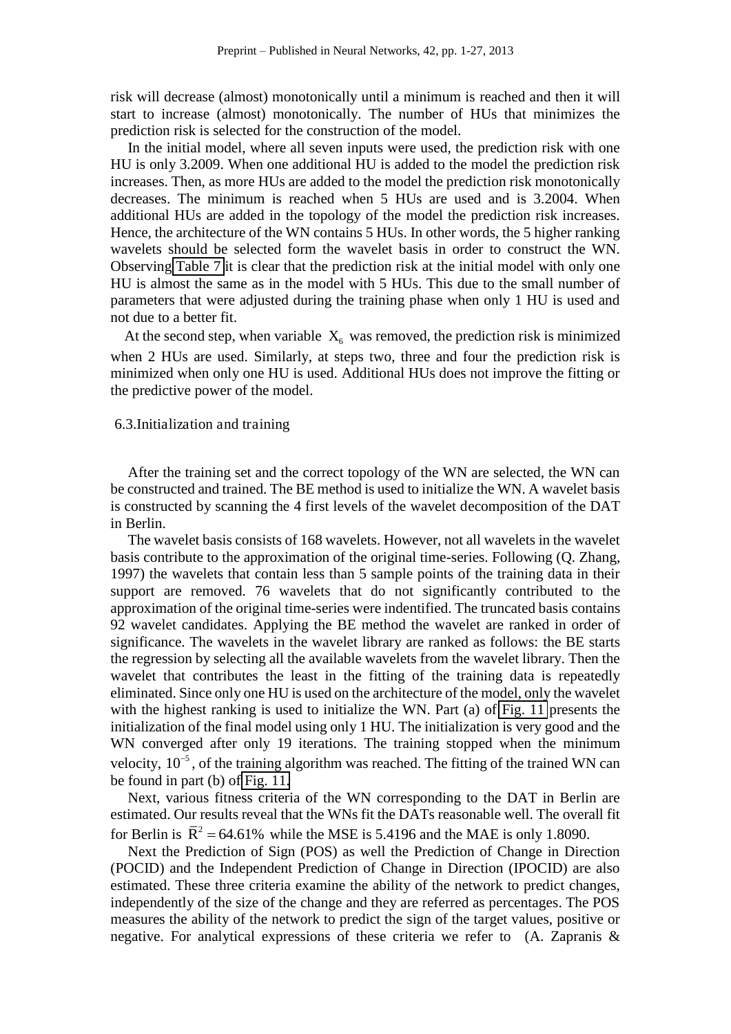risk will decrease (almost) monotonically until a minimum is reached and then it will start to increase (almost) monotonically. The number of HUs that minimizes the prediction risk is selected for the construction of the model.

In the initial model, where all seven inputs were used, the prediction risk with one HU is only 3.2009. When one additional HU is added to the model the prediction risk increases. Then, as more HUs are added to the model the prediction risk monotonically decreases. The minimum is reached when 5 HUs are used and is 3.2004. When additional HUs are added in the topology of the model the prediction risk increases. Hence, the architecture of the WN contains 5 HUs. In other words, the 5 higher ranking wavelets should be selected form the wavelet basis in order to construct the WN. Observing Table 7 it is clear that the prediction risk at the initial model with only one HU is almost the same as in the model with 5 HUs. This due to the small number of parameters that were adjusted during the training phase when only 1 HU is used and not due to a better fit.

At the second step, when variable $X_6$ was removed, the prediction risk is minimized when 2 HUs are used. Similarly, at steps two, three and four the prediction risk is minimized when only one HU is used. Additional HUs does not improve the fitting or the predictive power of the model.

### 6.3. Initialization and training

After the training set and the correct topology of the WN are selected, the WN can be constructed and trained. The BE method is used to initialize the WN. A wavelet basis is constructed by scanning the 4 first levels of the wavelet decomposition of the DAT in Berlin.

The wavelet basis consists of 168 wavelets. However, not all wavelets in the wavelet basis contribute to the approximation of the original time-series. Following (Q. Zhang, 1997) the wavelets that contain less than 5 sample points of the training data in their support are removed. 76 wavelets that do not significantly contributed to the approximation of the original time-series were indentified. The truncated basis contains 92 wavelet candidates. Applying the BE method the wavelet are ranked in order of significance. The wavelets in the wavelet library are ranked as follows: the BE starts the regression by selecting all the available wavelets from the wavelet library. Then the wavelet that contributes the least in the fitting of the training data is repeatedly eliminated. Since only one HU is used on the architecture of the model, only the wavelet with the highest ranking is used to initialize the WN. Part (a) of Fig. 11 presents the initialization of the final model using only 1 HU. The initialization is very good and the WN converged after only 19 iterations. The training stopped when the minimum velocity, $10^{-5}$, of the training algorithm was reached. The fitting of the trained WN can be found in part (b) of Fig. 11.

Next, various fitness criteria of the WN corresponding to the DAT in Berlin are estimated. Our results reveal that the WNs fit the DATs reasonable well. The overall fit for Berlin is $\bar{R}^2 = 64.61\%$ while the MSE is 5.4196 and the MAE is only 1.8090.

Next the Prediction of Sign (POS) as well the Prediction of Change in Direction (POCID) and the Independent Prediction of Change in Direction (IPOCID) are also estimated. These three criteria examine the ability of the network to predict changes, independently of the size of the change and they are referred as percentages. The POS measures the ability of the network to predict the sign of the target values, positive or negative. For analytical expressions of these criteria we refer to (A. Zapranis &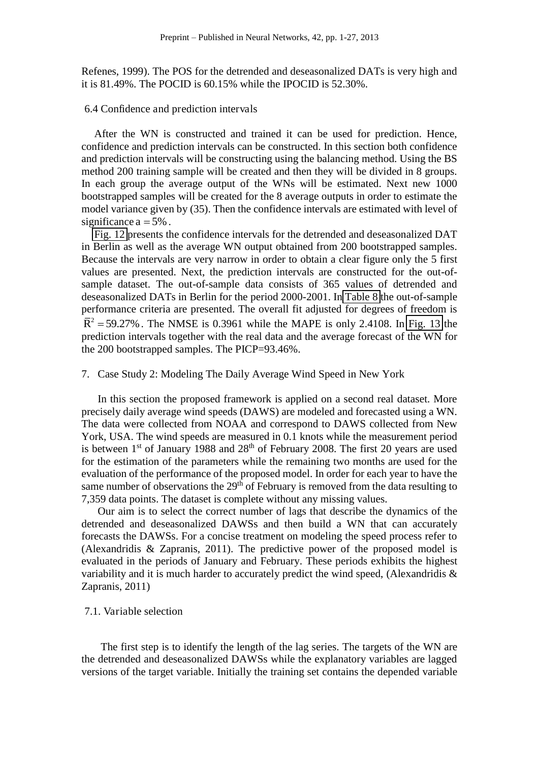Refenes, 1999). The POS for the detrended and deseasonalized DATs is very high and it is 81.49%. The POCID is 60.15% while the IPOCID is 52.30%.

### 6.4 Confidence and prediction intervals

After the WN is constructed and trained it can be used for prediction. Hence, confidence and prediction intervals can be constructed. In this section both confidence and prediction intervals will be constructing using the balancing method. Using the BS method 200 training sample will be created and then they will be divided in 8 groups. In each group the average output of the WNs will be estimated. Next new 1000 bootstrapped samples will be created for the 8 average outputs in order to estimate the model variance given by (35). Then the confidence intervals are estimated with level of significance $a = 5\%$.

Fig. 12 presents the confidence intervals for the detrended and deseasonalized DAT in Berlin as well as the average WN output obtained from 200 bootstrapped samples. Because the intervals are very narrow in order to obtain a clear figure only the 5 first values are presented. Next, the prediction intervals are constructed for the out-of-sample dataset. The out-of-sample data consists of 365 values of detrended and deseasonalized DATs in Berlin for the period 2000-2001. In Table 8 the out-of-sample performance criteria are presented. The overall fit adjusted for degrees of freedom is $\bar{R}^2 = 59.27\%$. The NMSE is 0.3961 while the MAPE is only 2.4108. In Fig. 13 the prediction intervals together with the real data and the average forecast of the WN for the 200 bootstrapped samples. The PICP=93.46%.

## 7. Case Study 2: Modeling The Daily Average Wind Speed in New York

In this section the proposed framework is applied on a second real dataset. More precisely daily average wind speeds (DAWS) are modeled and forecasted using a WN. The data were collected from NOAA and correspond to DAWS collected from New York, USA. The wind speeds are measured in 0.1 knots while the measurement period is between 1st of January 1988 and 28th of February 2008. The first 20 years are used for the estimation of the parameters while the remaining two months are used for the evaluation of the performance of the proposed model. In order for each year to have the same number of observations the 29th of February is removed from the data resulting to 7,359 data points. The dataset is complete without any missing values.

Our aim is to select the correct number of lags that describe the dynamics of the detrended and deseasonalized DAWSs and then build a WN that can accurately forecasts the DAWSs. For a concise treatment on modeling the speed process refer to (Alexandridis & Zapranis, 2011). The predictive power of the proposed model is evaluated in the periods of January and February. These periods exhibits the highest variability and it is much harder to accurately predict the wind speed, (Alexandridis & Zapranis, 2011)

### 7.1. Variable selection

The first step is to identify the length of the lag series. The targets of the WN are the detrended and deseasonalized DAWSs while the explanatory variables are lagged versions of the target variable. Initially the training set contains the depended variable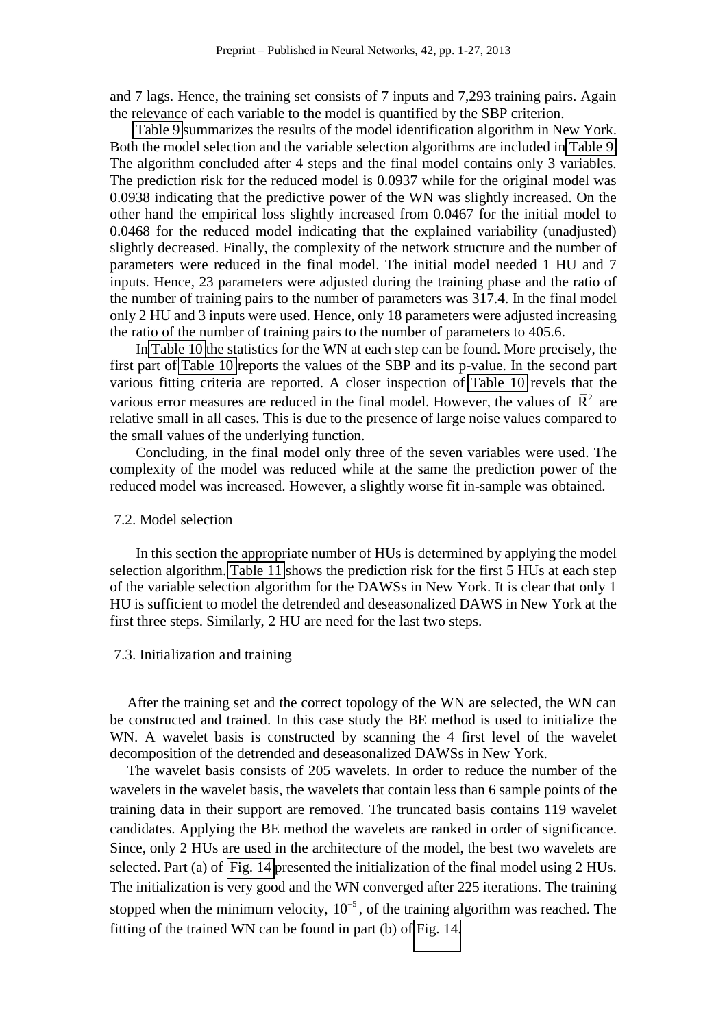and 7 lags. Hence, the training set consists of 7 inputs and 7,293 training pairs. Again the relevance of each variable to the model is quantified by the SBP criterion.

Table 9 summarizes the results of the model identification algorithm in New York. Both the model selection and the variable selection algorithms are included in Table 9. The algorithm concluded after 4 steps and the final model contains only 3 variables. The prediction risk for the reduced model is 0.0937 while for the original model was 0.0938 indicating that the predictive power of the WN was slightly increased. On the other hand the empirical loss slightly increased from 0.0467 for the initial model to 0.0468 for the reduced model indicating that the explained variability (unadjusted) slightly decreased. Finally, the complexity of the network structure and the number of parameters were reduced in the final model. The initial model needed 1 HU and 7 inputs. Hence, 23 parameters were adjusted during the training phase and the ratio of the number of training pairs to the number of parameters was 317.4. In the final model only 2 HU and 3 inputs were used. Hence, only 18 parameters were adjusted increasing the ratio of the number of training pairs to the number of parameters to 405.6.

In Table 10 the statistics for the WN at each step can be found. More precisely, the first part of Table 10 reports the values of the SBP and its p-value. In the second part various fitting criteria are reported. A closer inspection of Table 10 revels that the various error measures are reduced in the final model. However, the values of $\bar{R}^2$ are relative small in all cases. This is due to the presence of large noise values compared to the small values of the underlying function.

Concluding, in the final model only three of the seven variables were used. The complexity of the model was reduced while at the same the prediction power of the reduced model was increased. However, a slightly worse fit in-sample was obtained.

## 7.2. Model selection

In this section the appropriate number of HUs is determined by applying the model selection algorithm. Table 11 shows the prediction risk for the first 5 HUs at each step of the variable selection algorithm for the DAWSs in New York. It is clear that only 1 HU is sufficient to model the detrended and deseasonalized DAWS in New York at the first three steps. Similarly, 2 HU are need for the last two steps.

## 7.3. Initialization and training

After the training set and the correct topology of the WN are selected, the WN can be constructed and trained. In this case study the BE method is used to initialize the WN. A wavelet basis is constructed by scanning the 4 first level of the wavelet decomposition of the detrended and deseasonalized DAWSs in New York.

The wavelet basis consists of 205 wavelets. In order to reduce the number of the wavelets in the wavelet basis, the wavelets that contain less than 6 sample points of the training data in their support are removed. The truncated basis contains 119 wavelet candidates. Applying the BE method the wavelets are ranked in order of significance. Since, only 2 HUs are used in the architecture of the model, the best two wavelets are selected. Part (a) of Fig. 14 presented the initialization of the final model using 2 HUs. The initialization is very good and the WN converged after 225 iterations. The training stopped when the minimum velocity, $10^{-5}$, of the training algorithm was reached. The fitting of the trained WN can be found in part (b) of Fig. 14.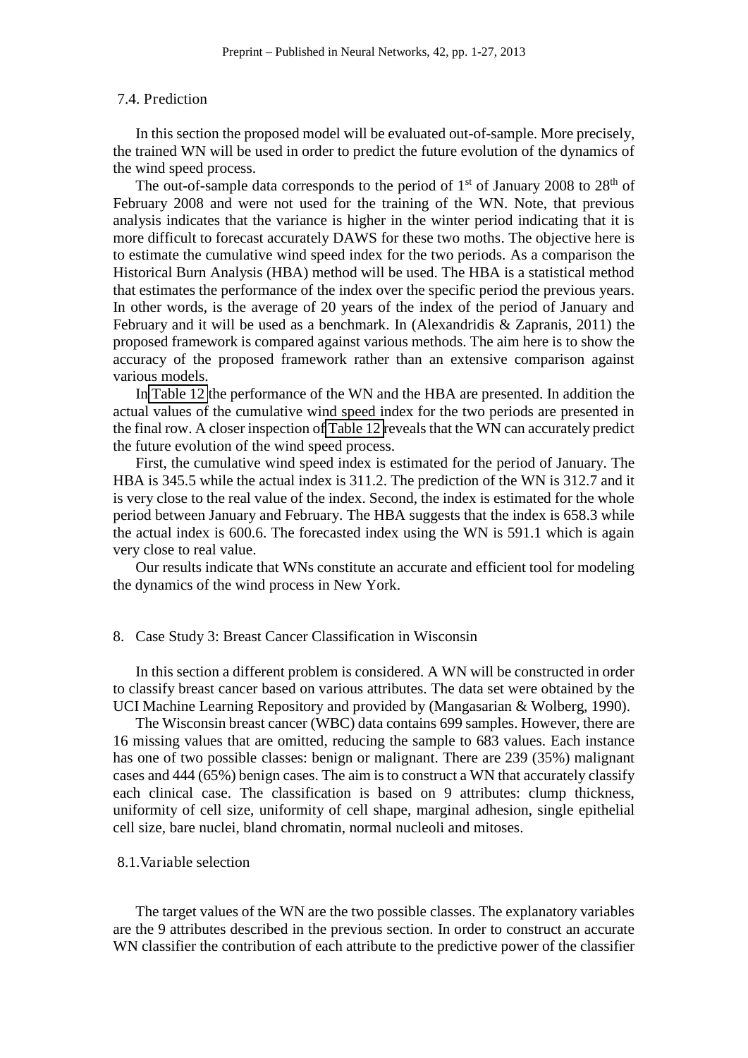### 7.4. Prediction

In this section the proposed model will be evaluated out-of-sample. More precisely, the trained WN will be used in order to predict the future evolution of the dynamics of the wind speed process.

The out-of-sample data corresponds to the period of 1st of January 2008 to 28th of February 2008 and were not used for the training of the WN. Note, that previous analysis indicates that the variance is higher in the winter period indicating that it is more difficult to forecast accurately DAWS for these two moths. The objective here is to estimate the cumulative wind speed index for the two periods. As a comparison the Historical Burn Analysis (HBA) method will be used. The HBA is a statistical method that estimates the performance of the index over the specific period the previous years. In other words, is the average of 20 years of the index of the period of January and February and it will be used as a benchmark. In (Alexandridis & Zapranis, 2011) the proposed framework is compared against various methods. The aim here is to show the accuracy of the proposed framework rather than an extensive comparison against various models.

In Table 12 the performance of the WN and the HBA are presented. In addition the actual values of the cumulative wind speed index for the two periods are presented in the final row. A closer inspection of Table 12 reveals that the WN can accurately predict the future evolution of the wind speed process.

First, the cumulative wind speed index is estimated for the period of January. The HBA is 345.5 while the actual index is 311.2. The prediction of the WN is 312.7 and it is very close to the real value of the index. Second, the index is estimated for the whole period between January and February. The HBA suggests that the index is 658.3 while the actual index is 600.6. The forecasted index using the WN is 591.1 which is again very close to real value.

Our results indicate that WNs constitute an accurate and efficient tool for modeling the dynamics of the wind process in New York.

## 8. Case Study 3: Breast Cancer Classification in Wisconsin

In this section a different problem is considered. A WN will be constructed in order to classify breast cancer based on various attributes. The data set were obtained by the UCI Machine Learning Repository and provided by (Mangasarian & Wolberg, 1990).

The Wisconsin breast cancer (WBC) data contains 699 samples. However, there are 16 missing values that are omitted, reducing the sample to 683 values. Each instance has one of two possible classes: benign or malignant. There are 239 (35%) malignant cases and 444 (65%) benign cases. The aim is to construct a WN that accurately classify each clinical case. The classification is based on 9 attributes: clump thickness, uniformity of cell size, uniformity of cell shape, marginal adhesion, single epithelial cell size, bare nuclei, bland chromatin, normal nucleoli and mitoses.

### 8.1. Variable selection

The target values of the WN are the two possible classes. The explanatory variables are the 9 attributes described in the previous section. In order to construct an accurate WN classifier the contribution of each attribute to the predictive power of the classifier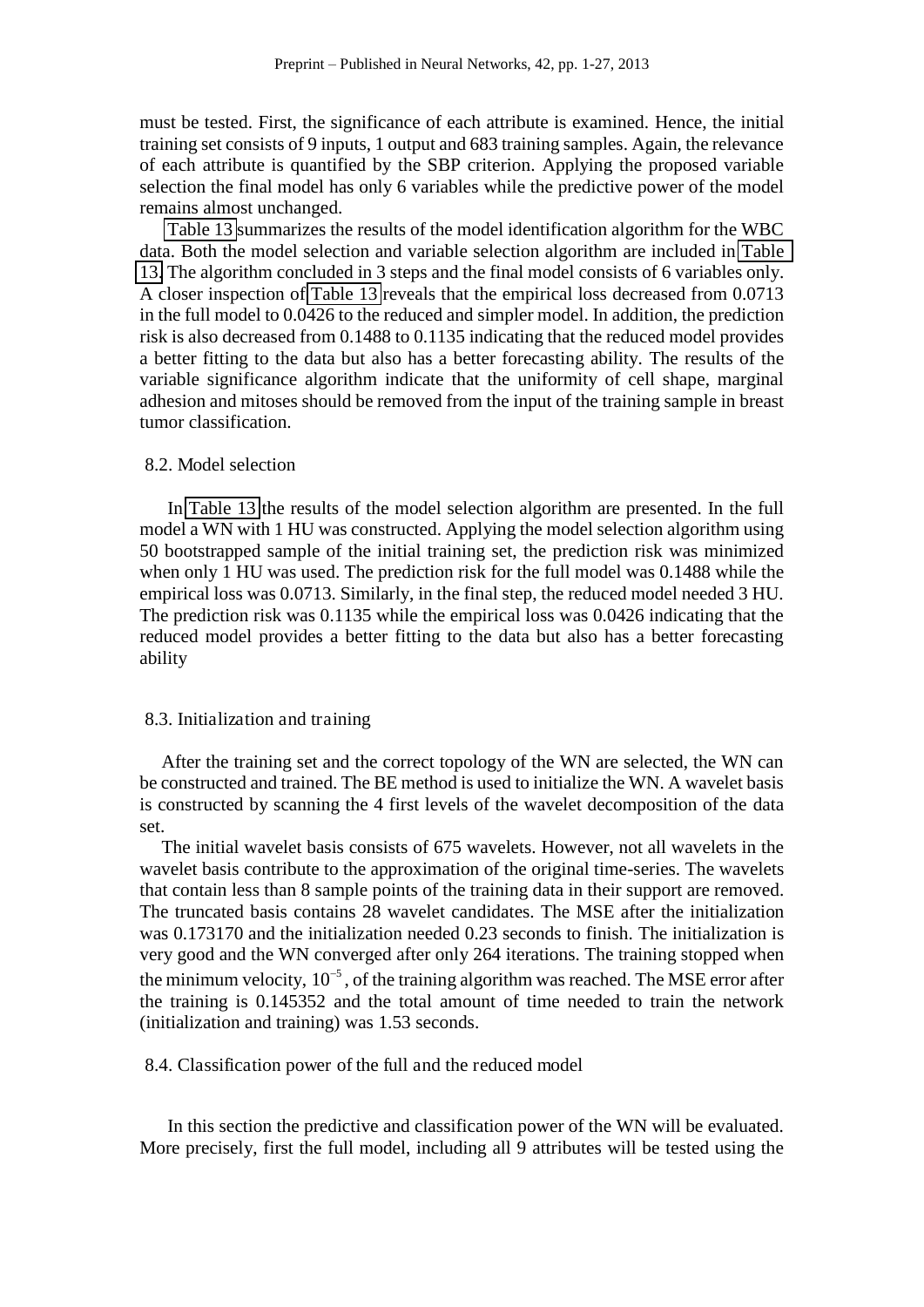must be tested. First, the significance of each attribute is examined. Hence, the initial training set consists of 9 inputs, 1 output and 683 training samples. Again, the relevance of each attribute is quantified by the SBP criterion. Applying the proposed variable selection the final model has only 6 variables while the predictive power of the model remains almost unchanged.

Table 13 summarizes the results of the model identification algorithm for the WBC data. Both the model selection and variable selection algorithm are included in Table 13. The algorithm concluded in 3 steps and the final model consists of 6 variables only. A closer inspection of Table 13 reveals that the empirical loss decreased from 0.0713 in the full model to 0.0426 to the reduced and simpler model. In addition, the prediction risk is also decreased from 0.1488 to 0.1135 indicating that the reduced model provides a better fitting to the data but also has a better forecasting ability. The results of the variable significance algorithm indicate that the uniformity of cell shape, marginal adhesion and mitoses should be removed from the input of the training sample in breast tumor classification.

## 8.2. Model selection

In Table 13 the results of the model selection algorithm are presented. In the full model a WN with 1 HU was constructed. Applying the model selection algorithm using 50 bootstrapped sample of the initial training set, the prediction risk was minimized when only 1 HU was used. The prediction risk for the full model was 0.1488 while the empirical loss was 0.0713. Similarly, in the final step, the reduced model needed 3 HU. The prediction risk was 0.1135 while the empirical loss was 0.0426 indicating that the reduced model provides a better fitting to the data but also has a better forecasting ability

## 8.3. Initialization and training

After the training set and the correct topology of the WN are selected, the WN can be constructed and trained. The BE method is used to initialize the WN. A wavelet basis is constructed by scanning the 4 first levels of the wavelet decomposition of the data set.

The initial wavelet basis consists of 675 wavelets. However, not all wavelets in the wavelet basis contribute to the approximation of the original time-series. The wavelets that contain less than 8 sample points of the training data in their support are removed. The truncated basis contains 28 wavelet candidates. The MSE after the initialization was 0.173170 and the initialization needed 0.23 seconds to finish. The initialization is very good and the WN converged after only 264 iterations. The training stopped when the minimum velocity, $10^{-5}$, of the training algorithm was reached. The MSE error after the training is 0.145352 and the total amount of time needed to train the network (initialization and training) was 1.53 seconds.

## 8.4. Classification power of the full and the reduced model

In this section the predictive and classification power of the WN will be evaluated. More precisely, first the full model, including all 9 attributes will be tested using the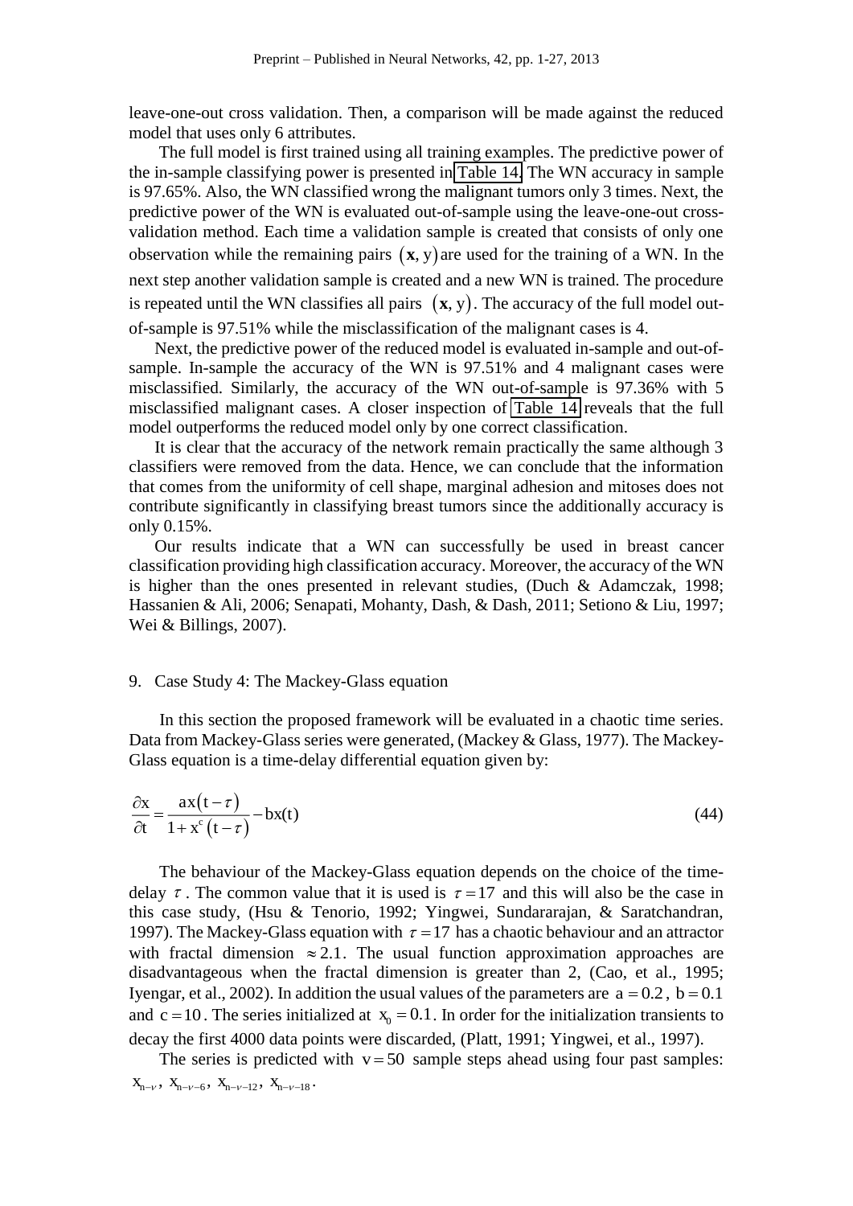leave-one-out cross validation. Then, a comparison will be made against the reduced model that uses only 6 attributes.

The full model is first trained using all training examples. The predictive power of the in-sample classifying power is presented in Table 14. The WN accuracy in sample is 97.65%. Also, the WN classified wrong the malignant tumors only 3 times. Next, the predictive power of the WN is evaluated out-of-sample using the leave-one-out cross-validation method. Each time a validation sample is created that consists of only one observation while the remaining pairs $(\mathbf{x}, y)$ are used for the training of a WN. In the next step another validation sample is created and a new WN is trained. The procedure is repeated until the WN classifies all pairs $(\mathbf{x}, y)$. The accuracy of the full model out-of-sample is 97.51% while the misclassification of the malignant cases is 4.

Next, the predictive power of the reduced model is evaluated in-sample and out-of-sample. In-sample the accuracy of the WN is 97.51% and 4 malignant cases were misclassified. Similarly, the accuracy of the WN out-of-sample is 97.36% with 5 misclassified malignant cases. A closer inspection of Table 14 reveals that the full model outperforms the reduced model only by one correct classification.

It is clear that the accuracy of the network remain practically the same although 3 classifiers were removed from the data. Hence, we can conclude that the information that comes from the uniformity of cell shape, marginal adhesion and mitoses does not contribute significantly in classifying breast tumors since the additionally accuracy is only 0.15%.

Our results indicate that a WN can successfully be used in breast cancer classification providing high classification accuracy. Moreover, the accuracy of the WN is higher than the ones presented in relevant studies, (Duch & Adamczak, 1998; Hassanien & Ali, 2006; Senapati, Mohanty, Dash, & Dash, 2011; Setiono & Liu, 1997; Wei & Billings, 2007).

## 9. Case Study 4: The Mackey-Glass equation

In this section the proposed framework will be evaluated in a chaotic time series. Data from Mackey-Glass series were generated, (Mackey & Glass, 1977). The Mackey-Glass equation is a time-delay differential equation given by:

$$\frac{\partial x}{\partial t} = \frac{a x(t-\tau)}{1 + x^{c}(t-\tau)} - b x(t) \tag{44}$$

The behaviour of the Mackey-Glass equation depends on the choice of the time-delay $\tau$. The common value that it is used is $\tau = 17$ and this will also be the case in this case study, (Hsu & Tenorio, 1992; Yingwei, Sundararajan, & Saratchandran, 1997). The Mackey-Glass equation with $\tau = 17$ has a chaotic behaviour and an attractor with fractal dimension $\approx 2.1$. The usual function approximation approaches are disadvantageous when the fractal dimension is greater than 2, (Cao, et al., 1995; Iyengar, et al., 2002). In addition the usual values of the parameters are $a = 0.2$, $b = 0.1$ and $c = 10$. The series initialized at $x_0 = 0.1$. In order for the initialization transients to decay the first 4000 data points were discarded, (Platt, 1991; Yingwei, et al., 1997).

The series is predicted with $v = 50$ sample steps ahead using four past samples: $x_{n-\nu}$, $x_{n-\nu-6}$, $x_{n-\nu-12}$, $x_{n-\nu-18}$.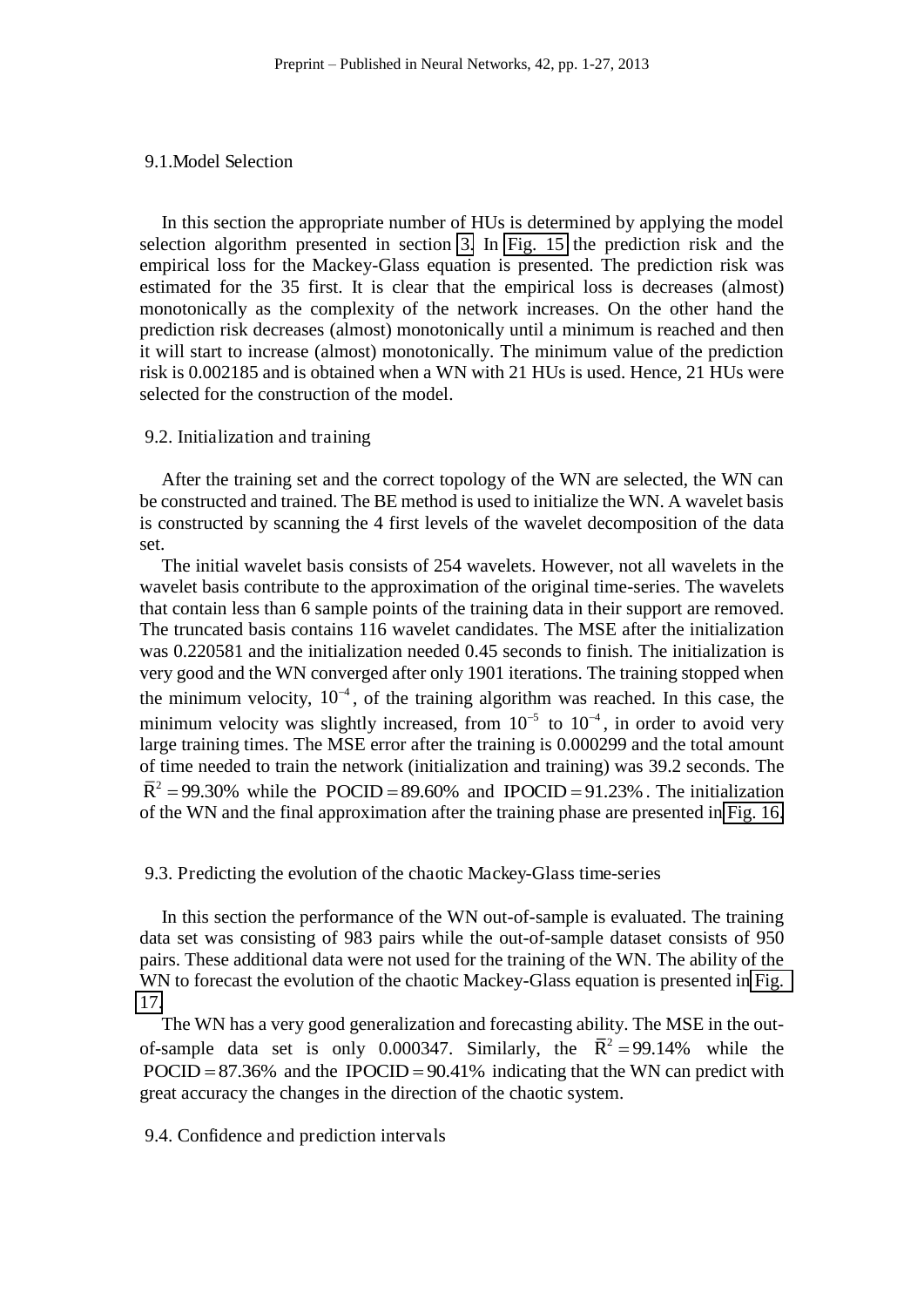## 9.1. Model Selection

In this section the appropriate number of HUs is determined by applying the model selection algorithm presented in section 3. In Fig. 15 the prediction risk and the empirical loss for the Mackey-Glass equation is presented. The prediction risk was estimated for the 35 first. It is clear that the empirical loss is decreases (almost) monotonically as the complexity of the network increases. On the other hand the prediction risk decreases (almost) monotonically until a minimum is reached and then it will start to increase (almost) monotonically. The minimum value of the prediction risk is 0.002185 and is obtained when a WN with 21 HUs is used. Hence, 21 HUs were selected for the construction of the model.

## 9.2. Initialization and training

After the training set and the correct topology of the WN are selected, the WN can be constructed and trained. The BE method is used to initialize the WN. A wavelet basis is constructed by scanning the 4 first levels of the wavelet decomposition of the data set.

The initial wavelet basis consists of 254 wavelets. However, not all wavelets in the wavelet basis contribute to the approximation of the original time-series. The wavelets that contain less than 6 sample points of the training data in their support are removed. The truncated basis contains 116 wavelet candidates. The MSE after the initialization was 0.220581 and the initialization needed 0.45 seconds to finish. The initialization is very good and the WN converged after only 1901 iterations. The training stopped when the minimum velocity, $10^{-4}$, of the training algorithm was reached. In this case, the minimum velocity was slightly increased, from $10^{-5}$ to $10^{-4}$, in order to avoid very large training times. The MSE error after the training is 0.000299 and the total amount of time needed to train the network (initialization and training) was 39.2 seconds. The $\bar{R}^2 = 99.30\%$ while the $\text{POCID} = 89.60\%$ and $\text{IPOCID} = 91.23\%$. The initialization of the WN and the final approximation after the training phase are presented in Fig. 16.

## 9.3. Predicting the evolution of the chaotic Mackey-Glass time-series

In this section the performance of the WN out-of-sample is evaluated. The training data set was consisting of 983 pairs while the out-of-sample dataset consists of 950 pairs. These additional data were not used for the training of the WN. The ability of the WN to forecast the evolution of the chaotic Mackey-Glass equation is presented in Fig. 17.

The WN has a very good generalization and forecasting ability. The MSE in the out-of-sample data set is only 0.000347. Similarly, the $\bar{R}^2 = 99.14\%$ while the $\text{POCID} = 87.36\%$ and the $\text{IPOCID} = 90.41\%$ indicating that the WN can predict with great accuracy the changes in the direction of the chaotic system.

## 9.4. Confidence and prediction intervals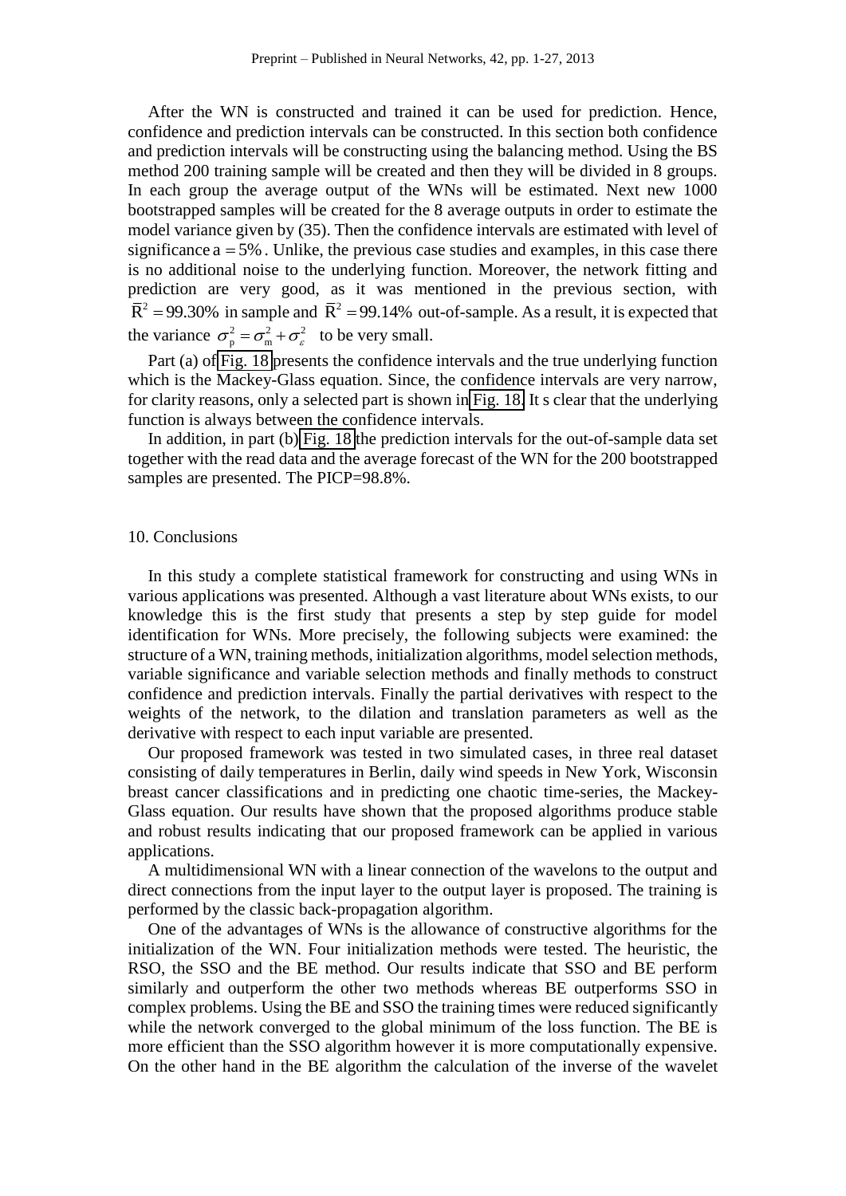After the WN is constructed and trained it can be used for prediction. Hence, confidence and prediction intervals can be constructed. In this section both confidence and prediction intervals will be constructing using the balancing method. Using the BS method 200 training sample will be created and then they will be divided in 8 groups. In each group the average output of the WNs will be estimated. Next new 1000 bootstrapped samples will be created for the 8 average outputs in order to estimate the model variance given by (35). Then the confidence intervals are estimated with level of significance $a = 5\%$. Unlike, the previous case studies and examples, in this case there is no additional noise to the underlying function. Moreover, the network fitting and prediction are very good, as it was mentioned in the previous section, with $\bar{R}^2 = 99.30\%$ in sample and $\bar{R}^2 = 99.14\%$ out-of-sample. As a result, it is expected that the variance $\sigma_p^2 = \sigma_m^2 + \sigma_\varepsilon^2$ to be very small.

Part (a) of Fig. 18 presents the confidence intervals and the true underlying function which is the Mackey-Glass equation. Since, the confidence intervals are very narrow, for clarity reasons, only a selected part is shown in Fig. 18. It s clear that the underlying function is always between the confidence intervals.

In addition, in part (b) Fig. 18 the prediction intervals for the out-of-sample data set together with the read data and the average forecast of the WN for the 200 bootstrapped samples are presented. The PICP=98.8%.

## 10. Conclusions

In this study a complete statistical framework for constructing and using WNs in various applications was presented. Although a vast literature about WNs exists, to our knowledge this is the first study that presents a step by step guide for model identification for WNs. More precisely, the following subjects were examined: the structure of a WN, training methods, initialization algorithms, model selection methods, variable significance and variable selection methods and finally methods to construct confidence and prediction intervals. Finally the partial derivatives with respect to the weights of the network, to the dilation and translation parameters as well as the derivative with respect to each input variable are presented.

Our proposed framework was tested in two simulated cases, in three real dataset consisting of daily temperatures in Berlin, daily wind speeds in New York, Wisconsin breast cancer classifications and in predicting one chaotic time-series, the Mackey-Glass equation. Our results have shown that the proposed algorithms produce stable and robust results indicating that our proposed framework can be applied in various applications.

A multidimensional WN with a linear connection of the wavelons to the output and direct connections from the input layer to the output layer is proposed. The training is performed by the classic back-propagation algorithm.

One of the advantages of WNs is the allowance of constructive algorithms for the initialization of the WN. Four initialization methods were tested. The heuristic, the RSO, the SSO and the BE method. Our results indicate that SSO and BE perform similarly and outperform the other two methods whereas BE outperforms SSO in complex problems. Using the BE and SSO the training times were reduced significantly while the network converged to the global minimum of the loss function. The BE is more efficient than the SSO algorithm however it is more computationally expensive. On the other hand in the BE algorithm the calculation of the inverse of the wavelet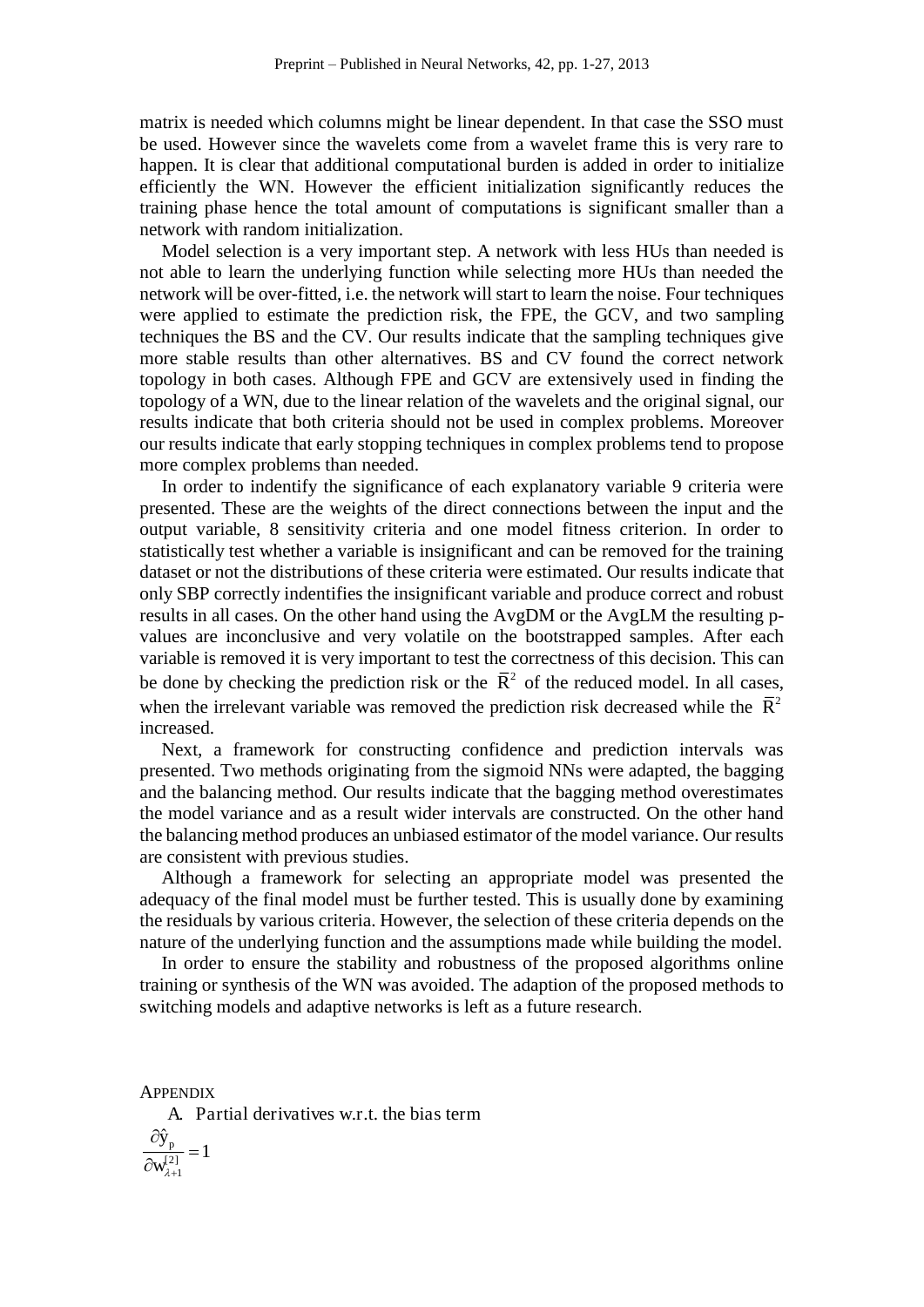matrix is needed which columns might be linear dependent. In that case the SSO must be used. However since the wavelets come from a wavelet frame this is very rare to happen. It is clear that additional computational burden is added in order to initialize efficiently the WN. However the efficient initialization significantly reduces the training phase hence the total amount of computations is significant smaller than a network with random initialization.

Model selection is a very important step. A network with less HUs than needed is not able to learn the underlying function while selecting more HUs than needed the network will be over-fitted, i.e. the network will start to learn the noise. Four techniques were applied to estimate the prediction risk, the FPE, the GCV, and two sampling techniques the BS and the CV. Our results indicate that the sampling techniques give more stable results than other alternatives. BS and CV found the correct network topology in both cases. Although FPE and GCV are extensively used in finding the topology of a WN, due to the linear relation of the wavelets and the original signal, our results indicate that both criteria should not be used in complex problems. Moreover our results indicate that early stopping techniques in complex problems tend to propose more complex problems than needed.

In order to indentify the significance of each explanatory variable 9 criteria were presented. These are the weights of the direct connections between the input and the output variable, 8 sensitivity criteria and one model fitness criterion. In order to statistically test whether a variable is insignificant and can be removed for the training dataset or not the distributions of these criteria were estimated. Our results indicate that only SBP correctly indentifies the insignificant variable and produce correct and robust results in all cases. On the other hand using the AvgDM or the AvgLM the resulting p-values are inconclusive and very volatile on the bootstrapped samples. After each variable is removed it is very important to test the correctness of this decision. This can be done by checking the prediction risk or the $\bar{R}^2$ of the reduced model. In all cases, when the irrelevant variable was removed the prediction risk decreased while the $\bar{R}^2$ increased.

Next, a framework for constructing confidence and prediction intervals was presented. Two methods originating from the sigmoid NNs were adapted, the bagging and the balancing method. Our results indicate that the bagging method overestimates the model variance and as a result wider intervals are constructed. On the other hand the balancing method produces an unbiased estimator of the model variance. Our results are consistent with previous studies.

Although a framework for selecting an appropriate model was presented the adequacy of the final model must be further tested. This is usually done by examining the residuals by various criteria. However, the selection of these criteria depends on the nature of the underlying function and the assumptions made while building the model.

In order to ensure the stability and robustness of the proposed algorithms online training or synthesis of the WN was avoided. The adaption of the proposed methods to switching models and adaptive networks is left as a future research.

## Appendix

### A. Partial derivatives w.r.t. the bias term

$$\frac{\partial \hat{y}_p}{\partial w_{\lambda+1}^{[2]}} = 1$$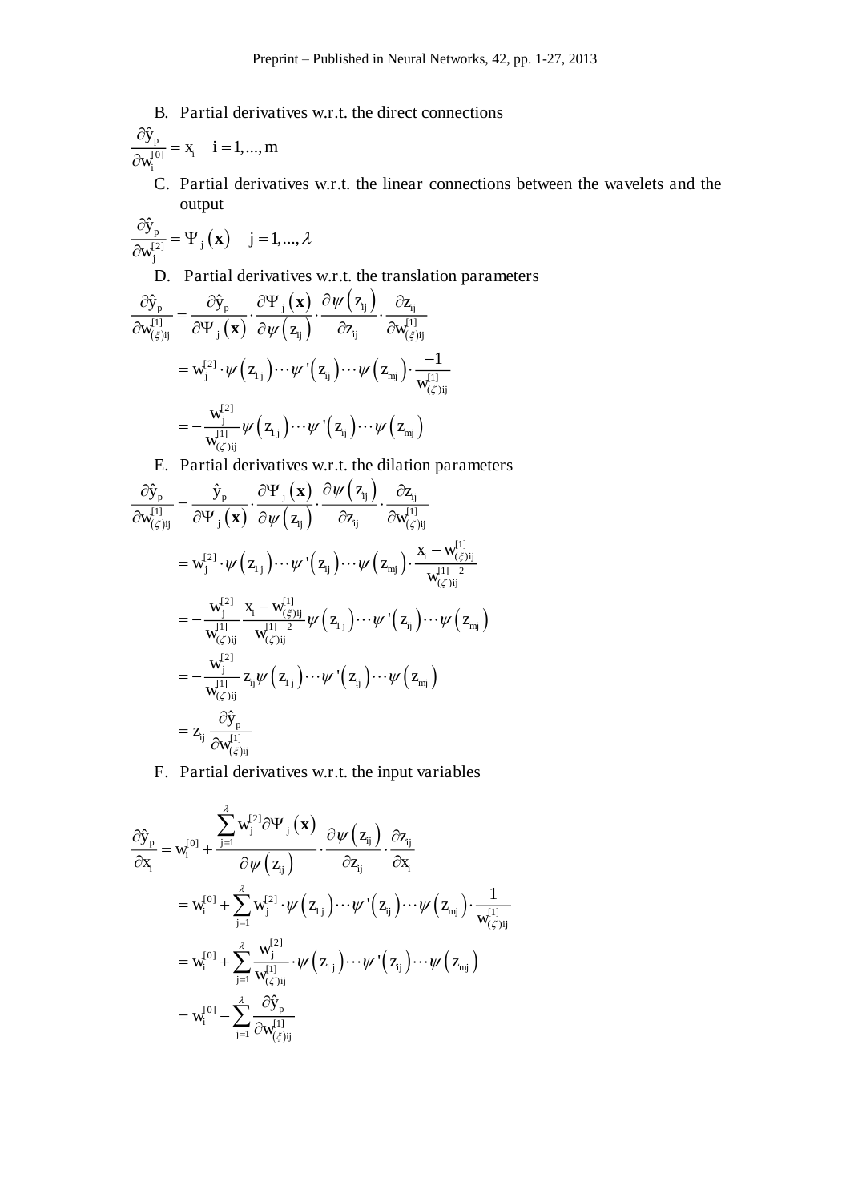B. Partial derivatives w.r.t. the direct connections

$$\frac{\partial \hat{y}_p}{\partial w_i^{[0]}} = x_i \quad i = 1,...,m$$

C. Partial derivatives w.r.t. the linear connections between the wavelets and the output

$$\frac{\partial \hat{y}_p}{\partial w_j^{[2]}} = \Psi_j(\mathbf{x}) \quad j = 1,...,\lambda$$

D. Partial derivatives w.r.t. the translation parameters

$$\begin{aligned}
\frac{\partial \hat{y}_p}{\partial w_{(\xi)ij}^{[1]}} &= \frac{\partial \hat{y}_p}{\partial \Psi_j(\mathbf{x})} \cdot \frac{\partial \Psi_j(\mathbf{x})}{\partial \psi(z_{ij})} \cdot \frac{\partial \psi(z_{ij})}{\partial z_{ij}} \cdot \frac{\partial z_{ij}}{\partial w_{(\xi)ij}^{[1]}} \\
&= w_j^{[2]} \cdot \psi(z_{1j}) \cdots \psi'(z_{ij}) \cdots \psi(z_{mj}) \cdot \frac{-1}{w_{(\zeta)ij}^{[1]}} \\
&= -\frac{w_j^{[2]}}{w_{(\zeta)ij}^{[1]}} \psi(z_{1j}) \cdots \psi'(z_{ij}) \cdots \psi(z_{mj})
\end{aligned}$$

E. Partial derivatives w.r.t. the dilation parameters

$$\begin{aligned}
\frac{\partial \hat{y}_p}{\partial w_{(\zeta)ij}^{[1]}} &= \frac{\hat{y}_p}{\partial \Psi_j(\mathbf{x})} \cdot \frac{\partial \Psi_j(\mathbf{x})}{\partial \psi(z_{ij})} \cdot \frac{\partial \psi(z_{ij})}{\partial z_{ij}} \cdot \frac{\partial z_{ij}}{\partial w_{(\zeta)ij}^{[1]}} \\
&= w_j^{[2]} \cdot \psi(z_{1j}) \cdots \psi'(z_{ij}) \cdots \psi(z_{mj}) \cdot \frac{x_i - w_{(\xi)ij}^{[1]}}{w_{(\zeta)ij}^{[1]\,2}} \\
&= -\frac{w_j^{[2]}}{w_{(\zeta)ij}^{[1]}} \frac{x_i - w_{(\xi)ij}^{[1]}}{w_{(\zeta)ij}^{[1]\,2}} \psi(z_{1j}) \cdots \psi'(z_{ij}) \cdots \psi(z_{mj}) \\
&= -\frac{w_j^{[2]}}{w_{(\zeta)ij}^{[1]}} z_{ij} \psi(z_{1j}) \cdots \psi'(z_{ij}) \cdots \psi(z_{mj}) \\
&= z_{ij} \frac{\partial \hat{y}_p}{\partial w_{(\xi)ij}^{[1]}}
\end{aligned}$$

F. Partial derivatives w.r.t. the input variables

$$\begin{aligned}
\frac{\partial \hat{y}_p}{\partial x_i} &= w_i^{[0]} + \frac{\sum_{j=1}^{\lambda} w_j^{[2]} \partial \Psi_j(\mathbf{x})}{\partial \psi(z_{ij})} \cdot \frac{\partial \psi(z_{ij})}{\partial z_{ij}} \cdot \frac{\partial z_{ij}}{\partial x_i} \\
&= w_i^{[0]} + \sum_{j=1}^{\lambda} w_j^{[2]} \cdot \psi(z_{1j}) \cdots \psi'(z_{ij}) \cdots \psi(z_{mj}) \cdot \frac{1}{w_{(\zeta)ij}^{[1]}} \\
&= w_i^{[0]} + \sum_{j=1}^{\lambda} \frac{w_j^{[2]}}{w_{(\zeta)ij}^{[1]}} \cdot \psi(z_{1j}) \cdots \psi'(z_{ij}) \cdots \psi(z_{mj}) \\
&= w_i^{[0]} - \sum_{j=1}^{\lambda} \frac{\partial \hat{y}_p}{\partial w_{(\xi)ij}^{[1]}}
\end{aligned}$$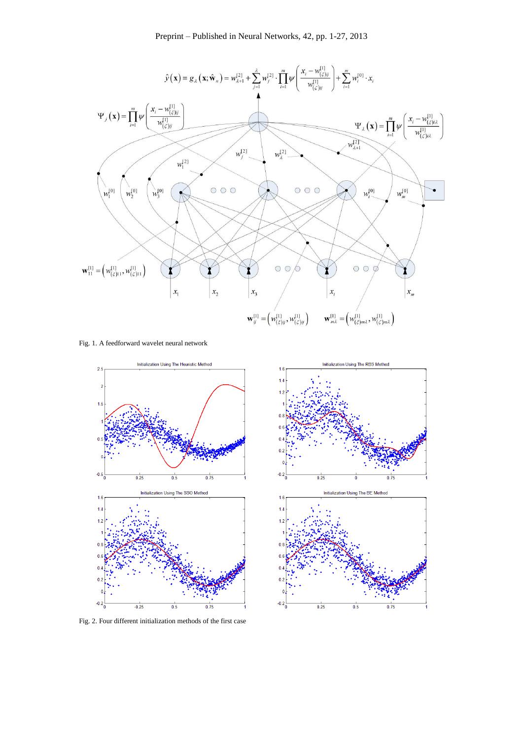Fig. 1. A feedforward wavelet neural network

Fig. 2. Four different initialization methods of the first case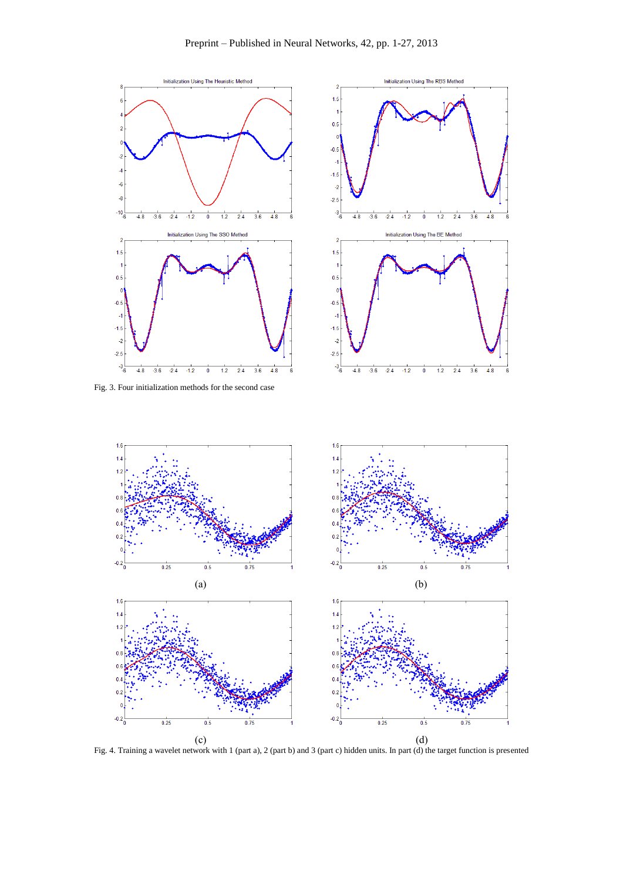Fig. 3. Four initialization methods for the second case

Fig. 4. Training a wavelet network with 1 (part a), 2 (part b) and 3 (part c) hidden units. In part (d) the target function is presented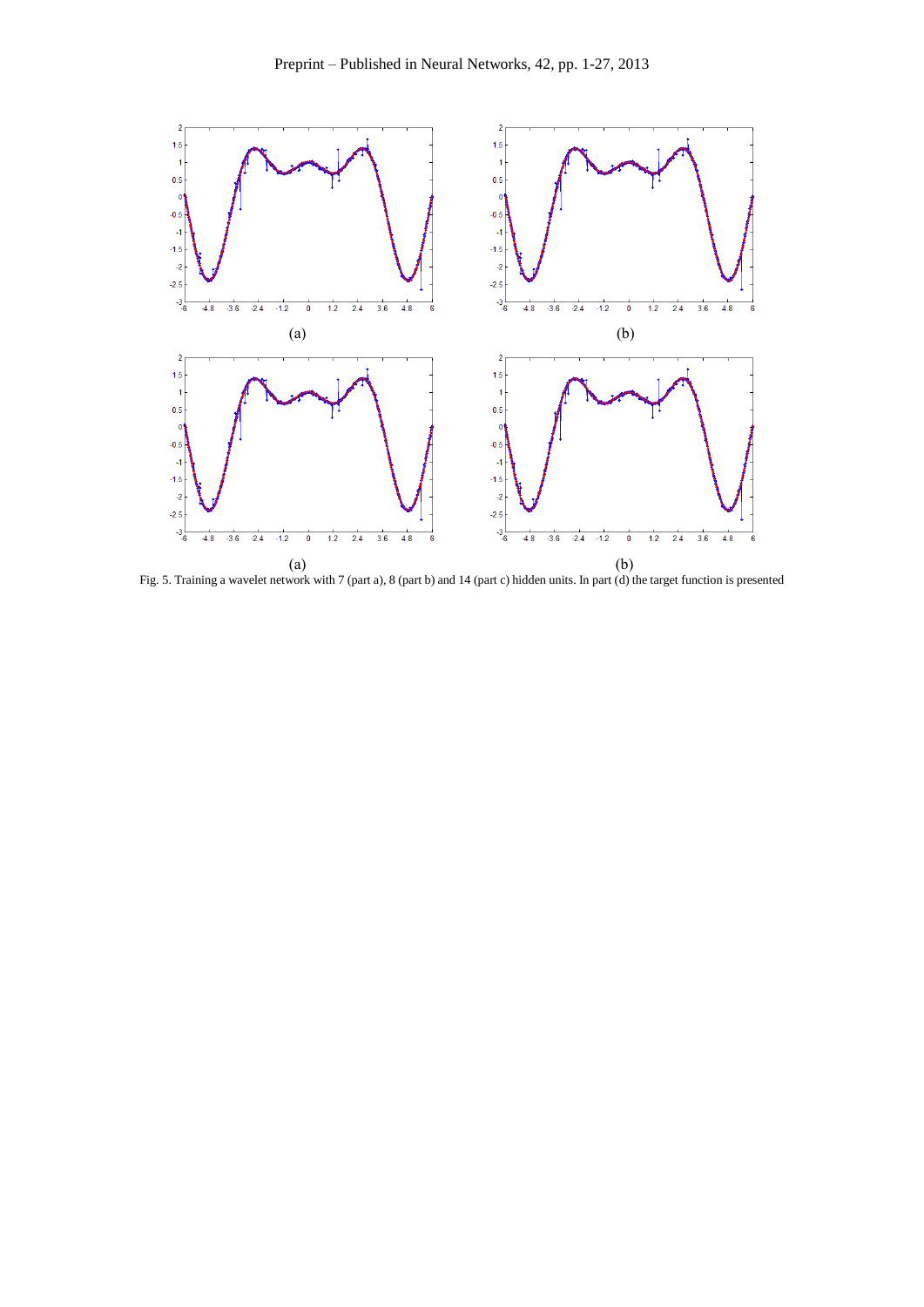(a) (b)

(a) (b)

Fig. 5. Training a wavelet network with 7 (part a), 8 (part b) and 14 (part c) hidden units. In part (d) the target function is presented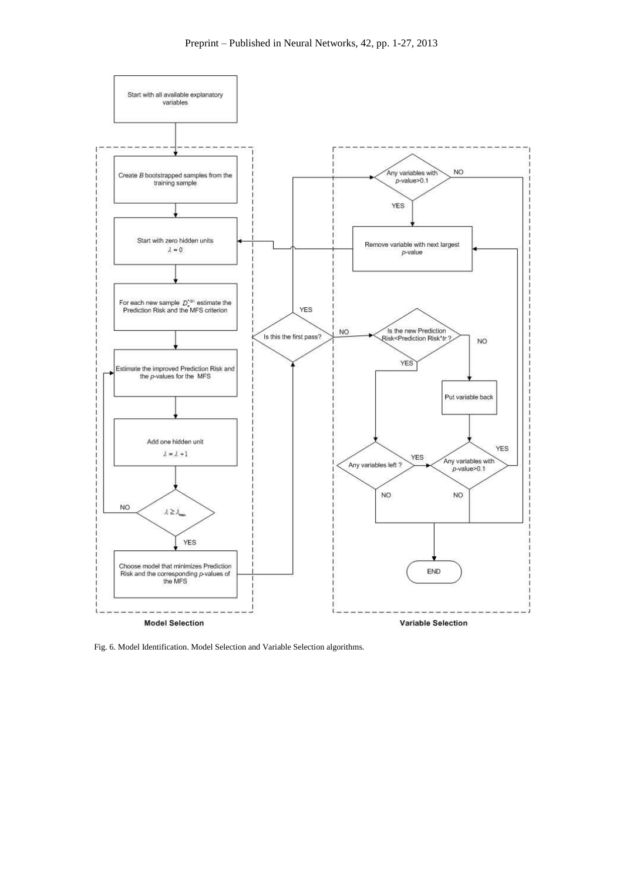Start with all available explanatory variables

**Model Selection**

- Create $B$ bootstrapped samples from the training sample
- Start with zero hidden units $\lambda = 0$
- For each new sample $D_n^{*(b)}$ estimate the Prediction Risk and the MFS criterion
- Estimate the improved Prediction Risk and the $p$-values for the MFS
- Add one hidden unit $\lambda = \lambda + 1$
- $\lambda \geq \lambda_{max}$ (NO: return to "Estimate the improved Prediction Risk and the $p$-values for the MFS"; YES: continue)
- Choose model that minimizes Prediction Risk and the corresponding $p$-values of the MFS

**Variable Selection**

- Is this the first pass?
  - YES: Any variables with $p$-value>0.1?
    - YES: Remove variable with next largest $p$-value (return to "Start with zero hidden units")
    - NO: END
  - NO: Is the new Prediction Risk<Prediction Risk*$tr$ ?
    - YES: Any variables left ?
      - YES: Any variables with $p$-value>0.1
      - NO: END
    - NO: Put variable back, then: Any variables with $p$-value>0.1
      - YES: Remove variable with next largest $p$-value
      - NO: END

Fig. 6. Model Identification. Model Selection and Variable Selection algorithms.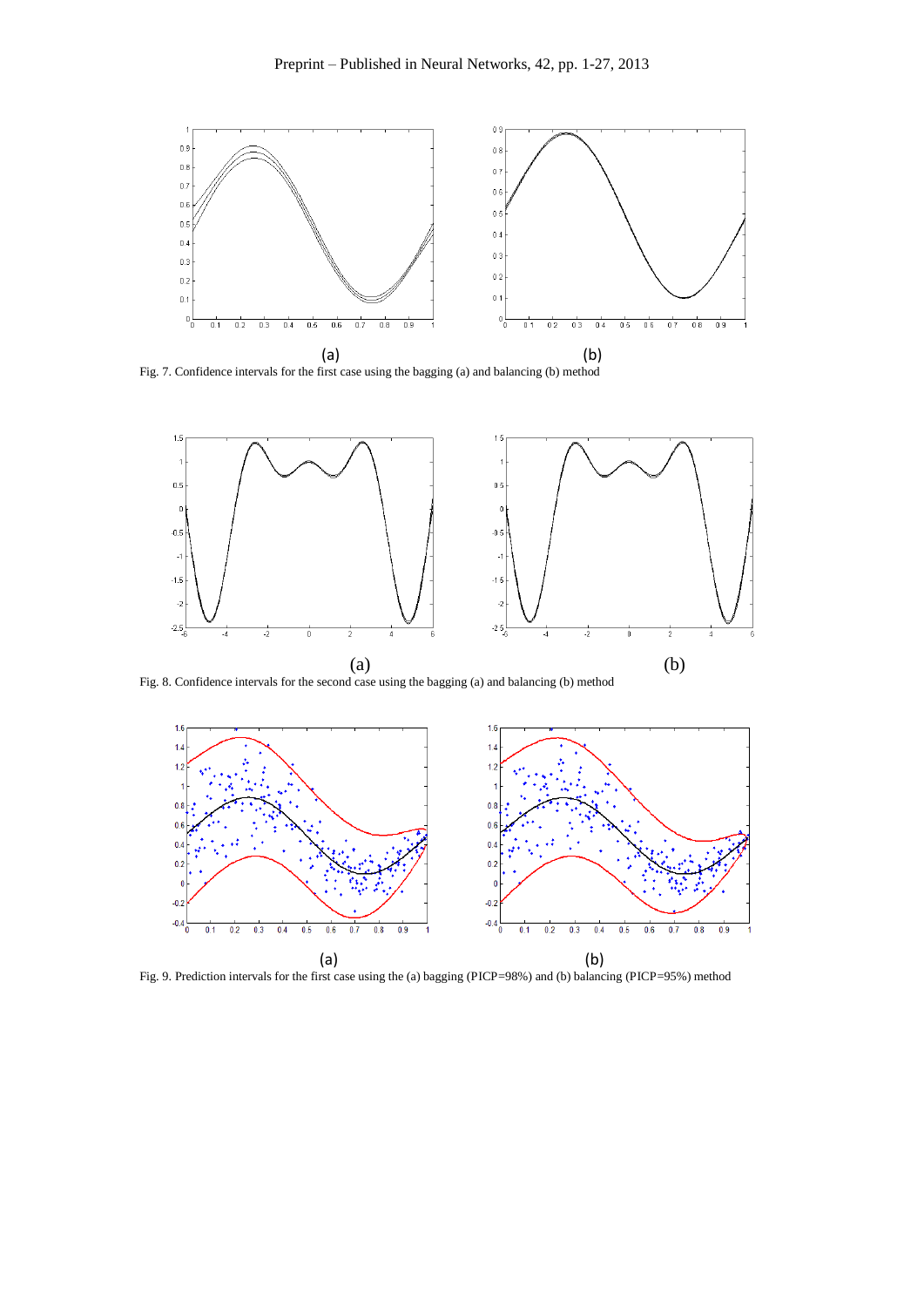Fig. 7. Confidence intervals for the first case using the bagging (a) and balancing (b) method

Fig. 8. Confidence intervals for the second case using the bagging (a) and balancing (b) method

Fig. 9. Prediction intervals for the first case using the (a) bagging (PICP=98%) and (b) balancing (PICP=95%) method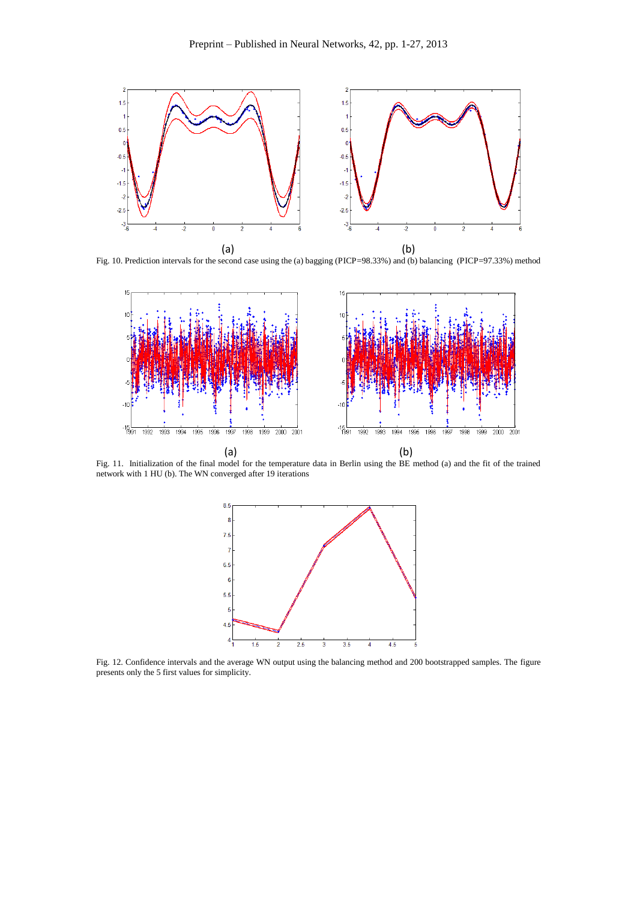(a) (b)

Fig. 10. Prediction intervals for the second case using the (a) bagging (PICP=98.33%) and (b) balancing (PICP=97.33%) method

(a) (b)

Fig. 11. Initialization of the final model for the temperature data in Berlin using the BE method (a) and the fit of the trained network with 1 HU (b). The WN converged after 19 iterations

Fig. 12. Confidence intervals and the average WN output using the balancing method and 200 bootstrapped samples. The figure presents only the 5 first values for simplicity.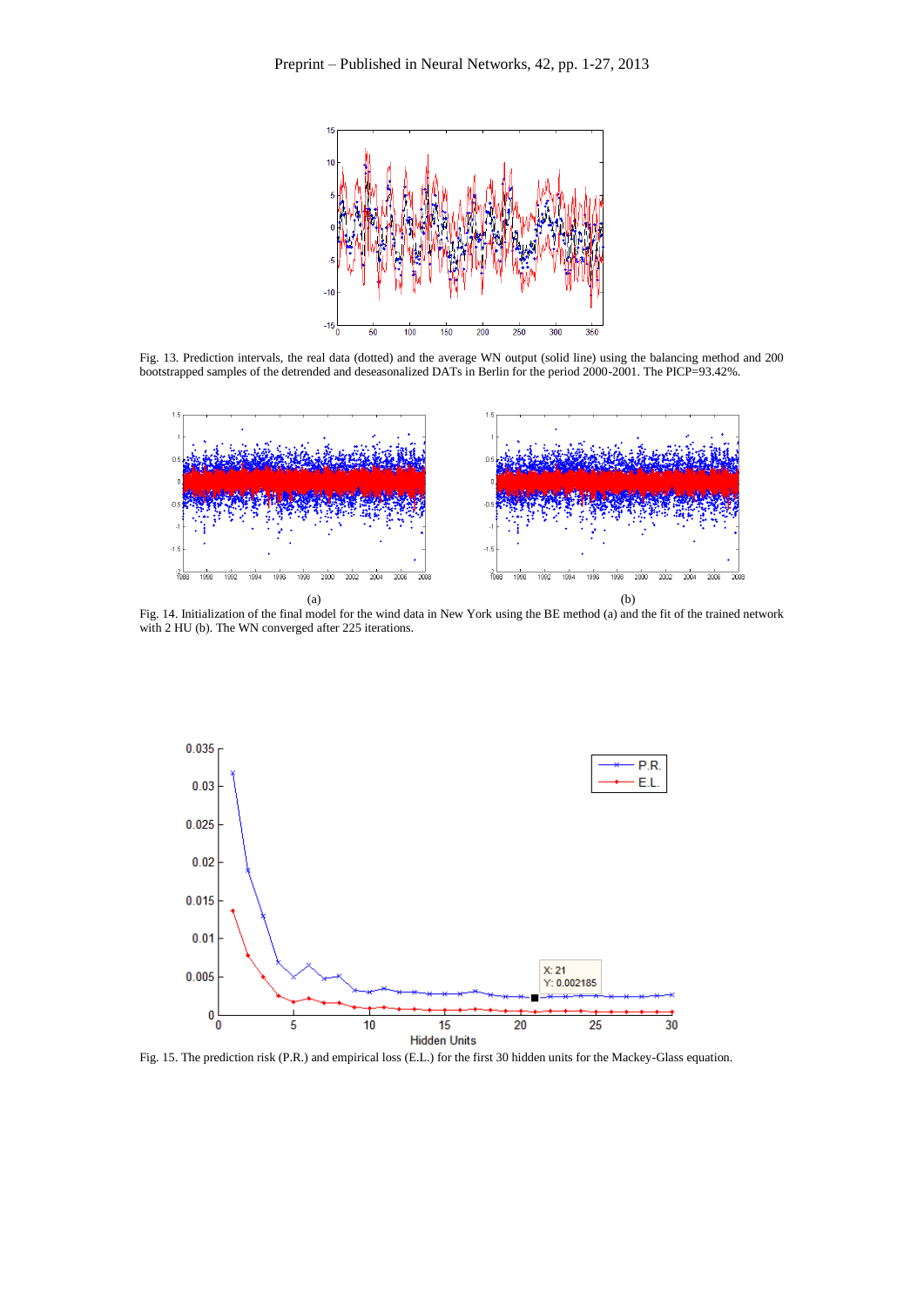Fig. 13. Prediction intervals, the real data (dotted) and the average WN output (solid line) using the balancing method and 200 bootstrapped samples of the detrended and deseasonalized DATs in Berlin for the period 2000-2001. The PICP=93.42%.

(a) (b)

Fig. 14. Initialization of the final model for the wind data in New York using the BE method (a) and the fit of the trained network with 2 HU (b). The WN converged after 225 iterations.

Fig. 15. The prediction risk (P.R.) and empirical loss (E.L.) for the first 30 hidden units for the Mackey-Glass equation.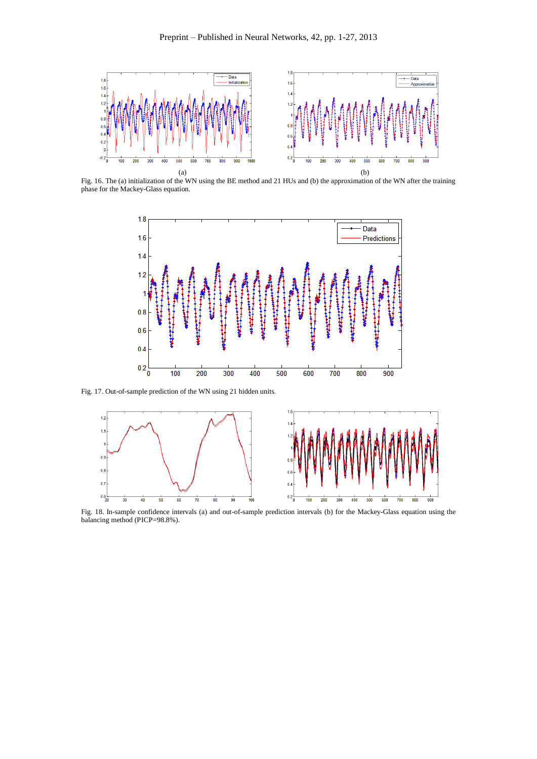Fig. 16. The (a) initialization of the WN using the BE method and 21 HUs and (b) the approximation of the WN after the training phase for the Mackey-Glass equation.

Fig. 17. Out-of-sample prediction of the WN using 21 hidden units.

Fig. 18. In-sample confidence intervals (a) and out-of-sample prediction intervals (b) for the Mackey-Glass equation using the balancing method (PICP=98.8%).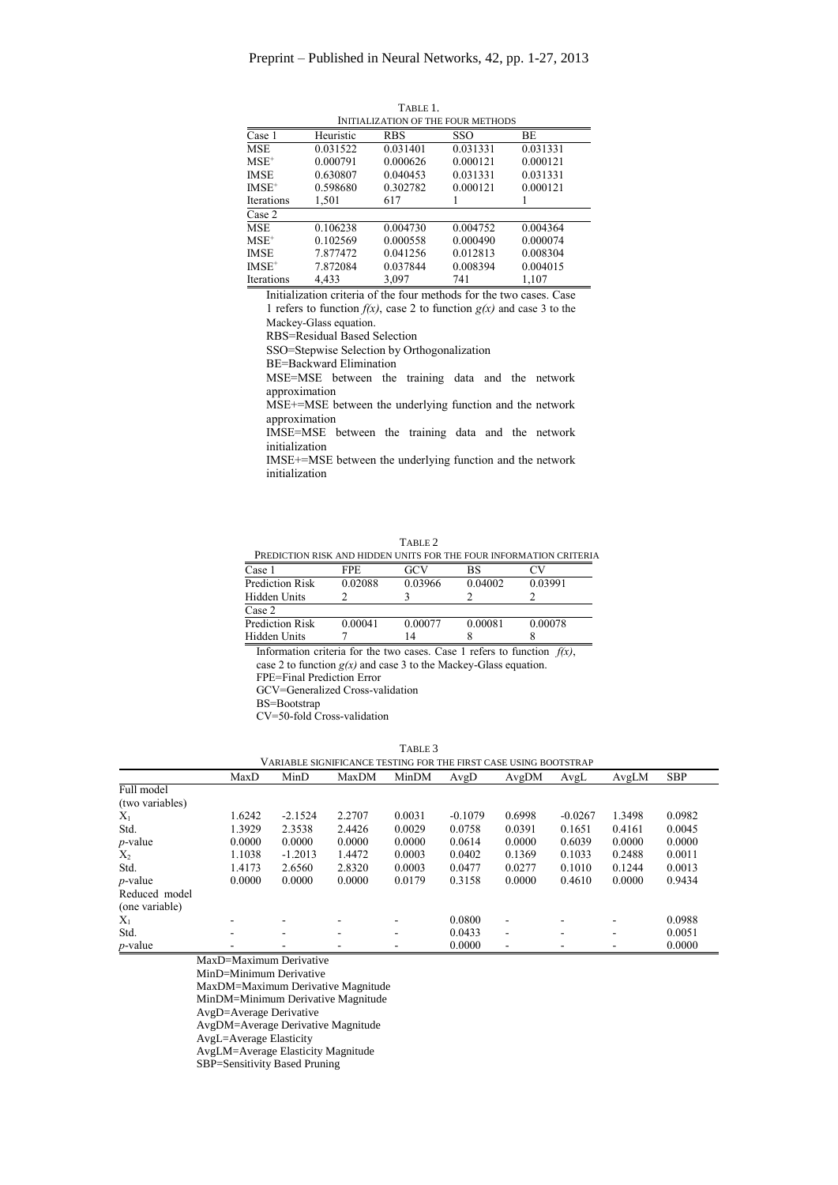TABLE 1.
INITIALIZATION OF THE FOUR METHODS

| Case 1 | Heuristic | RBS | SSO | BE |
|---|---|---|---|---|
| MSE | 0.031522 | 0.031401 | 0.031331 | 0.031331 |
| $MSE^{+}$ | 0.000791 | 0.000626 | 0.000121 | 0.000121 |
| IMSE | 0.630807 | 0.040453 | 0.031331 | 0.031331 |
| $IMSE^{+}$ | 0.598680 | 0.302782 | 0.000121 | 0.000121 |
| Iterations | 1,501 | 617 | 1 | 1 |
| Case 2 | | | | |
| MSE | 0.106238 | 0.004730 | 0.004752 | 0.004364 |
| $MSE^{+}$ | 0.102569 | 0.000558 | 0.000490 | 0.000074 |
| IMSE | 7.877472 | 0.041256 | 0.012813 | 0.008304 |
| $IMSE^{+}$ | 7.872084 | 0.037844 | 0.008394 | 0.004015 |
| Iterations | 4,433 | 3,097 | 741 | 1,107 |

Initialization criteria of the four methods for the two cases. Case 1 refers to function *f(x)*, case 2 to function *g(x)* and case 3 to the Mackey-Glass equation.

RBS=Residual Based Selection

SSO=Stepwise Selection by Orthogonalization

BE=Backward Elimination

MSE=MSE between the training data and the network approximation

MSE+=MSE between the underlying function and the network approximation

IMSE=MSE between the training data and the network initialization

IMSE+=MSE between the underlying function and the network initialization

TABLE 2
PREDICTION RISK AND HIDDEN UNITS FOR THE FOUR INFORMATION CRITERIA

| Case 1 | FPE | GCV | BS | CV |
|---|---|---|---|---|
| Prediction Risk | 0.02088 | 0.03966 | 0.04002 | 0.03991 |
| Hidden Units | 2 | 3 | 2 | 2 |
| Case 2 | | | | |
| Prediction Risk | 0.00041 | 0.00077 | 0.00081 | 0.00078 |
| Hidden Units | 7 | 14 | 8 | 8 |

Information criteria for the two cases. Case 1 refers to function *f(x)*, case 2 to function *g(x)* and case 3 to the Mackey-Glass equation.

FPE=Final Prediction Error

GCV=Generalized Cross-validation

BS=Bootstrap

CV=50-fold Cross-validation

TABLE 3
VARIABLE SIGNIFICANCE TESTING FOR THE FIRST CASE USING BOOTSTRAP

| | MaxD | MinD | MaxDM | MinDM | AvgD | AvgDM | AvgL | AvgLM | SBP |
|---|---|---|---|---|---|---|---|---|---|
| Full model (two variables) | | | | | | | | | |
| $X_1$ | 1.6242 | -2.1524 | 2.2707 | 0.0031 | -0.1079 | 0.6998 | -0.0267 | 1.3498 | 0.0982 |
| Std. | 1.3929 | 2.3538 | 2.4426 | 0.0029 | 0.0758 | 0.0391 | 0.1651 | 0.4161 | 0.0045 |
| *p*-value | 0.0000 | 0.0000 | 0.0000 | 0.0000 | 0.0614 | 0.0000 | 0.6039 | 0.0000 | 0.0000 |
| $X_2$ | 1.1038 | -1.2013 | 1.4472 | 0.0003 | 0.0402 | 0.1369 | 0.1033 | 0.2488 | 0.0011 |
| Std. | 1.4173 | 2.6560 | 2.8320 | 0.0003 | 0.0477 | 0.0277 | 0.1010 | 0.1244 | 0.0013 |
| *p*-value | 0.0000 | 0.0000 | 0.0000 | 0.0179 | 0.3158 | 0.0000 | 0.4610 | 0.0000 | 0.9434 |
| Reduced model (one variable) | | | | | | | | | |
| $X_1$ | - | - | - | - | 0.0800 | - | - | - | 0.0988 |
| Std. | - | - | - | - | 0.0433 | - | - | - | 0.0051 |
| *p*-value | - | - | - | - | 0.0000 | - | - | - | 0.0000 |

MaxD=Maximum Derivative

MinD=Minimum Derivative

MaxDM=Maximum Derivative Magnitude

MinDM=Minimum Derivative Magnitude

AvgD=Average Derivative

AvgDM=Average Derivative Magnitude

AvgL=Average Elasticity

AvgLM=Average Elasticity Magnitude

SBP=Sensitivity Based Pruning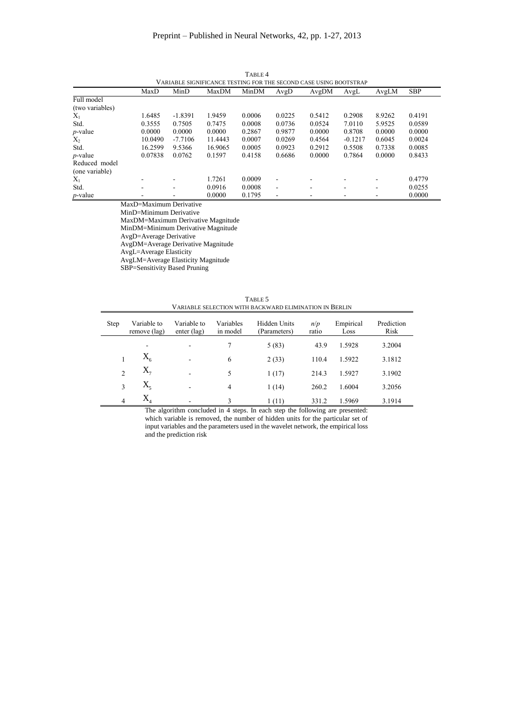TABLE 4

VARIABLE SIGNIFICANCE TESTING FOR THE SECOND CASE USING BOOTSTRAP

| | MaxD | MinD | MaxDM | MinDM | AvgD | AvgDM | AvgL | AvgLM | SBP |
|---|---|---|---|---|---|---|---|---|---|
| Full model (two variables) | | | | | | | | | |
| $X_1$ | 1.6485 | -1.8391 | 1.9459 | 0.0006 | 0.0225 | 0.5412 | 0.2908 | 8.9262 | 0.4191 |
| Std. | 0.3555 | 0.7505 | 0.7475 | 0.0008 | 0.0736 | 0.0524 | 7.0110 | 5.9525 | 0.0589 |
| *p*-value | 0.0000 | 0.0000 | 0.0000 | 0.2867 | 0.9877 | 0.0000 | 0.8708 | 0.0000 | 0.0000 |
| $X_2$ | 10.0490 | -7.7106 | 11.4443 | 0.0007 | 0.0269 | 0.4564 | -0.1217 | 0.6045 | 0.0024 |
| Std. | 16.2599 | 9.5366 | 16.9065 | 0.0005 | 0.0923 | 0.2912 | 0.5508 | 0.7338 | 0.0085 |
| *p*-value | 0.07838 | 0.0762 | 0.1597 | 0.4158 | 0.6686 | 0.0000 | 0.7864 | 0.0000 | 0.8433 |
| Reduced model (one variable) | | | | | | | | | |
| $X_1$ | - | - | 1.7261 | 0.0009 | - | - | - | - | 0.4779 |
| Std. | - | - | 0.0916 | 0.0008 | - | - | - | - | 0.0255 |
| *p*-value | - | - | 0.0000 | 0.1795 | - | - | - | - | 0.0000 |

MaxD=Maximum Derivative
MinD=Minimum Derivative
MaxDM=Maximum Derivative Magnitude
MinDM=Minimum Derivative Magnitude
AvgD=Average Derivative
AvgDM=Average Derivative Magnitude
AvgL=Average Elasticity
AvgLM=Average Elasticity Magnitude
SBP=Sensitivity Based Pruning

TABLE 5

VARIABLE SELECTION WITH BACKWARD ELIMINATION IN BERLIN

| Step | Variable to remove (lag) | Variable to enter (lag) | Variables in model | Hidden Units (Parameters) | $n/p$ ratio | Empirical Loss | Prediction Risk |
|---|---|---|---|---|---|---|---|
| | - | - | 7 | 5 (83) | 43.9 | 1.5928 | 3.2004 |
| 1 | $X_6$ | - | 6 | 2 (33) | 110.4 | 1.5922 | 3.1812 |
| 2 | $X_7$ | - | 5 | 1 (17) | 214.3 | 1.5927 | 3.1902 |
| 3 | $X_5$ | - | 4 | 1 (14) | 260.2 | 1.6004 | 3.2056 |
| 4 | $X_4$ | - | 3 | 1 (11) | 331.2 | 1.5969 | 3.1914 |

The algorithm concluded in 4 steps. In each step the following are presented: which variable is removed, the number of hidden units for the particular set of input variables and the parameters used in the wavelet network, the empirical loss and the prediction risk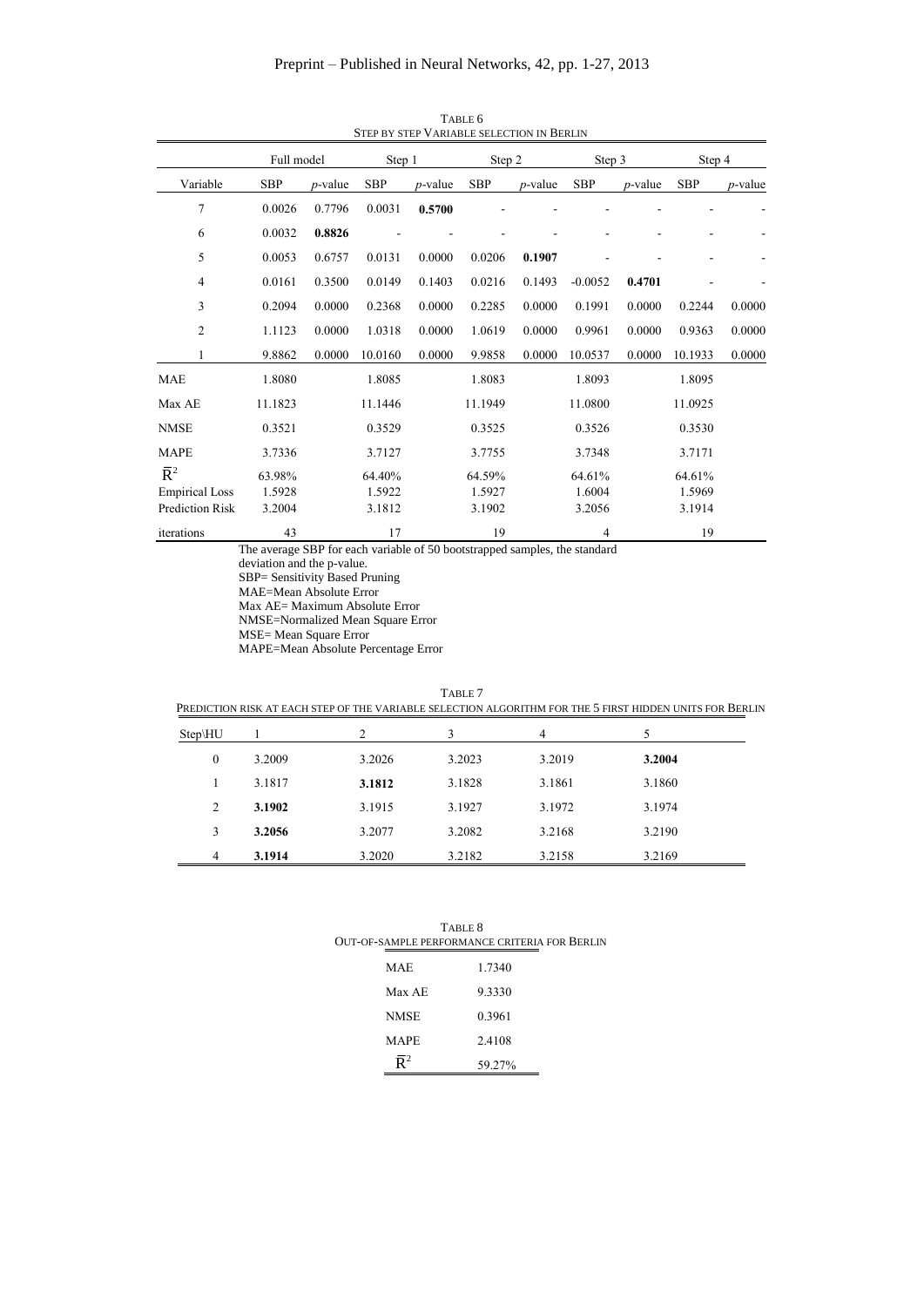TABLE 6
STEP BY STEP VARIABLE SELECTION IN BERLIN

| | Full model | | Step 1 | | Step 2 | | Step 3 | | Step 4 | |
|---|---|---|---|---|---|---|---|---|---|---|
| Variable | SBP | *p*-value | SBP | *p*-value | SBP | *p*-value | SBP | *p*-value | SBP | *p*-value |
| 7 | 0.0026 | 0.7796 | 0.0031 | **0.5700** | - | - | - | - | - | - |
| 6 | 0.0032 | **0.8826** | - | - | - | - | - | - | - | - |
| 5 | 0.0053 | 0.6757 | 0.0131 | 0.0000 | 0.0206 | **0.1907** | - | - | - | - |
| 4 | 0.0161 | 0.3500 | 0.0149 | 0.1403 | 0.0216 | 0.1493 | -0.0052 | **0.4701** | - | - |
| 3 | 0.2094 | 0.0000 | 0.2368 | 0.0000 | 0.2285 | 0.0000 | 0.1991 | 0.0000 | 0.2244 | 0.0000 |
| 2 | 1.1123 | 0.0000 | 1.0318 | 0.0000 | 1.0619 | 0.0000 | 0.9961 | 0.0000 | 0.9363 | 0.0000 |
| 1 | 9.8862 | 0.0000 | 10.0160 | 0.0000 | 9.9858 | 0.0000 | 10.0537 | 0.0000 | 10.1933 | 0.0000 |
| MAE | 1.8080 | | 1.8085 | | 1.8083 | | 1.8093 | | 1.8095 | |
| Max AE | 11.1823 | | 11.1446 | | 11.1949 | | 11.0800 | | 11.0925 | |
| NMSE | 0.3521 | | 0.3529 | | 0.3525 | | 0.3526 | | 0.3530 | |
| MAPE | 3.7336 | | 3.7127 | | 3.7755 | | 3.7348 | | 3.7171 | |
| $\bar{R}^2$ | 63.98% | | 64.40% | | 64.59% | | 64.61% | | 64.61% | |
| Empirical Loss | 1.5928 | | 1.5922 | | 1.5927 | | 1.6004 | | 1.5969 | |
| Prediction Risk | 3.2004 | | 3.1812 | | 3.1902 | | 3.2056 | | 3.1914 | |
| iterations | 43 | | 17 | | 19 | | 4 | | 19 | |

The average SBP for each variable of 50 bootstrapped samples, the standard deviation and the p-value.
SBP= Sensitivity Based Pruning
MAE=Mean Absolute Error
Max AE= Maximum Absolute Error
NMSE=Normalized Mean Square Error
MSE= Mean Square Error
MAPE=Mean Absolute Percentage Error

TABLE 7
PREDICTION RISK AT EACH STEP OF THE VARIABLE SELECTION ALGORITHM FOR THE 5 FIRST HIDDEN UNITS FOR BERLIN

| Step\HU | 1 | 2 | 3 | 4 | 5 |
|---|---|---|---|---|---|
| 0 | 3.2009 | 3.2026 | 3.2023 | 3.2019 | **3.2004** |
| 1 | 3.1817 | **3.1812** | 3.1828 | 3.1861 | 3.1860 |
| 2 | **3.1902** | 3.1915 | 3.1927 | 3.1972 | 3.1974 |
| 3 | **3.2056** | 3.2077 | 3.2082 | 3.2168 | 3.2190 |
| 4 | **3.1914** | 3.2020 | 3.2182 | 3.2158 | 3.2169 |

TABLE 8
OUT-OF-SAMPLE PERFORMANCE CRITERIA FOR BERLIN

| | |
|---|---|
| MAE | 1.7340 |
| Max AE | 9.3330 |
| NMSE | 0.3961 |
| MAPE | 2.4108 |
| $\bar{R}^2$ | 59.27% |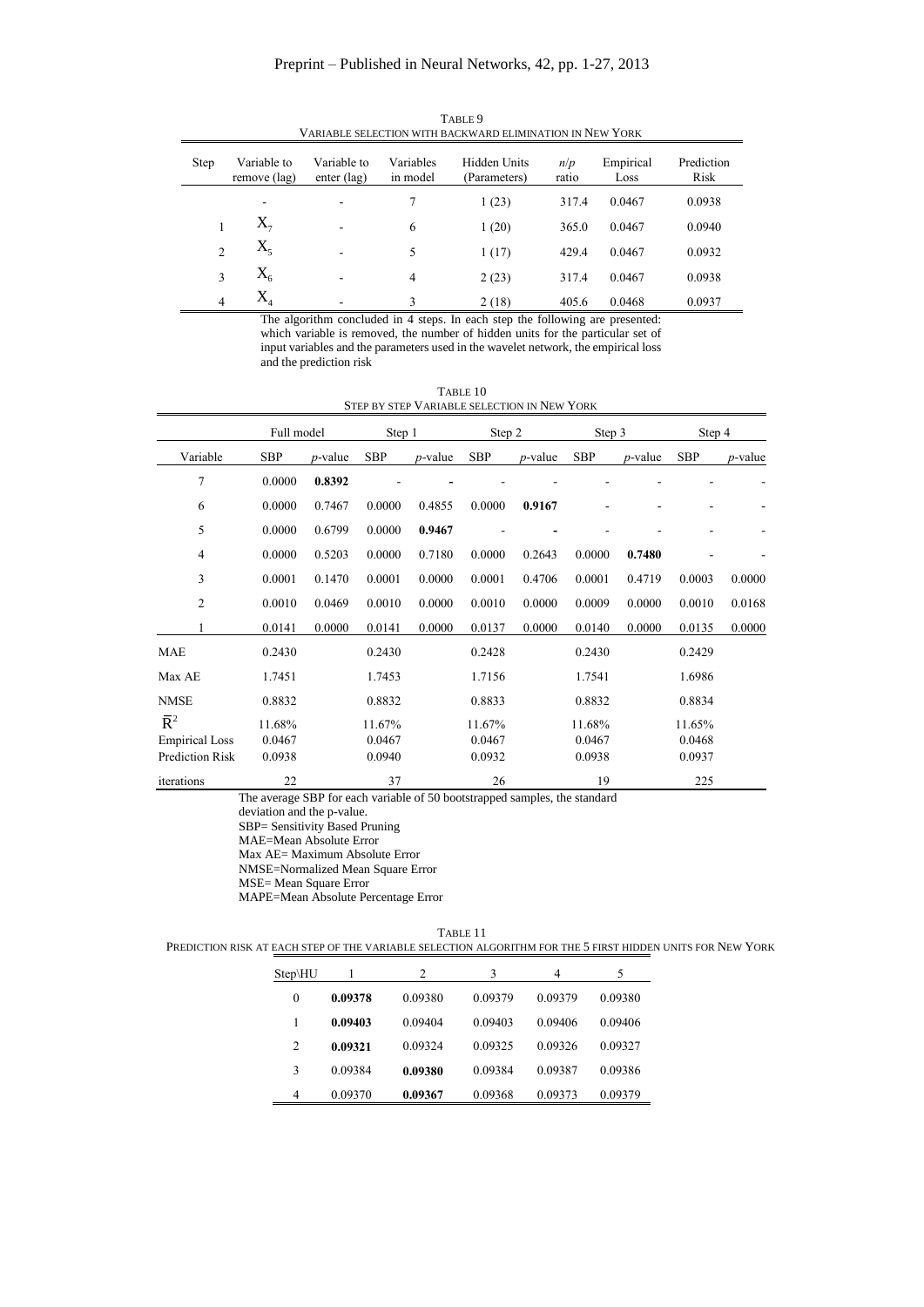TABLE 9
VARIABLE SELECTION WITH BACKWARD ELIMINATION IN NEW YORK

| Step | Variable to remove (lag) | Variable to enter (lag) | Variables in model | Hidden Units (Parameters) | $n/p$ ratio | Empirical Loss | Prediction Risk |
|---|---|---|---|---|---|---|---|
| | - | - | 7 | 1 (23) | 317.4 | 0.0467 | 0.0938 |
| 1 | $X_7$ | - | 6 | 1 (20) | 365.0 | 0.0467 | 0.0940 |
| 2 | $X_5$ | - | 5 | 1 (17) | 429.4 | 0.0467 | 0.0932 |
| 3 | $X_6$ | - | 4 | 2 (23) | 317.4 | 0.0467 | 0.0938 |
| 4 | $X_4$ | - | 3 | 2 (18) | 405.6 | 0.0468 | 0.0937 |

The algorithm concluded in 4 steps. In each step the following are presented: which variable is removed, the number of hidden units for the particular set of input variables and the parameters used in the wavelet network, the empirical loss and the prediction risk

TABLE 10
STEP BY STEP VARIABLE SELECTION IN NEW YORK

| | Full model | | Step 1 | | Step 2 | | Step 3 | | Step 4 | |
|---|---|---|---|---|---|---|---|---|---|---|
| Variable | SBP | *p*-value | SBP | *p*-value | SBP | *p*-value | SBP | *p*-value | SBP | *p*-value |
| 7 | 0.0000 | **0.8392** | - | - | - | - | - | - | - | - |
| 6 | 0.0000 | 0.7467 | 0.0000 | 0.4855 | 0.0000 | **0.9167** | - | - | - | - |
| 5 | 0.0000 | 0.6799 | 0.0000 | **0.9467** | - | - | - | - | - | - |
| 4 | 0.0000 | 0.5203 | 0.0000 | 0.7180 | 0.0000 | 0.2643 | 0.0000 | **0.7480** | - | - |
| 3 | 0.0001 | 0.1470 | 0.0001 | 0.0000 | 0.0001 | 0.4706 | 0.0001 | 0.4719 | 0.0003 | 0.0000 |
| 2 | 0.0010 | 0.0469 | 0.0010 | 0.0000 | 0.0010 | 0.0000 | 0.0009 | 0.0000 | 0.0010 | 0.0168 |
| 1 | 0.0141 | 0.0000 | 0.0141 | 0.0000 | 0.0137 | 0.0000 | 0.0140 | 0.0000 | 0.0135 | 0.0000 |
| MAE | 0.2430 | | 0.2430 | | 0.2428 | | 0.2430 | | 0.2429 | |
| Max AE | 1.7451 | | 1.7453 | | 1.7156 | | 1.7541 | | 1.6986 | |
| NMSE | 0.8832 | | 0.8832 | | 0.8833 | | 0.8832 | | 0.8834 | |
| $\bar{R}^2$ | 11.68% | | 11.67% | | 11.67% | | 11.68% | | 11.65% | |
| Empirical Loss | 0.0467 | | 0.0467 | | 0.0467 | | 0.0467 | | 0.0468 | |
| Prediction Risk | 0.0938 | | 0.0940 | | 0.0932 | | 0.0938 | | 0.0937 | |
| iterations | 22 | | 37 | | 26 | | 19 | | 225 | |

The average SBP for each variable of 50 bootstrapped samples, the standard deviation and the p-value.
SBP= Sensitivity Based Pruning
MAE=Mean Absolute Error
Max AE= Maximum Absolute Error
NMSE=Normalized Mean Square Error
MSE= Mean Square Error
MAPE=Mean Absolute Percentage Error

TABLE 11
PREDICTION RISK AT EACH STEP OF THE VARIABLE SELECTION ALGORITHM FOR THE 5 FIRST HIDDEN UNITS FOR NEW YORK

| Step\HU | 1 | 2 | 3 | 4 | 5 |
|---|---|---|---|---|---|
| 0 | **0.09378** | 0.09380 | 0.09379 | 0.09379 | 0.09380 |
| 1 | **0.09403** | 0.09404 | 0.09403 | 0.09406 | 0.09406 |
| 2 | **0.09321** | 0.09324 | 0.09325 | 0.09326 | 0.09327 |
| 3 | 0.09384 | **0.09380** | 0.09384 | 0.09387 | 0.09386 |
| 4 | 0.09370 | **0.09367** | 0.09368 | 0.09373 | 0.09379 |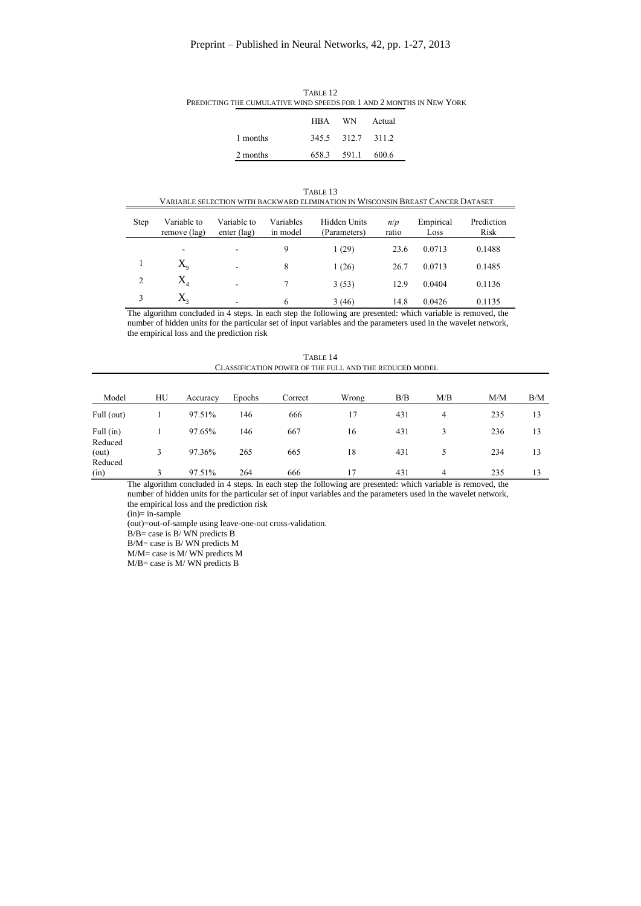TABLE 12
PREDICTING THE CUMULATIVE WIND SPEEDS FOR 1 AND 2 MONTHS IN NEW YORK

| | HBA | WN | Actual |
|---|---|---|---|
| 1 months | 345.5 | 312.7 | 311.2 |
| 2 months | 658.3 | 591.1 | 600.6 |

TABLE 13
VARIABLE SELECTION WITH BACKWARD ELIMINATION IN WISCONSIN BREAST CANCER DATASET

| Step | Variable to remove (lag) | Variable to enter (lag) | Variables in model | Hidden Units (Parameters) | $n/p$ ratio | Empirical Loss | Prediction Risk |
|---|---|---|---|---|---|---|---|
| | - | - | 9 | 1 (29) | 23.6 | 0.0713 | 0.1488 |
| 1 | $X_9$ | - | 8 | 1 (26) | 26.7 | 0.0713 | 0.1485 |
| 2 | $X_4$ | - | 7 | 3 (53) | 12.9 | 0.0404 | 0.1136 |
| 3 | $X_3$ | - | 6 | 3 (46) | 14.8 | 0.0426 | 0.1135 |

The algorithm concluded in 4 steps. In each step the following are presented: which variable is removed, the number of hidden units for the particular set of input variables and the parameters used in the wavelet network, the empirical loss and the prediction risk

TABLE 14
CLASSIFICATION POWER OF THE FULL AND THE REDUCED MODEL

| Model | HU | Accuracy | Epochs | Correct | Wrong | B/B | M/B | M/M | B/M |
|---|---|---|---|---|---|---|---|---|---|
| Full (out) | 1 | 97.51% | 146 | 666 | 17 | 431 | 4 | 235 | 13 |
| Full (in) | 1 | 97.65% | 146 | 667 | 16 | 431 | 3 | 236 | 13 |
| Reduced (out) | 3 | 97.36% | 265 | 665 | 18 | 431 | 5 | 234 | 13 |
| Reduced (in) | 3 | 97.51% | 264 | 666 | 17 | 431 | 4 | 235 | 13 |

The algorithm concluded in 4 steps. In each step the following are presented: which variable is removed, the number of hidden units for the particular set of input variables and the parameters used in the wavelet network, the empirical loss and the prediction risk

(in)= in-sample

(out)=out-of-sample using leave-one-out cross-validation.

B/B= case is B/ WN predicts B

B/M= case is B/ WN predicts M

M/M= case is M/ WN predicts M

M/B= case is M/ WN predicts B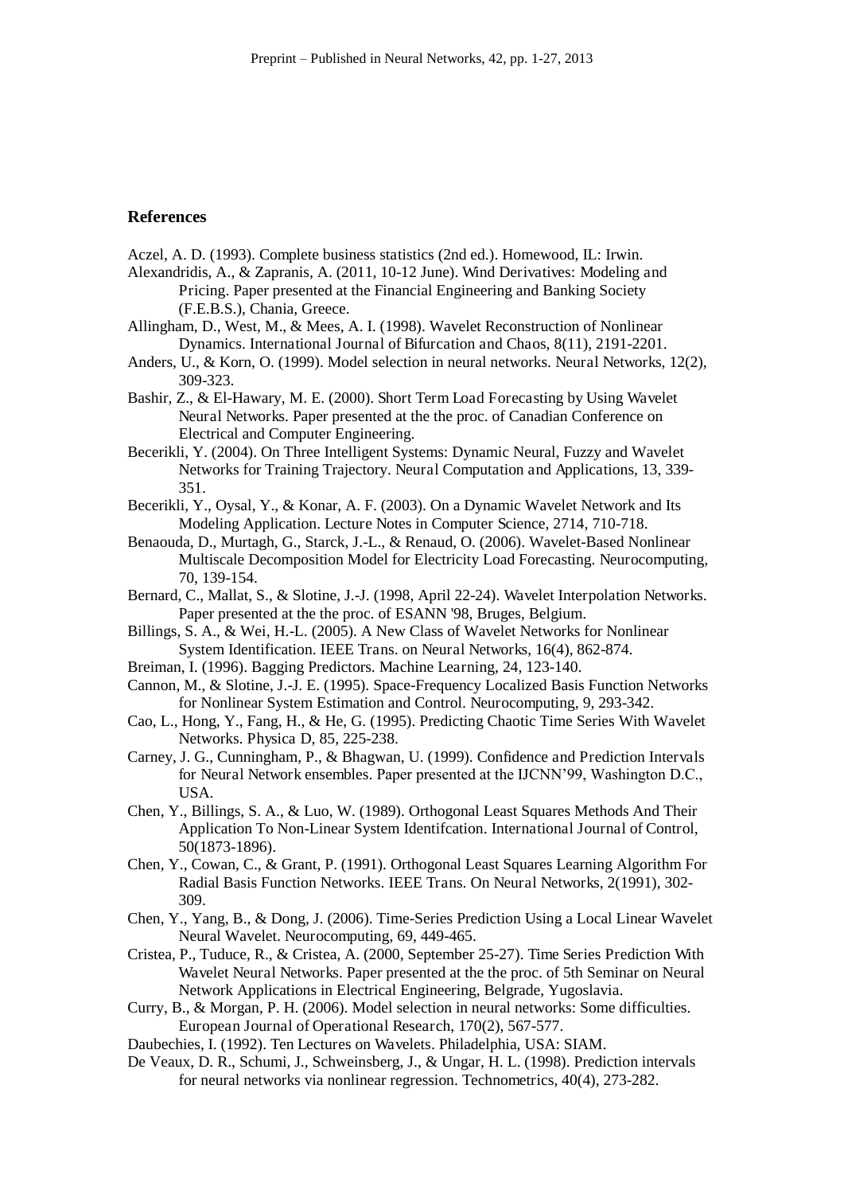## References

Aczel, A. D. (1993). Complete business statistics (2nd ed.). Homewood, IL: Irwin.

Alexandridis, A., & Zapranis, A. (2011, 10-12 June). Wind Derivatives: Modeling and Pricing. Paper presented at the Financial Engineering and Banking Society (F.E.B.S.), Chania, Greece.

Allingham, D., West, M., & Mees, A. I. (1998). Wavelet Reconstruction of Nonlinear Dynamics. International Journal of Bifurcation and Chaos, 8(11), 2191-2201.

Anders, U., & Korn, O. (1999). Model selection in neural networks. Neural Networks, 12(2), 309-323.

Bashir, Z., & El-Hawary, M. E. (2000). Short Term Load Forecasting by Using Wavelet Neural Networks. Paper presented at the the proc. of Canadian Conference on Electrical and Computer Engineering.

Becerikli, Y. (2004). On Three Intelligent Systems: Dynamic Neural, Fuzzy and Wavelet Networks for Training Trajectory. Neural Computation and Applications, 13, 339-351.

Becerikli, Y., Oysal, Y., & Konar, A. F. (2003). On a Dynamic Wavelet Network and Its Modeling Application. Lecture Notes in Computer Science, 2714, 710-718.

Benaouda, D., Murtagh, G., Starck, J.-L., & Renaud, O. (2006). Wavelet-Based Nonlinear Multiscale Decomposition Model for Electricity Load Forecasting. Neurocomputing, 70, 139-154.

Bernard, C., Mallat, S., & Slotine, J.-J. (1998, April 22-24). Wavelet Interpolation Networks. Paper presented at the the proc. of ESANN '98, Bruges, Belgium.

Billings, S. A., & Wei, H.-L. (2005). A New Class of Wavelet Networks for Nonlinear System Identification. IEEE Trans. on Neural Networks, 16(4), 862-874.

Breiman, I. (1996). Bagging Predictors. Machine Learning, 24, 123-140.

Cannon, M., & Slotine, J.-J. E. (1995). Space-Frequency Localized Basis Function Networks for Nonlinear System Estimation and Control. Neurocomputing, 9, 293-342.

Cao, L., Hong, Y., Fang, H., & He, G. (1995). Predicting Chaotic Time Series With Wavelet Networks. Physica D, 85, 225-238.

Carney, J. G., Cunningham, P., & Bhagwan, U. (1999). Confidence and Prediction Intervals for Neural Network ensembles. Paper presented at the IJCNN'99, Washington D.C., USA.

Chen, Y., Billings, S. A., & Luo, W. (1989). Orthogonal Least Squares Methods And Their Application To Non-Linear System Identifcation. International Journal of Control, 50(1873-1896).

Chen, Y., Cowan, C., & Grant, P. (1991). Orthogonal Least Squares Learning Algorithm For Radial Basis Function Networks. IEEE Trans. On Neural Networks, 2(1991), 302-309.

Chen, Y., Yang, B., & Dong, J. (2006). Time-Series Prediction Using a Local Linear Wavelet Neural Wavelet. Neurocomputing, 69, 449-465.

Cristea, P., Tuduce, R., & Cristea, A. (2000, September 25-27). Time Series Prediction With Wavelet Neural Networks. Paper presented at the the proc. of 5th Seminar on Neural Network Applications in Electrical Engineering, Belgrade, Yugoslavia.

Curry, B., & Morgan, P. H. (2006). Model selection in neural networks: Some difficulties. European Journal of Operational Research, 170(2), 567-577.

Daubechies, I. (1992). Ten Lectures on Wavelets. Philadelphia, USA: SIAM.

De Veaux, D. R., Schumi, J., Schweinsberg, J., & Ungar, H. L. (1998). Prediction intervals for neural networks via nonlinear regression. Technometrics, 40(4), 273-282.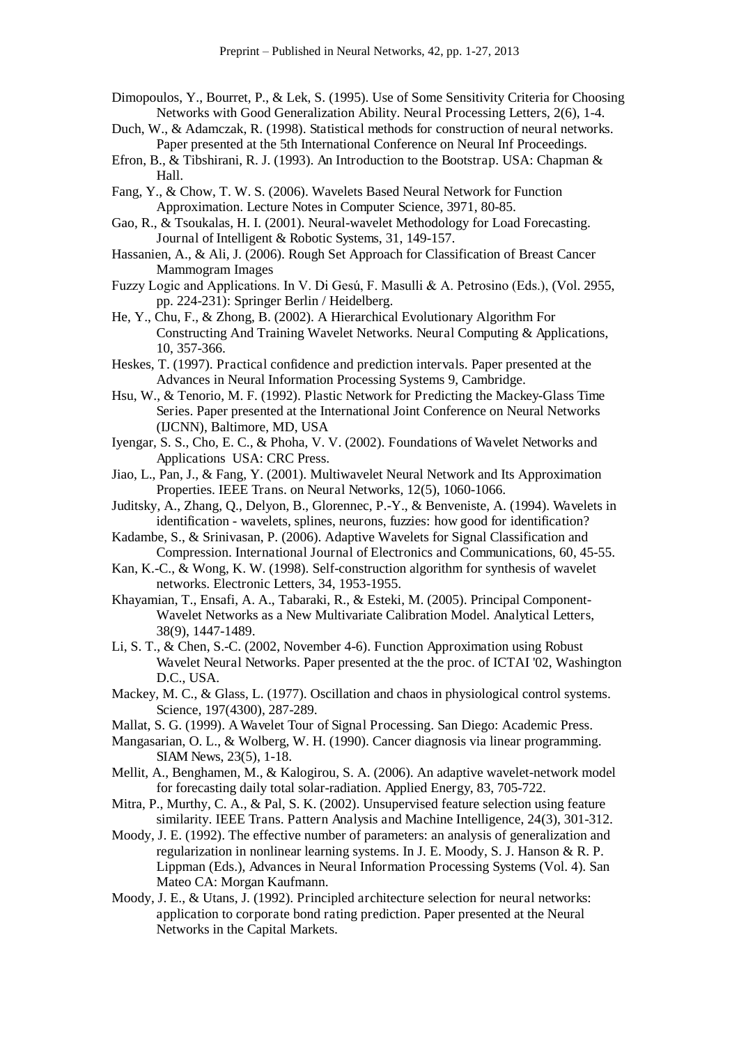Dimopoulos, Y., Bourret, P., & Lek, S. (1995). Use of Some Sensitivity Criteria for Choosing Networks with Good Generalization Ability. Neural Processing Letters, 2(6), 1-4.

Duch, W., & Adamczak, R. (1998). Statistical methods for construction of neural networks. Paper presented at the 5th International Conference on Neural Inf Proceedings.

Efron, B., & Tibshirani, R. J. (1993). An Introduction to the Bootstrap. USA: Chapman & Hall.

Fang, Y., & Chow, T. W. S. (2006). Wavelets Based Neural Network for Function Approximation. Lecture Notes in Computer Science, 3971, 80-85.

Gao, R., & Tsoukalas, H. I. (2001). Neural-wavelet Methodology for Load Forecasting. Journal of Intelligent & Robotic Systems, 31, 149-157.

Hassanien, A., & Ali, J. (2006). Rough Set Approach for Classification of Breast Cancer Mammogram Images

Fuzzy Logic and Applications. In V. Di Gesú, F. Masulli & A. Petrosino (Eds.), (Vol. 2955, pp. 224-231): Springer Berlin / Heidelberg.

He, Y., Chu, F., & Zhong, B. (2002). A Hierarchical Evolutionary Algorithm For Constructing And Training Wavelet Networks. Neural Computing & Applications, 10, 357-366.

Heskes, T. (1997). Practical confidence and prediction intervals. Paper presented at the Advances in Neural Information Processing Systems 9, Cambridge.

Hsu, W., & Tenorio, M. F. (1992). Plastic Network for Predicting the Mackey-Glass Time Series. Paper presented at the International Joint Conference on Neural Networks (IJCNN), Baltimore, MD, USA

Iyengar, S. S., Cho, E. C., & Phoha, V. V. (2002). Foundations of Wavelet Networks and Applications USA: CRC Press.

Jiao, L., Pan, J., & Fang, Y. (2001). Multiwavelet Neural Network and Its Approximation Properties. IEEE Trans. on Neural Networks, 12(5), 1060-1066.

Juditsky, A., Zhang, Q., Delyon, B., Glorennec, P.-Y., & Benveniste, A. (1994). Wavelets in identification - wavelets, splines, neurons, fuzzies: how good for identification?

Kadambe, S., & Srinivasan, P. (2006). Adaptive Wavelets for Signal Classification and Compression. International Journal of Electronics and Communications, 60, 45-55.

Kan, K.-C., & Wong, K. W. (1998). Self-construction algorithm for synthesis of wavelet networks. Electronic Letters, 34, 1953-1955.

Khayamian, T., Ensafi, A. A., Tabaraki, R., & Esteki, M. (2005). Principal Component-Wavelet Networks as a New Multivariate Calibration Model. Analytical Letters, 38(9), 1447-1489.

Li, S. T., & Chen, S.-C. (2002, November 4-6). Function Approximation using Robust Wavelet Neural Networks. Paper presented at the the proc. of ICTAI '02, Washington D.C., USA.

Mackey, M. C., & Glass, L. (1977). Oscillation and chaos in physiological control systems. Science, 197(4300), 287-289.

Mallat, S. G. (1999). A Wavelet Tour of Signal Processing. San Diego: Academic Press.

Mangasarian, O. L., & Wolberg, W. H. (1990). Cancer diagnosis via linear programming. SIAM News, 23(5), 1-18.

Mellit, A., Benghamen, M., & Kalogirou, S. A. (2006). An adaptive wavelet-network model for forecasting daily total solar-radiation. Applied Energy, 83, 705-722.

Mitra, P., Murthy, C. A., & Pal, S. K. (2002). Unsupervised feature selection using feature similarity. IEEE Trans. Pattern Analysis and Machine Intelligence, 24(3), 301-312.

Moody, J. E. (1992). The effective number of parameters: an analysis of generalization and regularization in nonlinear learning systems. In J. E. Moody, S. J. Hanson & R. P. Lippman (Eds.), Advances in Neural Information Processing Systems (Vol. 4). San Mateo CA: Morgan Kaufmann.

Moody, J. E., & Utans, J. (1992). Principled architecture selection for neural networks: application to corporate bond rating prediction. Paper presented at the Neural Networks in the Capital Markets.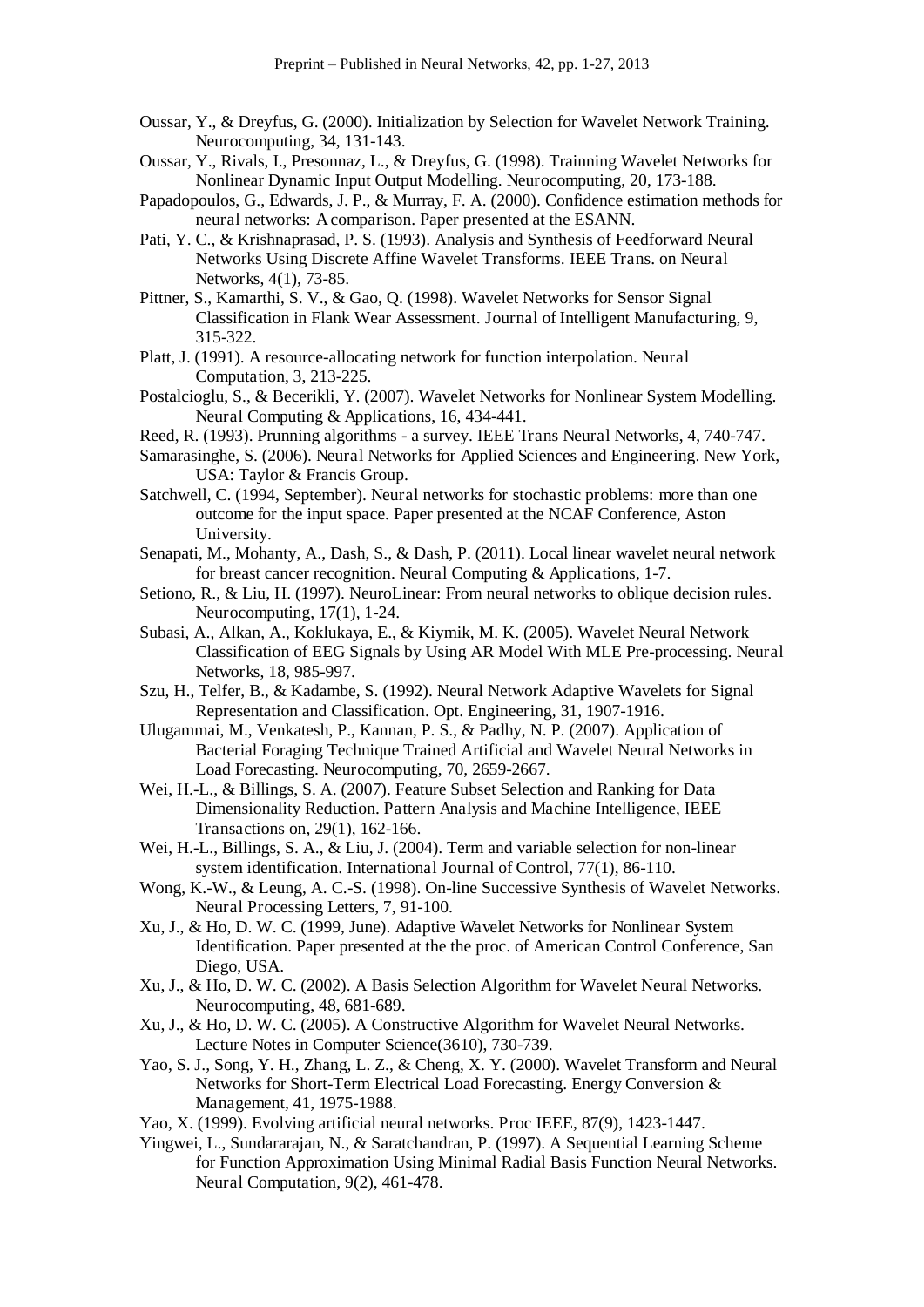Oussar, Y., & Dreyfus, G. (2000). Initialization by Selection for Wavelet Network Training. Neurocomputing, 34, 131-143.

Oussar, Y., Rivals, I., Presonnaz, L., & Dreyfus, G. (1998). Trainning Wavelet Networks for Nonlinear Dynamic Input Output Modelling. Neurocomputing, 20, 173-188.

Papadopoulos, G., Edwards, J. P., & Murray, F. A. (2000). Confidence estimation methods for neural networks: A comparison. Paper presented at the ESANN.

Pati, Y. C., & Krishnaprasad, P. S. (1993). Analysis and Synthesis of Feedforward Neural Networks Using Discrete Affine Wavelet Transforms. IEEE Trans. on Neural Networks, 4(1), 73-85.

Pittner, S., Kamarthi, S. V., & Gao, Q. (1998). Wavelet Networks for Sensor Signal Classification in Flank Wear Assessment. Journal of Intelligent Manufacturing, 9, 315-322.

Platt, J. (1991). A resource-allocating network for function interpolation. Neural Computation, 3, 213-225.

Postalcioglu, S., & Becerikli, Y. (2007). Wavelet Networks for Nonlinear System Modelling. Neural Computing & Applications, 16, 434-441.

Reed, R. (1993). Prunning algorithms - a survey. IEEE Trans Neural Networks, 4, 740-747.

Samarasinghe, S. (2006). Neural Networks for Applied Sciences and Engineering. New York, USA: Taylor & Francis Group.

Satchwell, C. (1994, September). Neural networks for stochastic problems: more than one outcome for the input space. Paper presented at the NCAF Conference, Aston University.

Senapati, M., Mohanty, A., Dash, S., & Dash, P. (2011). Local linear wavelet neural network for breast cancer recognition. Neural Computing & Applications, 1-7.

Setiono, R., & Liu, H. (1997). NeuroLinear: From neural networks to oblique decision rules. Neurocomputing, 17(1), 1-24.

Subasi, A., Alkan, A., Koklukaya, E., & Kiymik, M. K. (2005). Wavelet Neural Network Classification of EEG Signals by Using AR Model With MLE Pre-processing. Neural Networks, 18, 985-997.

Szu, H., Telfer, B., & Kadambe, S. (1992). Neural Network Adaptive Wavelets for Signal Representation and Classification. Opt. Engineering, 31, 1907-1916.

Ulugammai, M., Venkatesh, P., Kannan, P. S., & Padhy, N. P. (2007). Application of Bacterial Foraging Technique Trained Artificial and Wavelet Neural Networks in Load Forecasting. Neurocomputing, 70, 2659-2667.

Wei, H.-L., & Billings, S. A. (2007). Feature Subset Selection and Ranking for Data Dimensionality Reduction. Pattern Analysis and Machine Intelligence, IEEE Transactions on, 29(1), 162-166.

Wei, H.-L., Billings, S. A., & Liu, J. (2004). Term and variable selection for non-linear system identification. International Journal of Control, 77(1), 86-110.

Wong, K.-W., & Leung, A. C.-S. (1998). On-line Successive Synthesis of Wavelet Networks. Neural Processing Letters, 7, 91-100.

Xu, J., & Ho, D. W. C. (1999, June). Adaptive Wavelet Networks for Nonlinear System Identification. Paper presented at the the proc. of American Control Conference, San Diego, USA.

Xu, J., & Ho, D. W. C. (2002). A Basis Selection Algorithm for Wavelet Neural Networks. Neurocomputing, 48, 681-689.

Xu, J., & Ho, D. W. C. (2005). A Constructive Algorithm for Wavelet Neural Networks. Lecture Notes in Computer Science(3610), 730-739.

Yao, S. J., Song, Y. H., Zhang, L. Z., & Cheng, X. Y. (2000). Wavelet Transform and Neural Networks for Short-Term Electrical Load Forecasting. Energy Conversion & Management, 41, 1975-1988.

Yao, X. (1999). Evolving artificial neural networks. Proc IEEE, 87(9), 1423-1447.

Yingwei, L., Sundararajan, N., & Saratchandran, P. (1997). A Sequential Learning Scheme for Function Approximation Using Minimal Radial Basis Function Neural Networks. Neural Computation, 9(2), 461-478.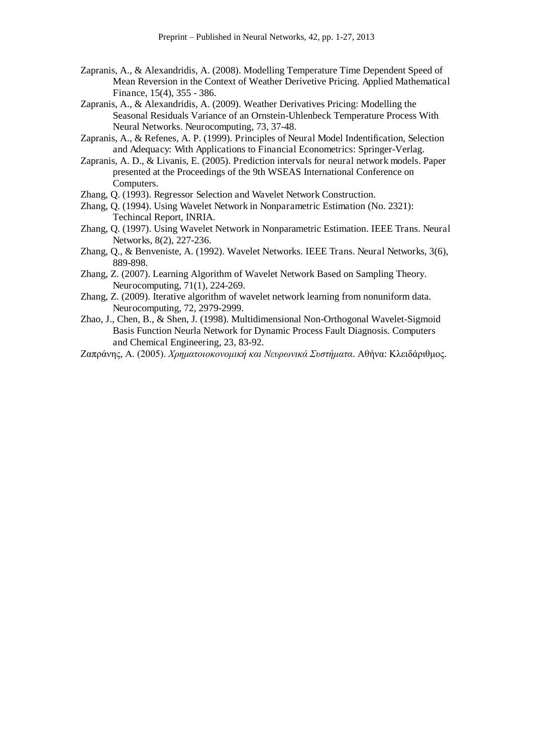Zapranis, A., & Alexandridis, A. (2008). Modelling Temperature Time Dependent Speed of Mean Reversion in the Context of Weather Derivetive Pricing. Applied Mathematical Finance, 15(4), 355 - 386.

Zapranis, A., & Alexandridis, A. (2009). Weather Derivatives Pricing: Modelling the Seasonal Residuals Variance of an Ornstein-Uhlenbeck Temperature Process With Neural Networks. Neurocomputing, 73, 37-48.

Zapranis, A., & Refenes, A. P. (1999). Principles of Neural Model Indentification, Selection and Adequacy: With Applications to Financial Econometrics: Springer-Verlag.

Zapranis, A. D., & Livanis, E. (2005). Prediction intervals for neural network models. Paper presented at the Proceedings of the 9th WSEAS International Conference on Computers.

Zhang, Q. (1993). Regressor Selection and Wavelet Network Construction.

Zhang, Q. (1994). Using Wavelet Network in Nonparametric Estimation (No. 2321): Techincal Report, INRIA.

Zhang, Q. (1997). Using Wavelet Network in Nonparametric Estimation. IEEE Trans. Neural Networks, 8(2), 227-236.

Zhang, Q., & Benveniste, A. (1992). Wavelet Networks. IEEE Trans. Neural Networks, 3(6), 889-898.

Zhang, Z. (2007). Learning Algorithm of Wavelet Network Based on Sampling Theory. Neurocomputing, 71(1), 224-269.

Zhang, Z. (2009). Iterative algorithm of wavelet network learning from nonuniform data. Neurocomputing, 72, 2979-2999.

Zhao, J., Chen, B., & Shen, J. (1998). Multidimensional Non-Orthogonal Wavelet-Sigmoid Basis Function Neurla Network for Dynamic Process Fault Diagnosis. Computers and Chemical Engineering, 23, 83-92.

Ζαπράνης, Α. (2005). *Χρηματοοικονομική και Νευρωνικά Συστήματα*. Αθήνα: Κλειδάριθμος.